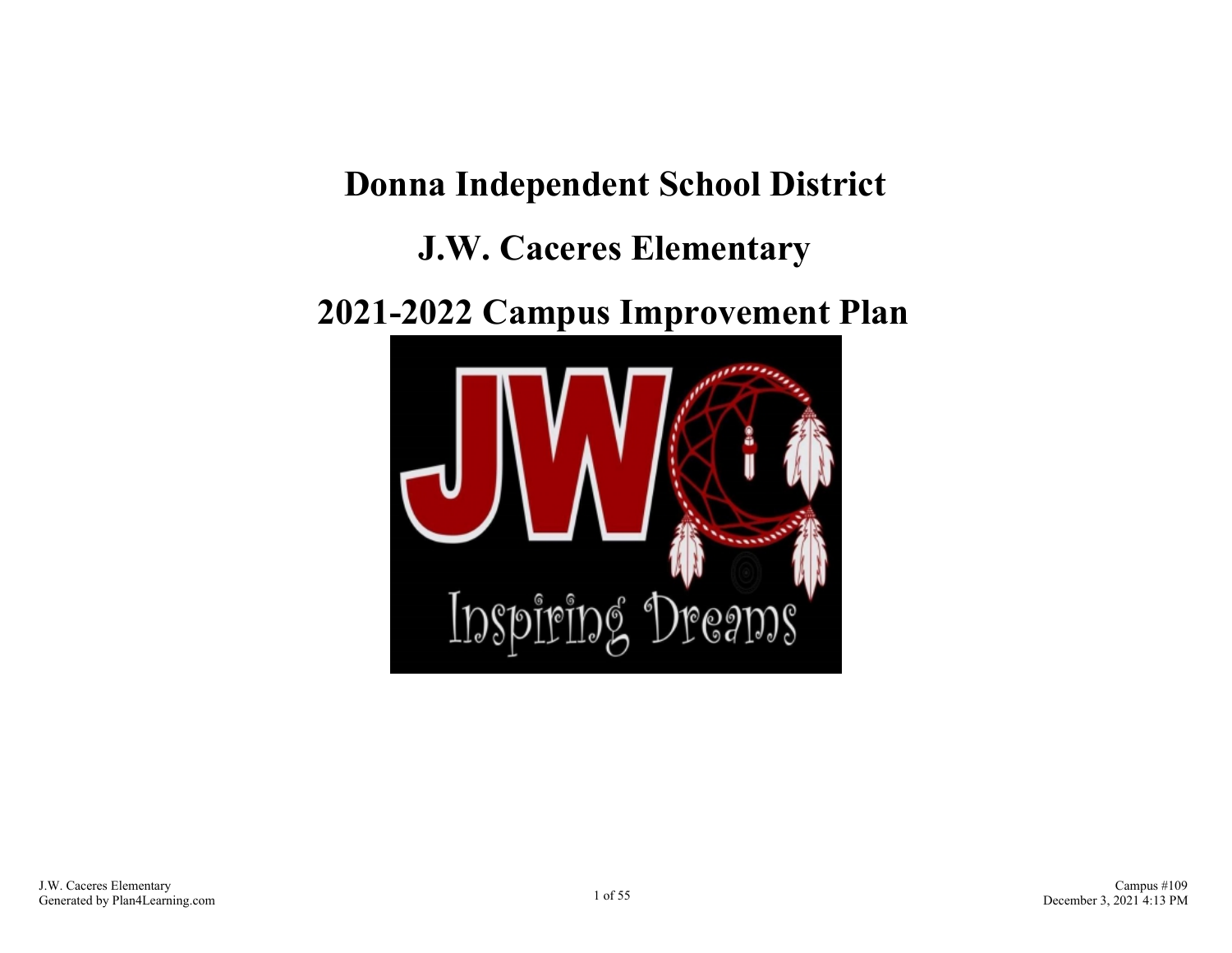# Donna Independent School District

# J.W. Caceres Elementary

# 2021-2022 Campus Improvement Plan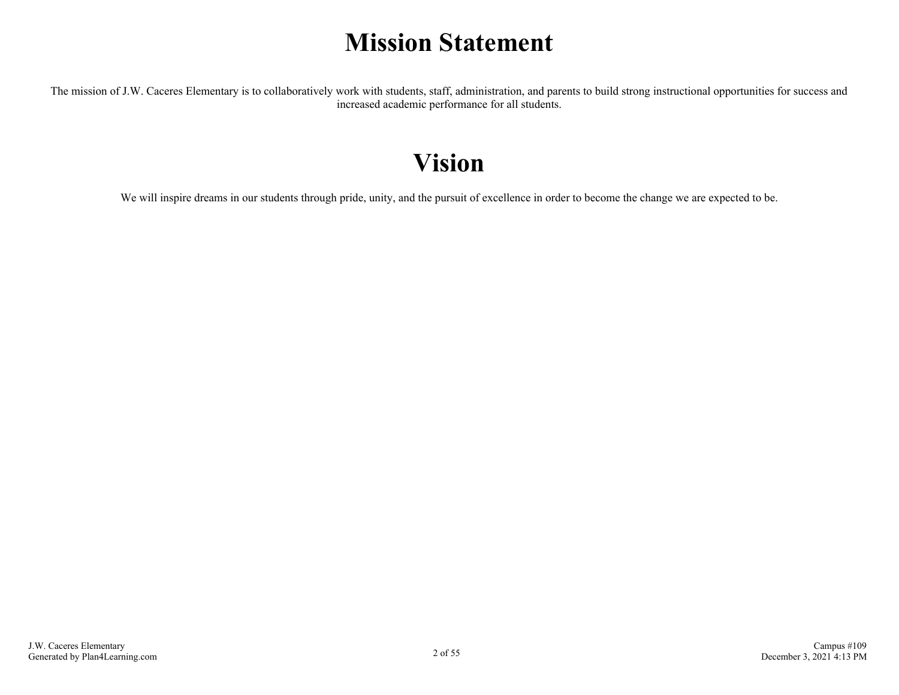# Mission Statement

The mission of J.W. Caceres Elementary is to collaboratively work with students, staff, administration, and parents to build strong instructional opportunities for success and increased academic performance for all students.

# Vision

We will inspire dreams in our students through pride, unity, and the pursuit of excellence in order to become the change we are expected to be.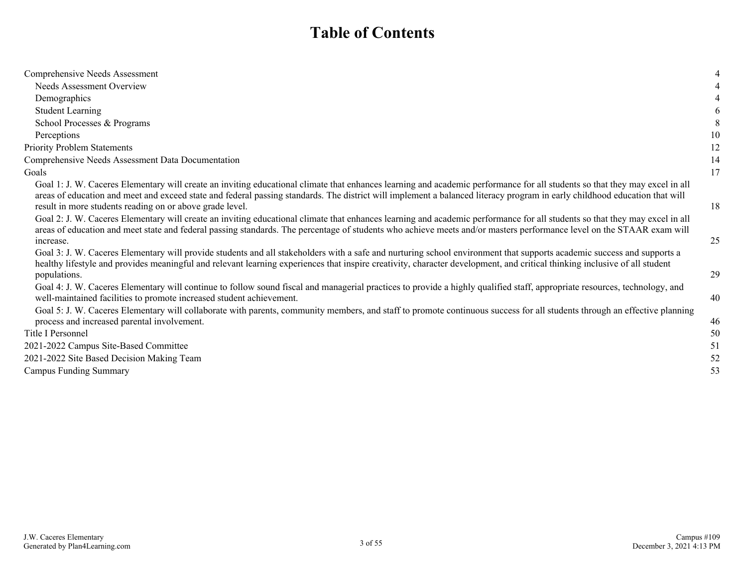# Table of Contents

| | |
|---|---|
| Comprehensive Needs Assessment | 4 |
| Needs Assessment Overview | 4 |
| Demographics | 4 |
| Student Learning | 6 |
| School Processes & Programs | 8 |
| Perceptions | 10 |
| Priority Problem Statements | 12 |
| Comprehensive Needs Assessment Data Documentation | 14 |
| Goals | 17 |
| Goal 1: J. W. Caceres Elementary will create an inviting educational climate that enhances learning and academic performance for all students so that they may excel in all areas of education and meet and exceed state and federal passing standards. The district will implement a balanced literacy program in early childhood education that will result in more students reading on or above grade level. | 18 |
| Goal 2: J. W. Caceres Elementary will create an inviting educational climate that enhances learning and academic performance for all students so that they may excel in all areas of education and meet state and federal passing standards. The percentage of students who achieve meets and/or masters performance level on the STAAR exam will increase. | 25 |
| Goal 3: J. W. Caceres Elementary will provide students and all stakeholders with a safe and nurturing school environment that supports academic success and supports a healthy lifestyle and provides meaningful and relevant learning experiences that inspire creativity, character development, and critical thinking inclusive of all student populations. | 29 |
| Goal 4: J. W. Caceres Elementary will continue to follow sound fiscal and managerial practices to provide a highly qualified staff, appropriate resources, technology, and well-maintained facilities to promote increased student achievement. | 40 |
| Goal 5: J. W. Caceres Elementary will collaborate with parents, community members, and staff to promote continuous success for all students through an effective planning process and increased parental involvement. | 46 |
| Title I Personnel | 50 |
| 2021-2022 Campus Site-Based Committee | 51 |
| 2021-2022 Site Based Decision Making Team | 52 |
| Campus Funding Summary | 53 |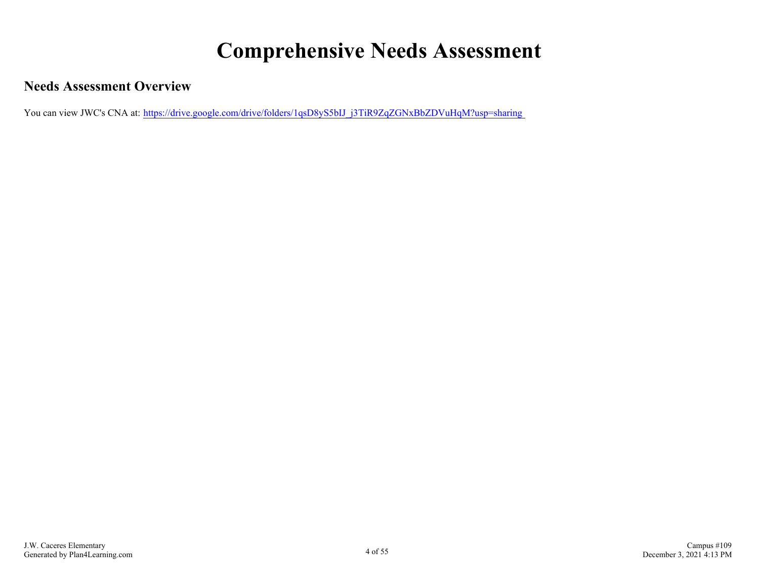# Comprehensive Needs Assessment

## Needs Assessment Overview

You can view JWC's CNA at: https://drive.google.com/drive/folders/1qsD8yS5bIJ_j3TiR9ZqZGNxBbZDVuHqM?usp=sharing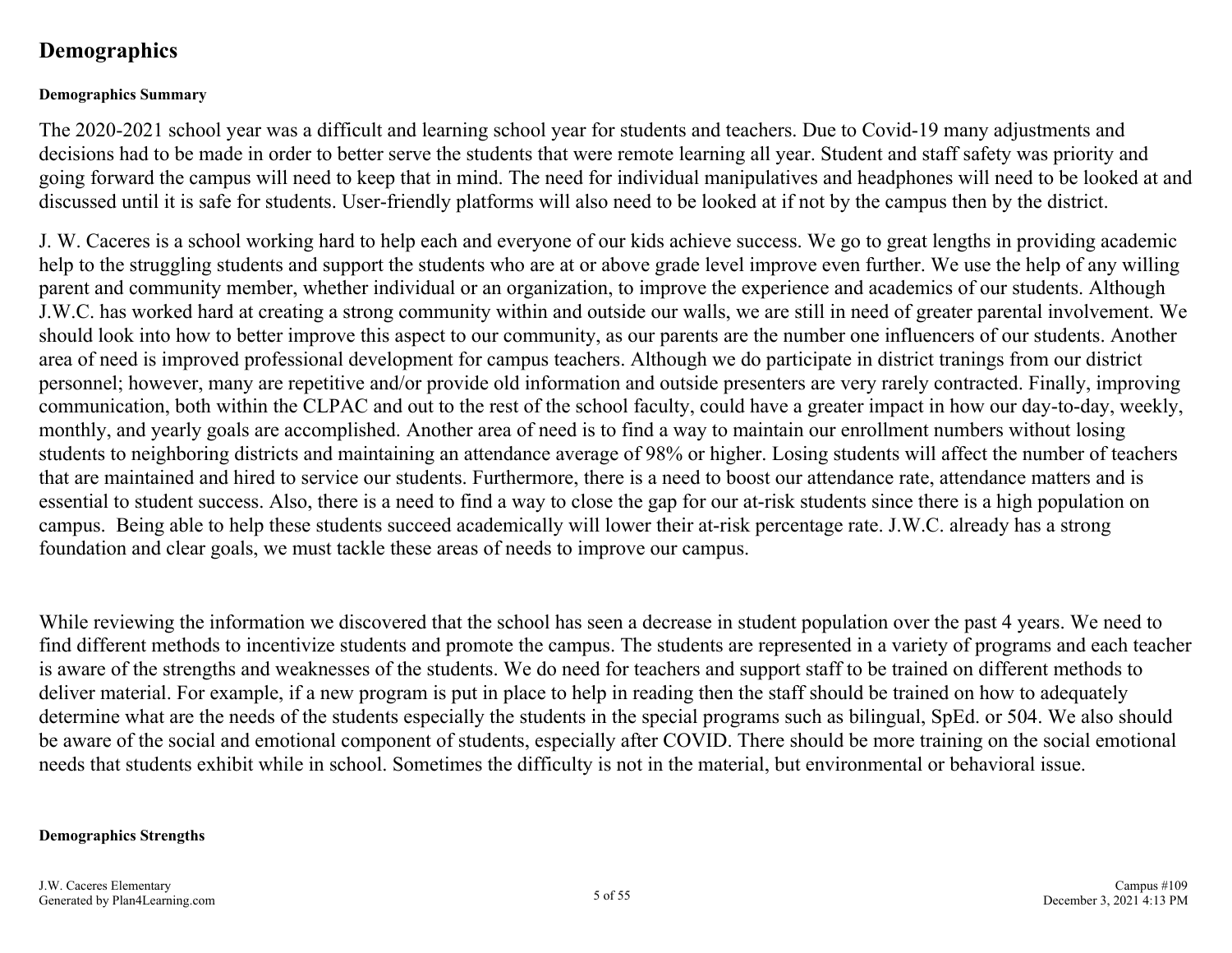# Demographics

**Demographics Summary**

The 2020-2021 school year was a difficult and learning school year for students and teachers. Due to Covid-19 many adjustments and decisions had to be made in order to better serve the students that were remote learning all year. Student and staff safety was priority and going forward the campus will need to keep that in mind. The need for individual manipulatives and headphones will need to be looked at and discussed until it is safe for students. User-friendly platforms will also need to be looked at if not by the campus then by the district.

J. W. Caceres is a school working hard to help each and everyone of our kids achieve success. We go to great lengths in providing academic help to the struggling students and support the students who are at or above grade level improve even further. We use the help of any willing parent and community member, whether individual or an organization, to improve the experience and academics of our students. Although J.W.C. has worked hard at creating a strong community within and outside our walls, we are still in need of greater parental involvement. We should look into how to better improve this aspect to our community, as our parents are the number one influencers of our students. Another area of need is improved professional development for campus teachers. Although we do participate in district tranings from our district personnel; however, many are repetitive and/or provide old information and outside presenters are very rarely contracted. Finally, improving communication, both within the CLPAC and out to the rest of the school faculty, could have a greater impact in how our day-to-day, weekly, monthly, and yearly goals are accomplished. Another area of need is to find a way to maintain our enrollment numbers without losing students to neighboring districts and maintaining an attendance average of 98% or higher. Losing students will affect the number of teachers that are maintained and hired to service our students. Furthermore, there is a need to boost our attendance rate, attendance matters and is essential to student success. Also, there is a need to find a way to close the gap for our at-risk students since there is a high population on campus. Being able to help these students succeed academically will lower their at-risk percentage rate. J.W.C. already has a strong foundation and clear goals, we must tackle these areas of needs to improve our campus.

While reviewing the information we discovered that the school has seen a decrease in student population over the past 4 years. We need to find different methods to incentivize students and promote the campus. The students are represented in a variety of programs and each teacher is aware of the strengths and weaknesses of the students. We do need for teachers and support staff to be trained on different methods to deliver material. For example, if a new program is put in place to help in reading then the staff should be trained on how to adequately determine what are the needs of the students especially the students in the special programs such as bilingual, SpEd. or 504. We also should be aware of the social and emotional component of students, especially after COVID. There should be more training on the social emotional needs that students exhibit while in school. Sometimes the difficulty is not in the material, but environmental or behavioral issue.

**Demographics Strengths**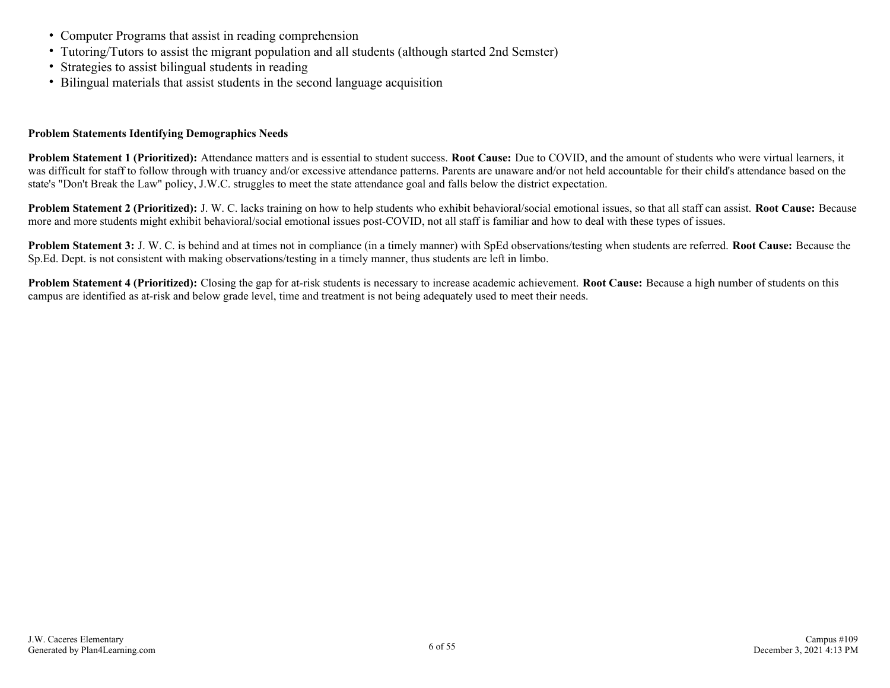- Computer Programs that assist in reading comprehension
- Tutoring/Tutors to assist the migrant population and all students (although started 2nd Semster)
- Strategies to assist bilingual students in reading
- Bilingual materials that assist students in the second language acquisition

**Problem Statements Identifying Demographics Needs**

**Problem Statement 1 (Prioritized):** Attendance matters and is essential to student success. **Root Cause:** Due to COVID, and the amount of students who were virtual learners, it was difficult for staff to follow through with truancy and/or excessive attendance patterns. Parents are unaware and/or not held accountable for their child's attendance based on the state's "Don't Break the Law" policy, J.W.C. struggles to meet the state attendance goal and falls below the district expectation.

**Problem Statement 2 (Prioritized):** J. W. C. lacks training on how to help students who exhibit behavioral/social emotional issues, so that all staff can assist. **Root Cause:** Because more and more students might exhibit behavioral/social emotional issues post-COVID, not all staff is familiar and how to deal with these types of issues.

**Problem Statement 3:** J. W. C. is behind and at times not in compliance (in a timely manner) with SpEd observations/testing when students are referred. **Root Cause:** Because the Sp.Ed. Dept. is not consistent with making observations/testing in a timely manner, thus students are left in limbo.

**Problem Statement 4 (Prioritized):** Closing the gap for at-risk students is necessary to increase academic achievement. **Root Cause:** Because a high number of students on this campus are identified as at-risk and below grade level, time and treatment is not being adequately used to meet their needs.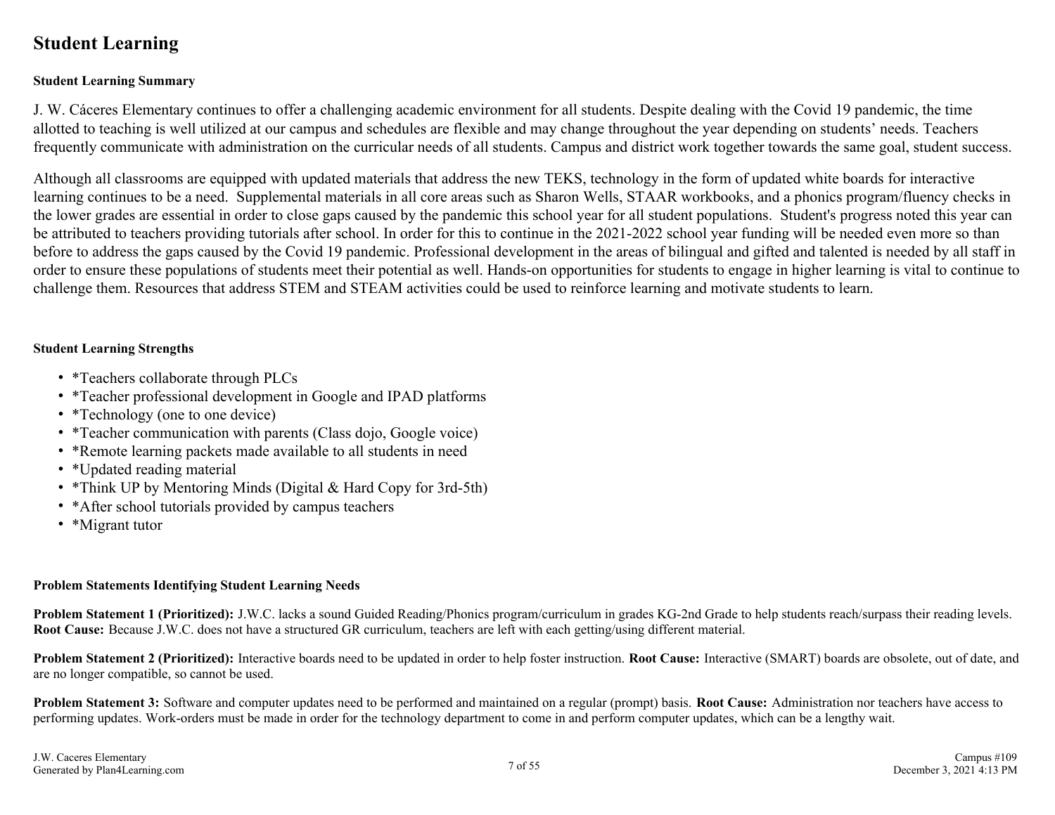# Student Learning

**Student Learning Summary**

J. W. Cáceres Elementary continues to offer a challenging academic environment for all students. Despite dealing with the Covid 19 pandemic, the time allotted to teaching is well utilized at our campus and schedules are flexible and may change throughout the year depending on students' needs. Teachers frequently communicate with administration on the curricular needs of all students. Campus and district work together towards the same goal, student success.

Although all classrooms are equipped with updated materials that address the new TEKS, technology in the form of updated white boards for interactive learning continues to be a need. Supplemental materials in all core areas such as Sharon Wells, STAAR workbooks, and a phonics program/fluency checks in the lower grades are essential in order to close gaps caused by the pandemic this school year for all student populations. Student's progress noted this year can be attributed to teachers providing tutorials after school. In order for this to continue in the 2021-2022 school year funding will be needed even more so than before to address the gaps caused by the Covid 19 pandemic. Professional development in the areas of bilingual and gifted and talented is needed by all staff in order to ensure these populations of students meet their potential as well. Hands-on opportunities for students to engage in higher learning is vital to continue to challenge them. Resources that address STEM and STEAM activities could be used to reinforce learning and motivate students to learn.

**Student Learning Strengths**

- *Teachers collaborate through PLCs
- *Teacher professional development in Google and IPAD platforms
- *Technology (one to one device)
- *Teacher communication with parents (Class dojo, Google voice)
- *Remote learning packets made available to all students in need
- *Updated reading material
- *Think UP by Mentoring Minds (Digital & Hard Copy for 3rd-5th)
- *After school tutorials provided by campus teachers
- *Migrant tutor

**Problem Statements Identifying Student Learning Needs**

**Problem Statement 1 (Prioritized):** J.W.C. lacks a sound Guided Reading/Phonics program/curriculum in grades KG-2nd Grade to help students reach/surpass their reading levels. **Root Cause:** Because J.W.C. does not have a structured GR curriculum, teachers are left with each getting/using different material.

**Problem Statement 2 (Prioritized):** Interactive boards need to be updated in order to help foster instruction. **Root Cause:** Interactive (SMART) boards are obsolete, out of date, and are no longer compatible, so cannot be used.

**Problem Statement 3:** Software and computer updates need to be performed and maintained on a regular (prompt) basis. **Root Cause:** Administration nor teachers have access to performing updates. Work-orders must be made in order for the technology department to come in and perform computer updates, which can be a lengthy wait.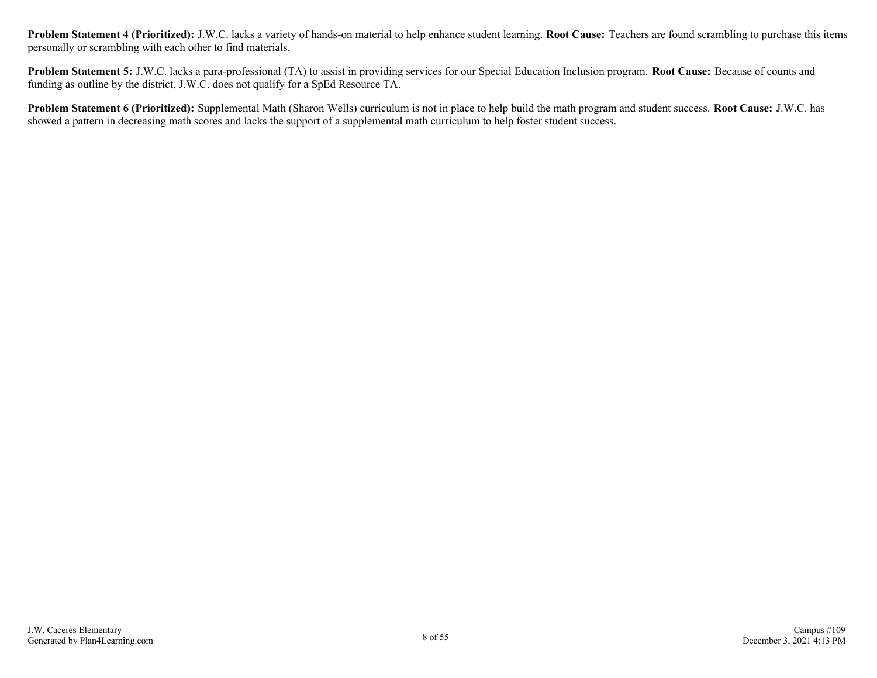**Problem Statement 4 (Prioritized):** J.W.C. lacks a variety of hands-on material to help enhance student learning. **Root Cause:** Teachers are found scrambling to purchase this items personally or scrambling with each other to find materials.

**Problem Statement 5:** J.W.C. lacks a para-professional (TA) to assist in providing services for our Special Education Inclusion program. **Root Cause:** Because of counts and funding as outline by the district, J.W.C. does not qualify for a SpEd Resource TA.

**Problem Statement 6 (Prioritized):** Supplemental Math (Sharon Wells) curriculum is not in place to help build the math program and student success. **Root Cause:** J.W.C. has showed a pattern in decreasing math scores and lacks the support of a supplemental math curriculum to help foster student success.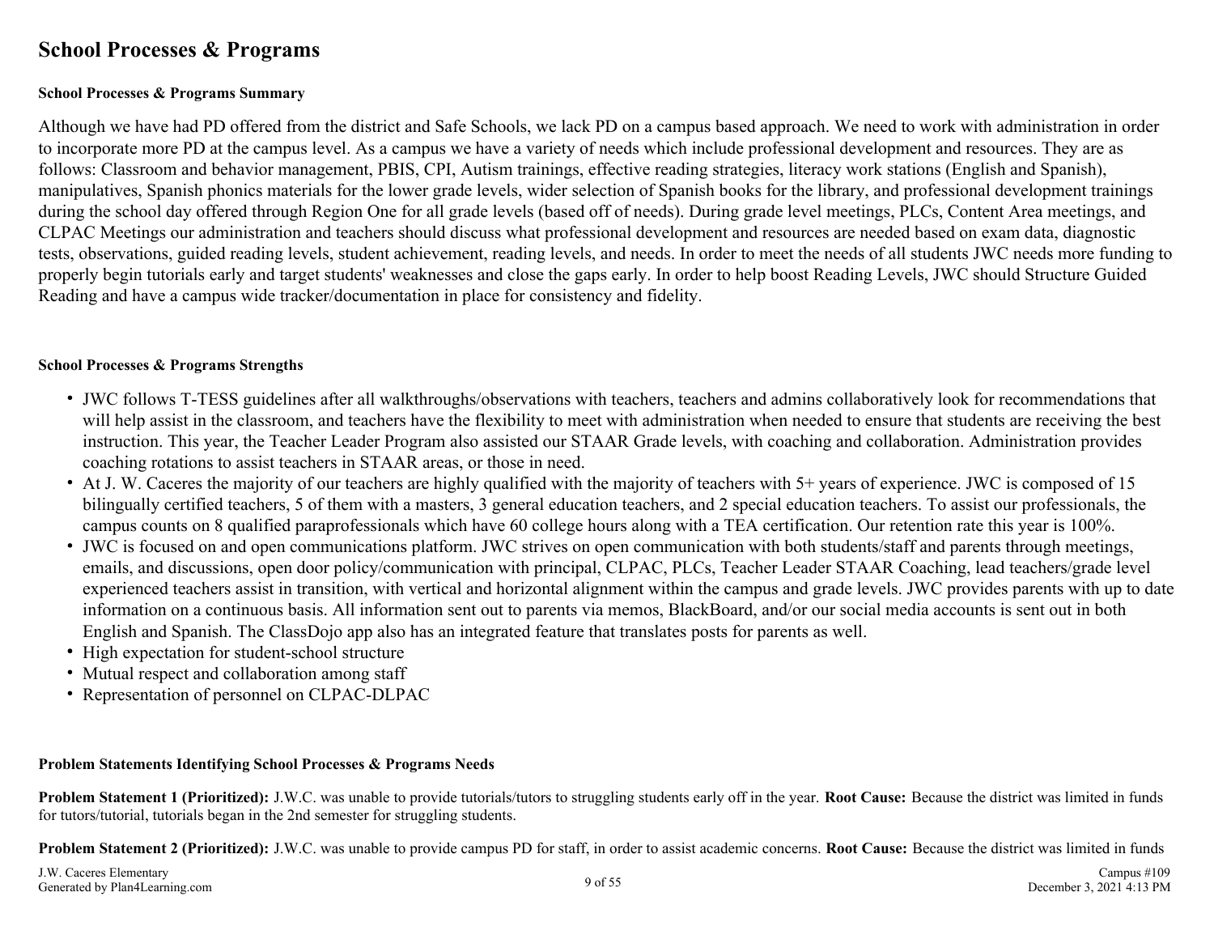# School Processes & Programs

**School Processes & Programs Summary**

Although we have had PD offered from the district and Safe Schools, we lack PD on a campus based approach. We need to work with administration in order to incorporate more PD at the campus level. As a campus we have a variety of needs which include professional development and resources. They are as follows: Classroom and behavior management, PBIS, CPI, Autism trainings, effective reading strategies, literacy work stations (English and Spanish), manipulatives, Spanish phonics materials for the lower grade levels, wider selection of Spanish books for the library, and professional development trainings during the school day offered through Region One for all grade levels (based off of needs). During grade level meetings, PLCs, Content Area meetings, and CLPAC Meetings our administration and teachers should discuss what professional development and resources are needed based on exam data, diagnostic tests, observations, guided reading levels, student achievement, reading levels, and needs. In order to meet the needs of all students JWC needs more funding to properly begin tutorials early and target students' weaknesses and close the gaps early. In order to help boost Reading Levels, JWC should Structure Guided Reading and have a campus wide tracker/documentation in place for consistency and fidelity.

**School Processes & Programs Strengths**

- JWC follows T-TESS guidelines after all walkthroughs/observations with teachers, teachers and admins collaboratively look for recommendations that will help assist in the classroom, and teachers have the flexibility to meet with administration when needed to ensure that students are receiving the best instruction. This year, the Teacher Leader Program also assisted our STAAR Grade levels, with coaching and collaboration. Administration provides coaching rotations to assist teachers in STAAR areas, or those in need.
- At J. W. Caceres the majority of our teachers are highly qualified with the majority of teachers with 5+ years of experience. JWC is composed of 15 bilingually certified teachers, 5 of them with a masters, 3 general education teachers, and 2 special education teachers. To assist our professionals, the campus counts on 8 qualified paraprofessionals which have 60 college hours along with a TEA certification. Our retention rate this year is 100%.
- JWC is focused on and open communications platform. JWC strives on open communication with both students/staff and parents through meetings, emails, and discussions, open door policy/communication with principal, CLPAC, PLCs, Teacher Leader STAAR Coaching, lead teachers/grade level experienced teachers assist in transition, with vertical and horizontal alignment within the campus and grade levels. JWC provides parents with up to date information on a continuous basis. All information sent out to parents via memos, BlackBoard, and/or our social media accounts is sent out in both English and Spanish. The ClassDojo app also has an integrated feature that translates posts for parents as well.
- High expectation for student-school structure
- Mutual respect and collaboration among staff
- Representation of personnel on CLPAC-DLPAC

**Problem Statements Identifying School Processes & Programs Needs**

**Problem Statement 1 (Prioritized):** J.W.C. was unable to provide tutorials/tutors to struggling students early off in the year. **Root Cause:** Because the district was limited in funds for tutors/tutorial, tutorials began in the 2nd semester for struggling students.

**Problem Statement 2 (Prioritized):** J.W.C. was unable to provide campus PD for staff, in order to assist academic concerns. **Root Cause:** Because the district was limited in funds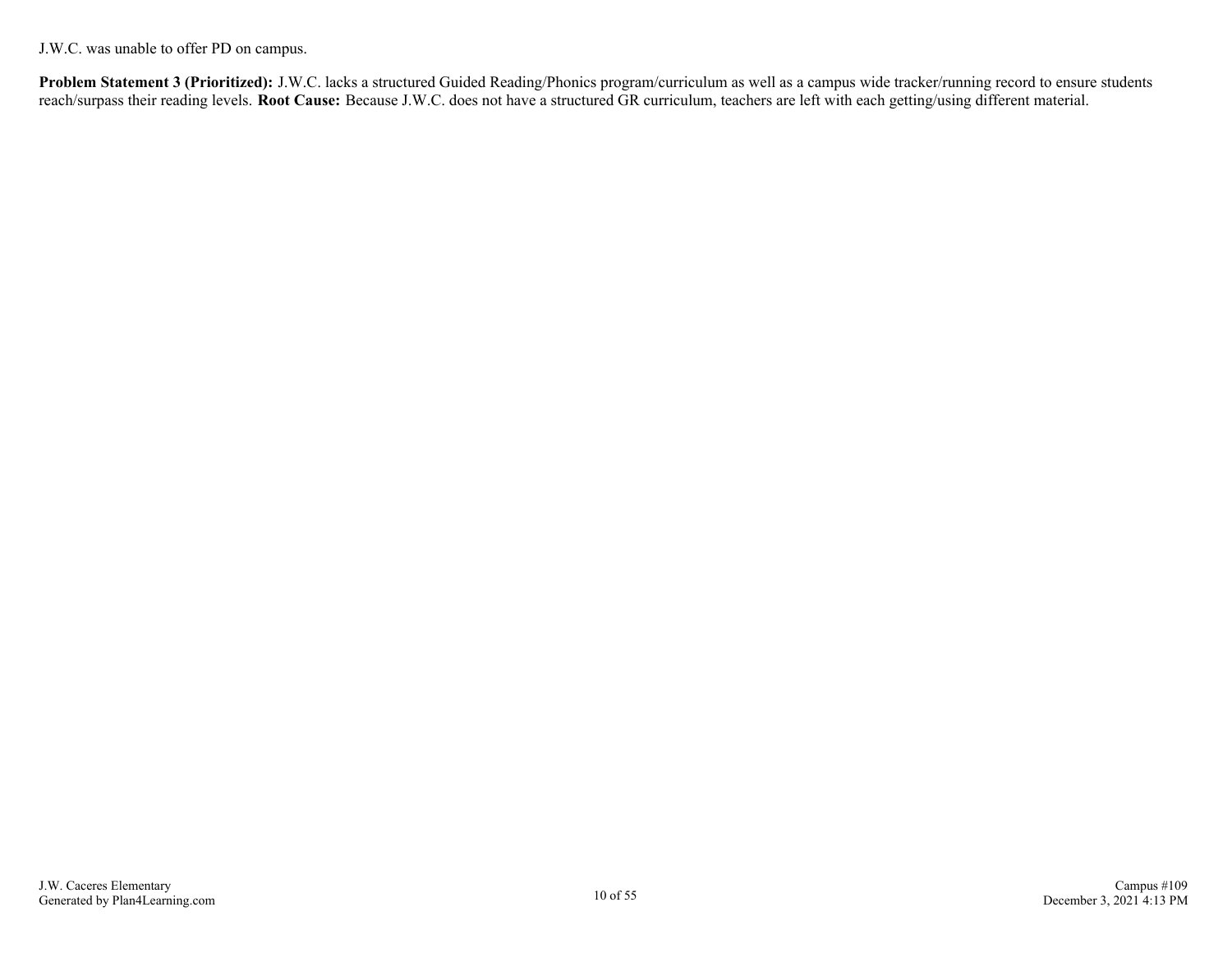J.W.C. was unable to offer PD on campus.

**Problem Statement 3 (Prioritized):** J.W.C. lacks a structured Guided Reading/Phonics program/curriculum as well as a campus wide tracker/running record to ensure students reach/surpass their reading levels. **Root Cause:** Because J.W.C. does not have a structured GR curriculum, teachers are left with each getting/using different material.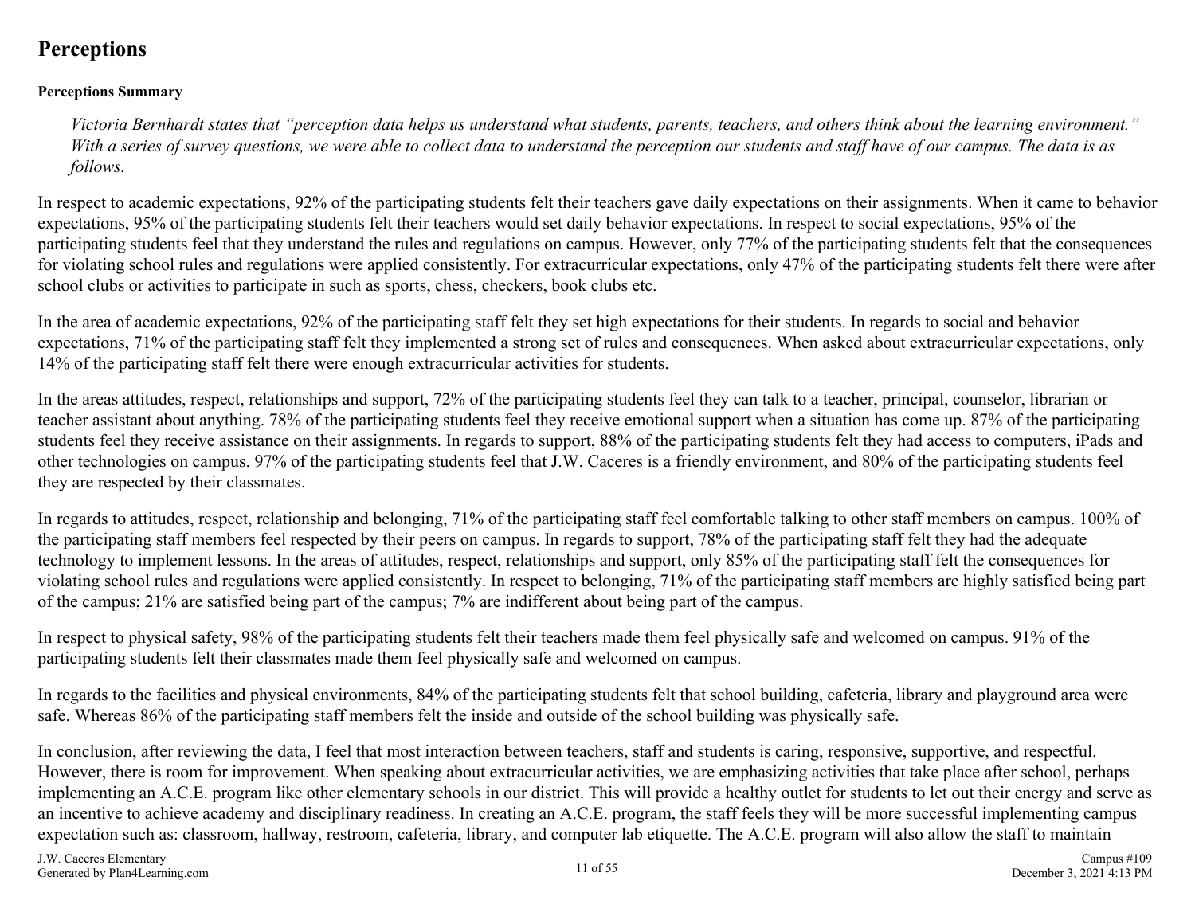# Perceptions

**Perceptions Summary**

*Victoria Bernhardt states that "perception data helps us understand what students, parents, teachers, and others think about the learning environment." With a series of survey questions, we were able to collect data to understand the perception our students and staff have of our campus. The data is as follows.*

In respect to academic expectations, 92% of the participating students felt their teachers gave daily expectations on their assignments. When it came to behavior expectations, 95% of the participating students felt their teachers would set daily behavior expectations. In respect to social expectations, 95% of the participating students feel that they understand the rules and regulations on campus. However, only 77% of the participating students felt that the consequences for violating school rules and regulations were applied consistently. For extracurricular expectations, only 47% of the participating students felt there were after school clubs or activities to participate in such as sports, chess, checkers, book clubs etc.

In the area of academic expectations, 92% of the participating staff felt they set high expectations for their students. In regards to social and behavior expectations, 71% of the participating staff felt they implemented a strong set of rules and consequences. When asked about extracurricular expectations, only 14% of the participating staff felt there were enough extracurricular activities for students.

In the areas attitudes, respect, relationships and support, 72% of the participating students feel they can talk to a teacher, principal, counselor, librarian or teacher assistant about anything. 78% of the participating students feel they receive emotional support when a situation has come up. 87% of the participating students feel they receive assistance on their assignments. In regards to support, 88% of the participating students felt they had access to computers, iPads and other technologies on campus. 97% of the participating students feel that J.W. Caceres is a friendly environment, and 80% of the participating students feel they are respected by their classmates.

In regards to attitudes, respect, relationship and belonging, 71% of the participating staff feel comfortable talking to other staff members on campus. 100% of the participating staff members feel respected by their peers on campus. In regards to support, 78% of the participating staff felt they had the adequate technology to implement lessons. In the areas of attitudes, respect, relationships and support, only 85% of the participating staff felt the consequences for violating school rules and regulations were applied consistently. In respect to belonging, 71% of the participating staff members are highly satisfied being part of the campus; 21% are satisfied being part of the campus; 7% are indifferent about being part of the campus.

In respect to physical safety, 98% of the participating students felt their teachers made them feel physically safe and welcomed on campus. 91% of the participating students felt their classmates made them feel physically safe and welcomed on campus.

In regards to the facilities and physical environments, 84% of the participating students felt that school building, cafeteria, library and playground area were safe. Whereas 86% of the participating staff members felt the inside and outside of the school building was physically safe.

In conclusion, after reviewing the data, I feel that most interaction between teachers, staff and students is caring, responsive, supportive, and respectful. However, there is room for improvement. When speaking about extracurricular activities, we are emphasizing activities that take place after school, perhaps implementing an A.C.E. program like other elementary schools in our district. This will provide a healthy outlet for students to let out their energy and serve as an incentive to achieve academy and disciplinary readiness. In creating an A.C.E. program, the staff feels they will be more successful implementing campus expectation such as: classroom, hallway, restroom, cafeteria, library, and computer lab etiquette. The A.C.E. program will also allow the staff to maintain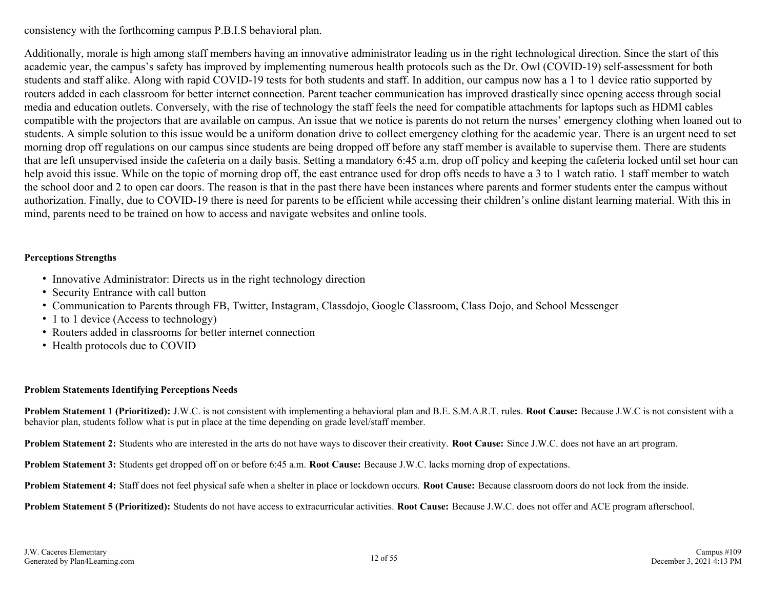consistency with the forthcoming campus P.B.I.S behavioral plan.

Additionally, morale is high among staff members having an innovative administrator leading us in the right technological direction. Since the start of this academic year, the campus's safety has improved by implementing numerous health protocols such as the Dr. Owl (COVID-19) self-assessment for both students and staff alike. Along with rapid COVID-19 tests for both students and staff. In addition, our campus now has a 1 to 1 device ratio supported by routers added in each classroom for better internet connection. Parent teacher communication has improved drastically since opening access through social media and education outlets. Conversely, with the rise of technology the staff feels the need for compatible attachments for laptops such as HDMI cables compatible with the projectors that are available on campus. An issue that we notice is parents do not return the nurses' emergency clothing when loaned out to students. A simple solution to this issue would be a uniform donation drive to collect emergency clothing for the academic year. There is an urgent need to set morning drop off regulations on our campus since students are being dropped off before any staff member is available to supervise them. There are students that are left unsupervised inside the cafeteria on a daily basis. Setting a mandatory 6:45 a.m. drop off policy and keeping the cafeteria locked until set hour can help avoid this issue. While on the topic of morning drop off, the east entrance used for drop offs needs to have a 3 to 1 watch ratio. 1 staff member to watch the school door and 2 to open car doors. The reason is that in the past there have been instances where parents and former students enter the campus without authorization. Finally, due to COVID-19 there is need for parents to be efficient while accessing their children's online distant learning material. With this in mind, parents need to be trained on how to access and navigate websites and online tools.

**Perceptions Strengths**

- Innovative Administrator: Directs us in the right technology direction
- Security Entrance with call button
- Communication to Parents through FB, Twitter, Instagram, Classdojo, Google Classroom, Class Dojo, and School Messenger
- 1 to 1 device (Access to technology)
- Routers added in classrooms for better internet connection
- Health protocols due to COVID

**Problem Statements Identifying Perceptions Needs**

**Problem Statement 1 (Prioritized):** J.W.C. is not consistent with implementing a behavioral plan and B.E. S.M.A.R.T. rules. **Root Cause:** Because J.W.C is not consistent with a behavior plan, students follow what is put in place at the time depending on grade level/staff member.

**Problem Statement 2:** Students who are interested in the arts do not have ways to discover their creativity. **Root Cause:** Since J.W.C. does not have an art program.

**Problem Statement 3:** Students get dropped off on or before 6:45 a.m. **Root Cause:** Because J.W.C. lacks morning drop of expectations.

**Problem Statement 4:** Staff does not feel physical safe when a shelter in place or lockdown occurs. **Root Cause:** Because classroom doors do not lock from the inside.

**Problem Statement 5 (Prioritized):** Students do not have access to extracurricular activities. **Root Cause:** Because J.W.C. does not offer and ACE program afterschool.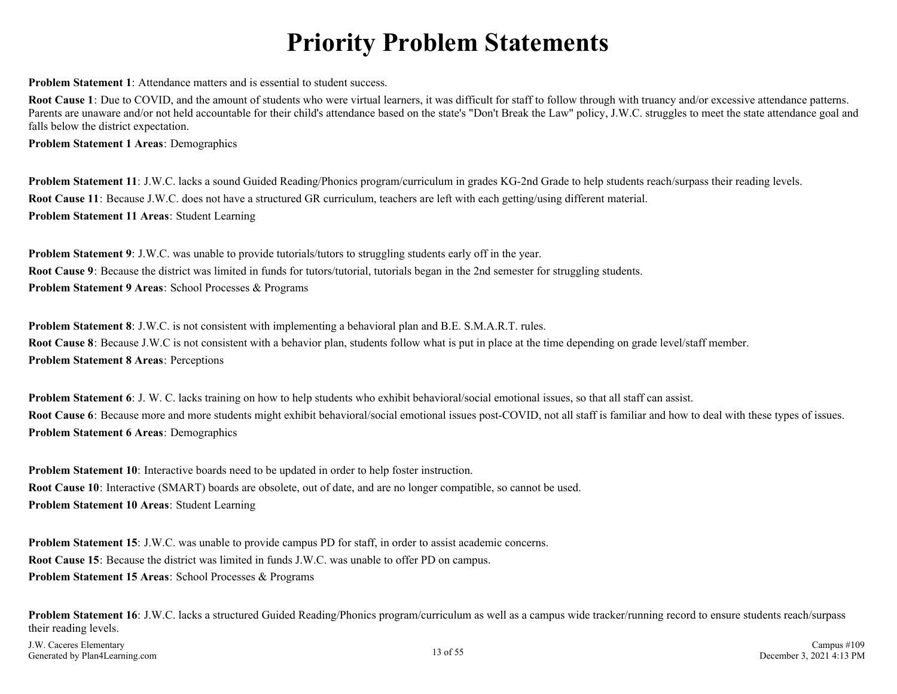# Priority Problem Statements

**Problem Statement 1**: Attendance matters and is essential to student success.

**Root Cause 1**: Due to COVID, and the amount of students who were virtual learners, it was difficult for staff to follow through with truancy and/or excessive attendance patterns. Parents are unaware and/or not held accountable for their child's attendance based on the state's "Don't Break the Law" policy, J.W.C. struggles to meet the state attendance goal and falls below the district expectation.

**Problem Statement 1 Areas**: Demographics

**Problem Statement 11**: J.W.C. lacks a sound Guided Reading/Phonics program/curriculum in grades KG-2nd Grade to help students reach/surpass their reading levels.

**Root Cause 11**: Because J.W.C. does not have a structured GR curriculum, teachers are left with each getting/using different material.

**Problem Statement 11 Areas**: Student Learning

**Problem Statement 9**: J.W.C. was unable to provide tutorials/tutors to struggling students early off in the year.

**Root Cause 9**: Because the district was limited in funds for tutors/tutorial, tutorials began in the 2nd semester for struggling students.

**Problem Statement 9 Areas**: School Processes & Programs

**Problem Statement 8**: J.W.C. is not consistent with implementing a behavioral plan and B.E. S.M.A.R.T. rules.

**Root Cause 8**: Because J.W.C is not consistent with a behavior plan, students follow what is put in place at the time depending on grade level/staff member.

**Problem Statement 8 Areas**: Perceptions

**Problem Statement 6**: J. W. C. lacks training on how to help students who exhibit behavioral/social emotional issues, so that all staff can assist.

**Root Cause 6**: Because more and more students might exhibit behavioral/social emotional issues post-COVID, not all staff is familiar and how to deal with these types of issues.

**Problem Statement 6 Areas**: Demographics

**Problem Statement 10**: Interactive boards need to be updated in order to help foster instruction.

**Root Cause 10**: Interactive (SMART) boards are obsolete, out of date, and are no longer compatible, so cannot be used.

**Problem Statement 10 Areas**: Student Learning

**Problem Statement 15**: J.W.C. was unable to provide campus PD for staff, in order to assist academic concerns.

**Root Cause 15**: Because the district was limited in funds J.W.C. was unable to offer PD on campus.

**Problem Statement 15 Areas**: School Processes & Programs

**Problem Statement 16**: J.W.C. lacks a structured Guided Reading/Phonics program/curriculum as well as a campus wide tracker/running record to ensure students reach/surpass their reading levels.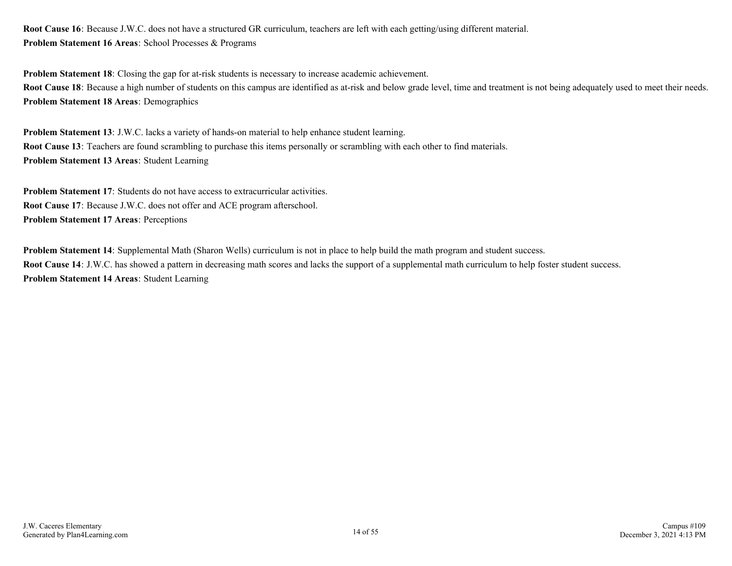**Root Cause 16**: Because J.W.C. does not have a structured GR curriculum, teachers are left with each getting/using different material.
**Problem Statement 16 Areas**: School Processes & Programs

**Problem Statement 18**: Closing the gap for at-risk students is necessary to increase academic achievement.
**Root Cause 18**: Because a high number of students on this campus are identified as at-risk and below grade level, time and treatment is not being adequately used to meet their needs.
**Problem Statement 18 Areas**: Demographics

**Problem Statement 13**: J.W.C. lacks a variety of hands-on material to help enhance student learning.
**Root Cause 13**: Teachers are found scrambling to purchase this items personally or scrambling with each other to find materials.
**Problem Statement 13 Areas**: Student Learning

**Problem Statement 17**: Students do not have access to extracurricular activities.
**Root Cause 17**: Because J.W.C. does not offer and ACE program afterschool.
**Problem Statement 17 Areas**: Perceptions

**Problem Statement 14**: Supplemental Math (Sharon Wells) curriculum is not in place to help build the math program and student success.
**Root Cause 14**: J.W.C. has showed a pattern in decreasing math scores and lacks the support of a supplemental math curriculum to help foster student success.
**Problem Statement 14 Areas**: Student Learning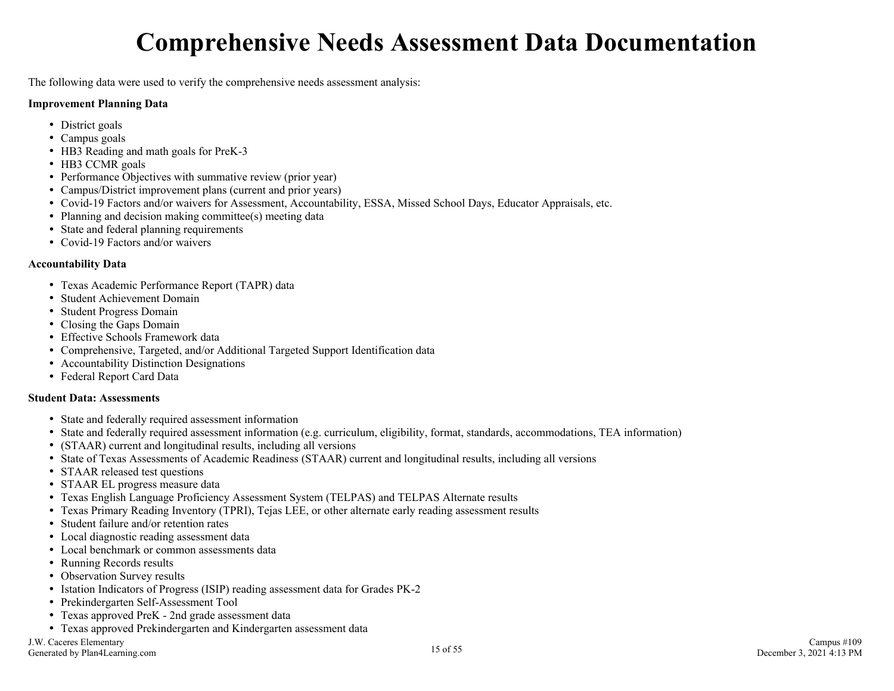# Comprehensive Needs Assessment Data Documentation

The following data were used to verify the comprehensive needs assessment analysis:

**Improvement Planning Data**

- District goals
- Campus goals
- HB3 Reading and math goals for PreK-3
- HB3 CCMR goals
- Performance Objectives with summative review (prior year)
- Campus/District improvement plans (current and prior years)
- Covid-19 Factors and/or waivers for Assessment, Accountability, ESSA, Missed School Days, Educator Appraisals, etc.
- Planning and decision making committee(s) meeting data
- State and federal planning requirements
- Covid-19 Factors and/or waivers

**Accountability Data**

- Texas Academic Performance Report (TAPR) data
- Student Achievement Domain
- Student Progress Domain
- Closing the Gaps Domain
- Effective Schools Framework data
- Comprehensive, Targeted, and/or Additional Targeted Support Identification data
- Accountability Distinction Designations
- Federal Report Card Data

**Student Data: Assessments**

- State and federally required assessment information
- State and federally required assessment information (e.g. curriculum, eligibility, format, standards, accommodations, TEA information)
- (STAAR) current and longitudinal results, including all versions
- State of Texas Assessments of Academic Readiness (STAAR) current and longitudinal results, including all versions
- STAAR released test questions
- STAAR EL progress measure data
- Texas English Language Proficiency Assessment System (TELPAS) and TELPAS Alternate results
- Texas Primary Reading Inventory (TPRI), Tejas LEE, or other alternate early reading assessment results
- Student failure and/or retention rates
- Local diagnostic reading assessment data
- Local benchmark or common assessments data
- Running Records results
- Observation Survey results
- Istation Indicators of Progress (ISIP) reading assessment data for Grades PK-2
- Prekindergarten Self-Assessment Tool
- Texas approved PreK - 2nd grade assessment data
- Texas approved Prekindergarten and Kindergarten assessment data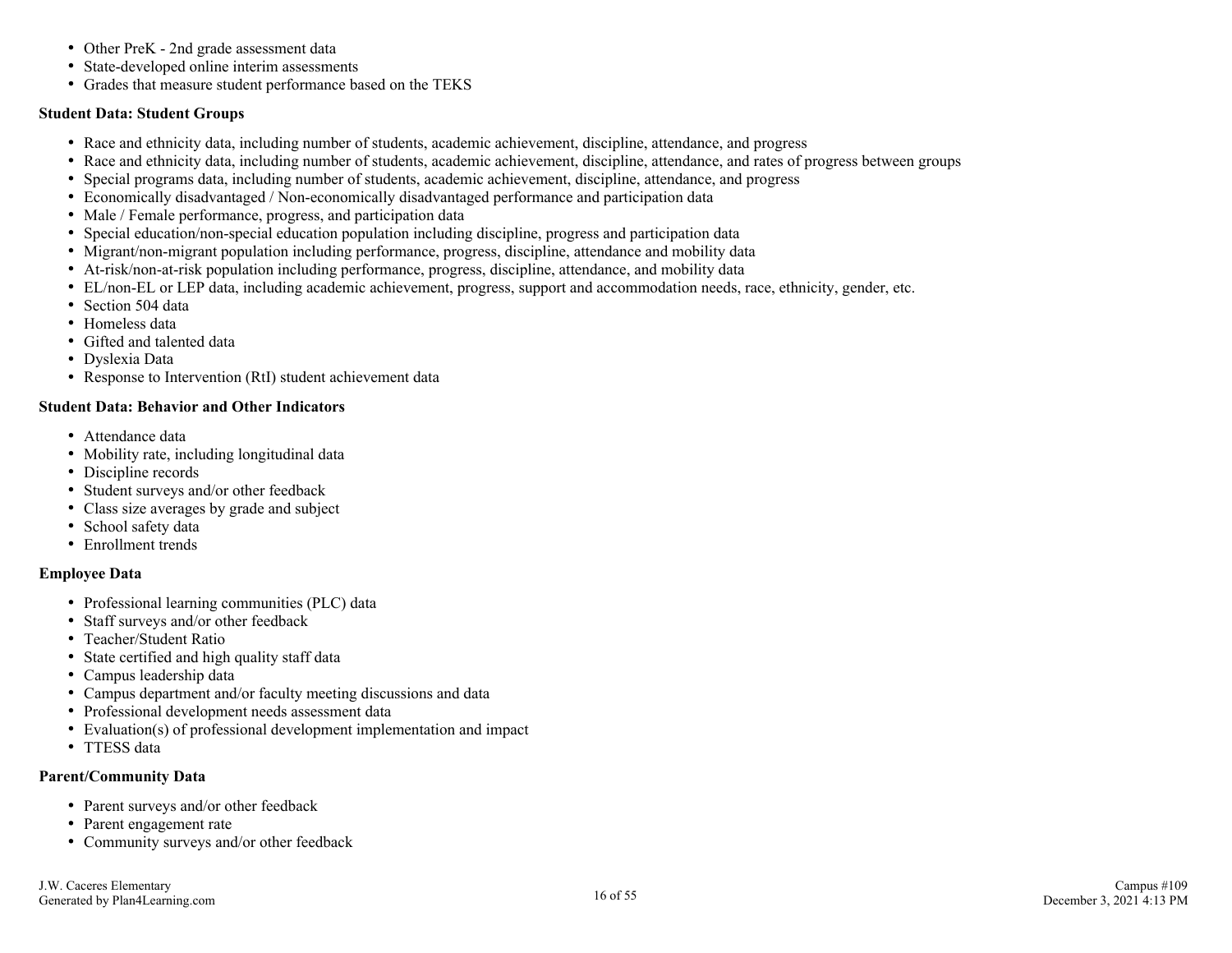- Other PreK - 2nd grade assessment data
- State-developed online interim assessments
- Grades that measure student performance based on the TEKS

**Student Data: Student Groups**

- Race and ethnicity data, including number of students, academic achievement, discipline, attendance, and progress
- Race and ethnicity data, including number of students, academic achievement, discipline, attendance, and rates of progress between groups
- Special programs data, including number of students, academic achievement, discipline, attendance, and progress
- Economically disadvantaged / Non-economically disadvantaged performance and participation data
- Male / Female performance, progress, and participation data
- Special education/non-special education population including discipline, progress and participation data
- Migrant/non-migrant population including performance, progress, discipline, attendance and mobility data
- At-risk/non-at-risk population including performance, progress, discipline, attendance, and mobility data
- EL/non-EL or LEP data, including academic achievement, progress, support and accommodation needs, race, ethnicity, gender, etc.
- Section 504 data
- Homeless data
- Gifted and talented data
- Dyslexia Data
- Response to Intervention (RtI) student achievement data

**Student Data: Behavior and Other Indicators**

- Attendance data
- Mobility rate, including longitudinal data
- Discipline records
- Student surveys and/or other feedback
- Class size averages by grade and subject
- School safety data
- Enrollment trends

**Employee Data**

- Professional learning communities (PLC) data
- Staff surveys and/or other feedback
- Teacher/Student Ratio
- State certified and high quality staff data
- Campus leadership data
- Campus department and/or faculty meeting discussions and data
- Professional development needs assessment data
- Evaluation(s) of professional development implementation and impact
- TTESS data

**Parent/Community Data**

- Parent surveys and/or other feedback
- Parent engagement rate
- Community surveys and/or other feedback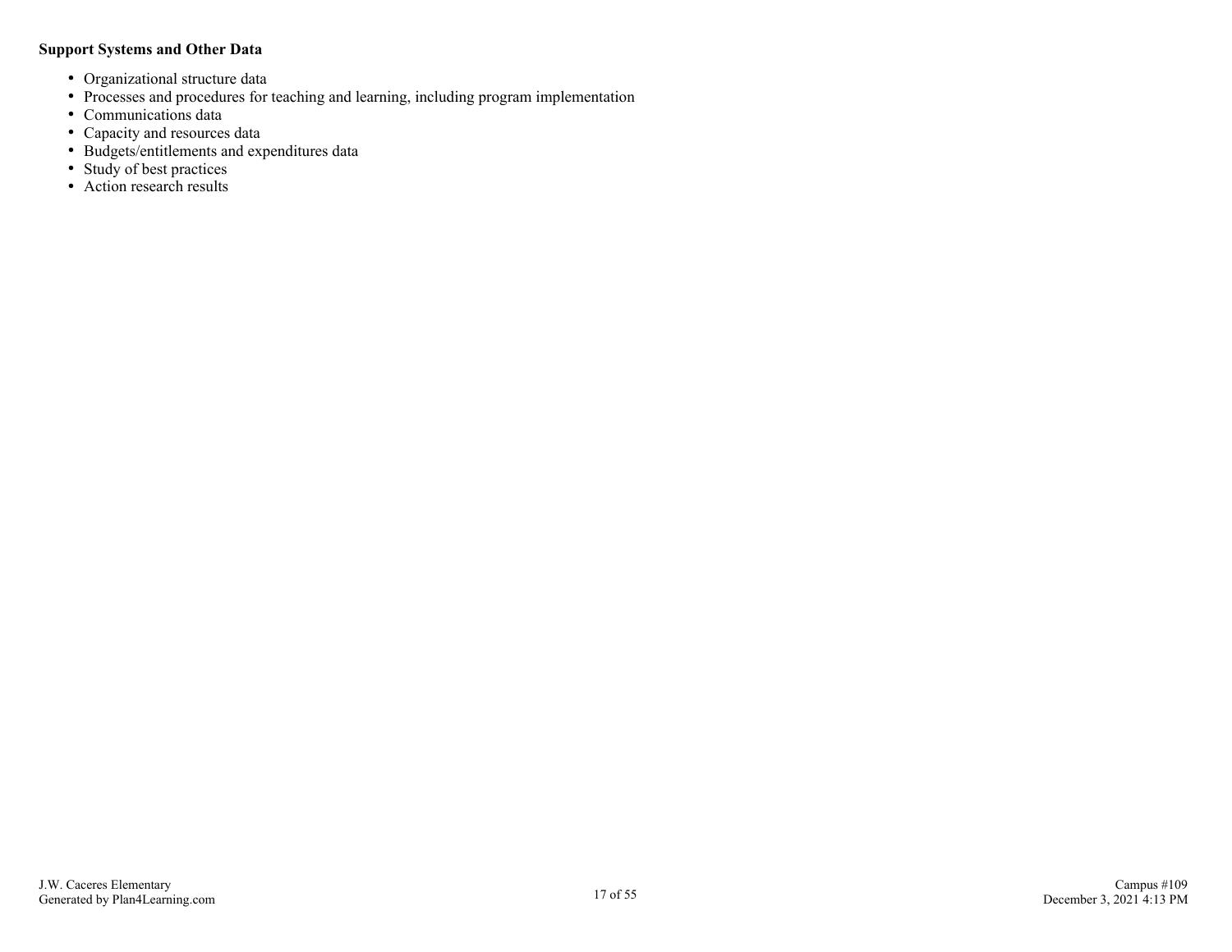**Support Systems and Other Data**

- Organizational structure data
- Processes and procedures for teaching and learning, including program implementation
- Communications data
- Capacity and resources data
- Budgets/entitlements and expenditures data
- Study of best practices
- Action research results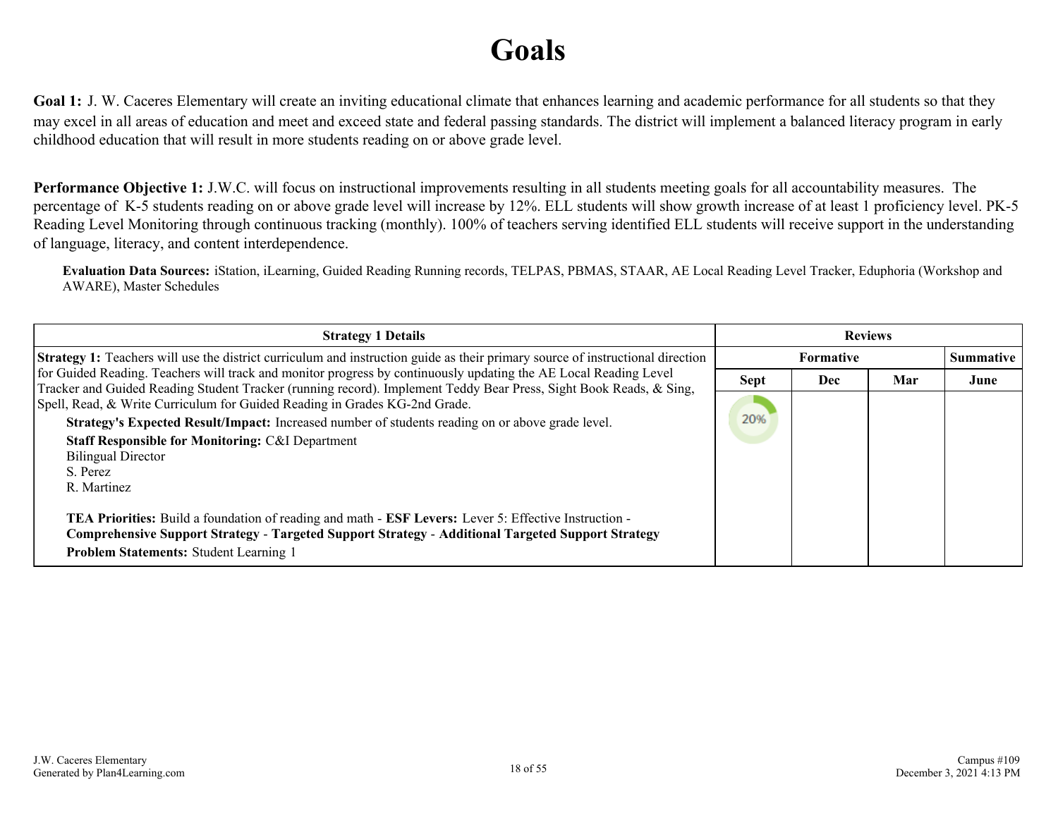# Goals

**Goal 1:** J. W. Caceres Elementary will create an inviting educational climate that enhances learning and academic performance for all students so that they may excel in all areas of education and meet and exceed state and federal passing standards. The district will implement a balanced literacy program in early childhood education that will result in more students reading on or above grade level.

**Performance Objective 1:** J.W.C. will focus on instructional improvements resulting in all students meeting goals for all accountability measures. The percentage of K-5 students reading on or above grade level will increase by 12%. ELL students will show growth increase of at least 1 proficiency level. PK-5 Reading Level Monitoring through continuous tracking (monthly). 100% of teachers serving identified ELL students will receive support in the understanding of language, literacy, and content interdependence.

**Evaluation Data Sources:** iStation, iLearning, Guided Reading Running records, TELPAS, PBMAS, STAAR, AE Local Reading Level Tracker, Eduphoria (Workshop and AWARE), Master Schedules

| Strategy 1 Details | Reviews | | | |
|---|---|---|---|---|
| | Formative | | | Summative |
| | Sept | Dec | Mar | June |
| **Strategy 1:** Teachers will use the district curriculum and instruction guide as their primary source of instructional direction for Guided Reading. Teachers will track and monitor progress by continuously updating the AE Local Reading Level Tracker and Guided Reading Student Tracker (running record). Implement Teddy Bear Press, Sight Book Reads, & Sing, Spell, Read, & Write Curriculum for Guided Reading in Grades KG-2nd Grade.<br>**Strategy's Expected Result/Impact:** Increased number of students reading on or above grade level.<br>**Staff Responsible for Monitoring:** C&I Department<br>Bilingual Director<br>S. Perez<br>R. Martinez<br><br>**TEA Priorities:** Build a foundation of reading and math - **ESF Levers:** Lever 5: Effective Instruction - **Comprehensive Support Strategy** - **Targeted Support Strategy** - **Additional Targeted Support Strategy**<br>**Problem Statements:** Student Learning 1 | 20% | | | |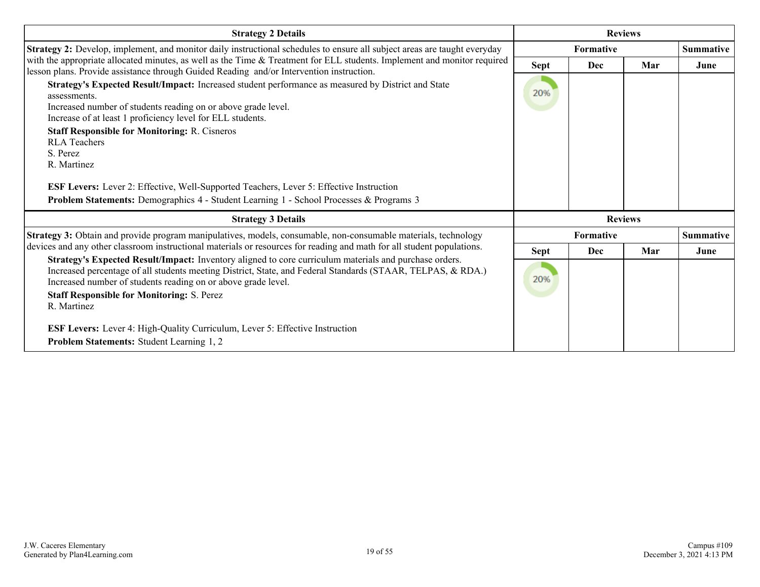| Strategy 2 Details | Reviews | | | |
|---|---|---|---|---|
| | Formative | | | Summative |
| **Strategy 2:** Develop, implement, and monitor daily instructional schedules to ensure all subject areas are taught everyday with the appropriate allocated minutes, as well as the Time & Treatment for ELL students. Implement and monitor required lesson plans. Provide assistance through Guided Reading and/or Intervention instruction.<br>**Strategy's Expected Result/Impact:** Increased student performance as measured by District and State assessments.<br>Increased number of students reading on or above grade level.<br>Increase of at least 1 proficiency level for ELL students.<br>**Staff Responsible for Monitoring:** R. Cisneros<br>RLA Teachers<br>S. Perez<br>R. Martinez<br><br>**ESF Levers:** Lever 2: Effective, Well-Supported Teachers, Lever 5: Effective Instruction<br>**Problem Statements:** Demographics 4 - Student Learning 1 - School Processes & Programs 3 | **Sept** | **Dec** | **Mar** | **June** |
| | 20% | | | |

| Strategy 3 Details | Reviews | | | |
|---|---|---|---|---|
| | Formative | | | Summative |
| **Strategy 3:** Obtain and provide program manipulatives, models, consumable, non-consumable materials, technology devices and any other classroom instructional materials or resources for reading and math for all student populations.<br>**Strategy's Expected Result/Impact:** Inventory aligned to core curriculum materials and purchase orders.<br>Increased percentage of all students meeting District, State, and Federal Standards (STAAR, TELPAS, & RDA.)<br>Increased number of students reading on or above grade level.<br>**Staff Responsible for Monitoring:** S. Perez<br>R. Martinez<br><br>**ESF Levers:** Lever 4: High-Quality Curriculum, Lever 5: Effective Instruction<br>**Problem Statements:** Student Learning 1, 2 | **Sept** | **Dec** | **Mar** | **June** |
| | 20% | | | |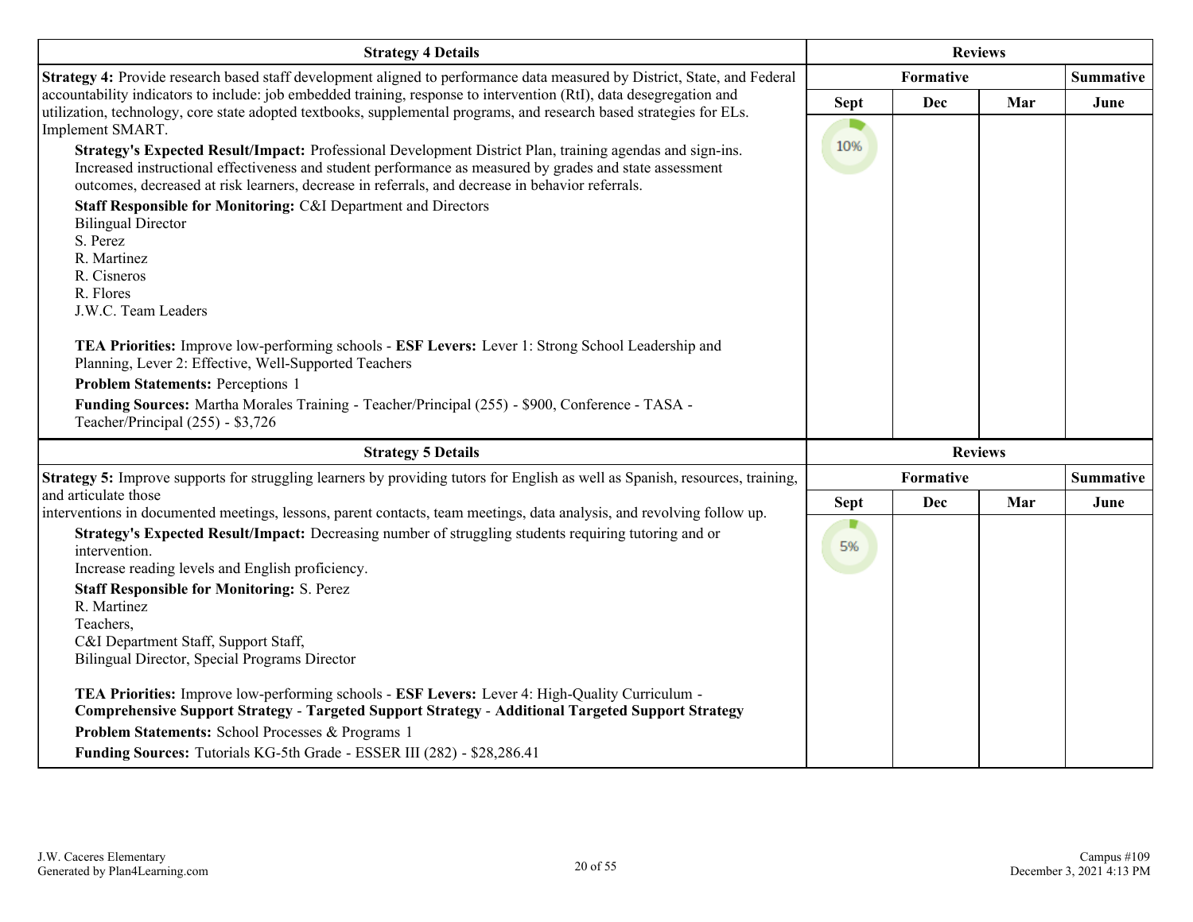| Strategy 4 Details | Reviews | | | |
|---|---|---|---|---|
| | Formative | | | Summative |
| **Strategy 4:** Provide research based staff development aligned to performance data measured by District, State, and Federal accountability indicators to include: job embedded training, response to intervention (RtI), data desegregation and utilization, technology, core state adopted textbooks, supplemental programs, and research based strategies for ELs. Implement SMART.<br>**Strategy's Expected Result/Impact:** Professional Development District Plan, training agendas and sign-ins. Increased instructional effectiveness and student performance as measured by grades and state assessment outcomes, decreased at risk learners, decrease in referrals, and decrease in behavior referrals.<br>**Staff Responsible for Monitoring:** C&I Department and Directors<br>Bilingual Director<br>S. Perez<br>R. Martinez<br>R. Cisneros<br>R. Flores<br>J.W.C. Team Leaders<br><br>**TEA Priorities:** Improve low-performing schools - **ESF Levers:** Lever 1: Strong School Leadership and Planning, Lever 2: Effective, Well-Supported Teachers<br>**Problem Statements:** Perceptions 1<br>**Funding Sources:** Martha Morales Training - Teacher/Principal (255) - $900, Conference - TASA - Teacher/Principal (255) - $3,726 | **Sept**<br>10% | **Dec** | **Mar** | **June** |

| Strategy 5 Details | Reviews | | | |
|---|---|---|---|---|
| | Formative | | | Summative |
| **Strategy 5:** Improve supports for struggling learners by providing tutors for English as well as Spanish, resources, training, and articulate those<br>interventions in documented meetings, lessons, parent contacts, team meetings, data analysis, and revolving follow up.<br>**Strategy's Expected Result/Impact:** Decreasing number of struggling students requiring tutoring and or intervention.<br>Increase reading levels and English proficiency.<br>**Staff Responsible for Monitoring:** S. Perez<br>R. Martinez<br>Teachers,<br>C&I Department Staff, Support Staff,<br>Bilingual Director, Special Programs Director<br><br>**TEA Priorities:** Improve low-performing schools - **ESF Levers:** Lever 4: High-Quality Curriculum - **Comprehensive Support Strategy** - **Targeted Support Strategy** - **Additional Targeted Support Strategy**<br>**Problem Statements:** School Processes & Programs 1<br>**Funding Sources:** Tutorials KG-5th Grade - ESSER III (282) - $28,286.41 | **Sept**<br>5% | **Dec** | **Mar** | **June** |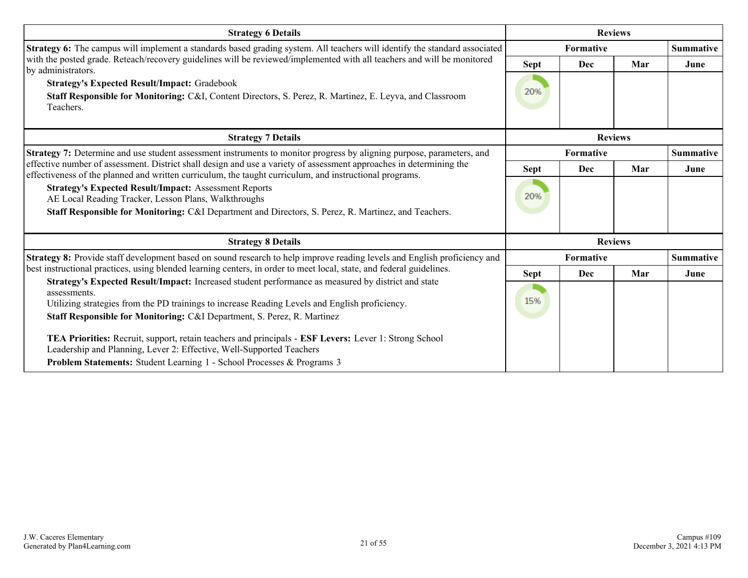| Strategy 6 Details | Reviews | | | |
|---|---|---|---|---|
| | Formative | | | Summative |
| **Strategy 6:** The campus will implement a standards based grading system. All teachers will identify the standard associated with the posted grade. Reteach/recovery guidelines will be reviewed/implemented with all teachers and will be monitored by administrators. | Sept | Dec | Mar | June |
| **Strategy's Expected Result/Impact:** Gradebook<br>**Staff Responsible for Monitoring:** C&I, Content Directors, S. Perez, R. Martinez, E. Leyva, and Classroom Teachers. | 20% | | | |

| Strategy 7 Details | Reviews | | | |
|---|---|---|---|---|
| | Formative | | | Summative |
| **Strategy 7:** Determine and use student assessment instruments to monitor progress by aligning purpose, parameters, and effective number of assessment. District shall design and use a variety of assessment approaches in determining the effectiveness of the planned and written curriculum, the taught curriculum, and instructional programs. | Sept | Dec | Mar | June |
| **Strategy's Expected Result/Impact:** Assessment Reports<br>AE Local Reading Tracker, Lesson Plans, Walkthroughs<br>**Staff Responsible for Monitoring:** C&I Department and Directors, S. Perez, R. Martinez, and Teachers. | 20% | | | |

| Strategy 8 Details | Reviews | | | |
|---|---|---|---|---|
| | Formative | | | Summative |
| **Strategy 8:** Provide staff development based on sound research to help improve reading levels and English proficiency and best instructional practices, using blended learning centers, in order to meet local, state, and federal guidelines. | Sept | Dec | Mar | June |
| **Strategy's Expected Result/Impact:** Increased student performance as measured by district and state assessments.<br>Utilizing strategies from the PD trainings to increase Reading Levels and English proficiency.<br>**Staff Responsible for Monitoring:** C&I Department, S. Perez, R. Martinez<br><br>**TEA Priorities:** Recruit, support, retain teachers and principals - **ESF Levers:** Lever 1: Strong School Leadership and Planning, Lever 2: Effective, Well-Supported Teachers<br>**Problem Statements:** Student Learning 1 - School Processes & Programs 3 | 15% | | | |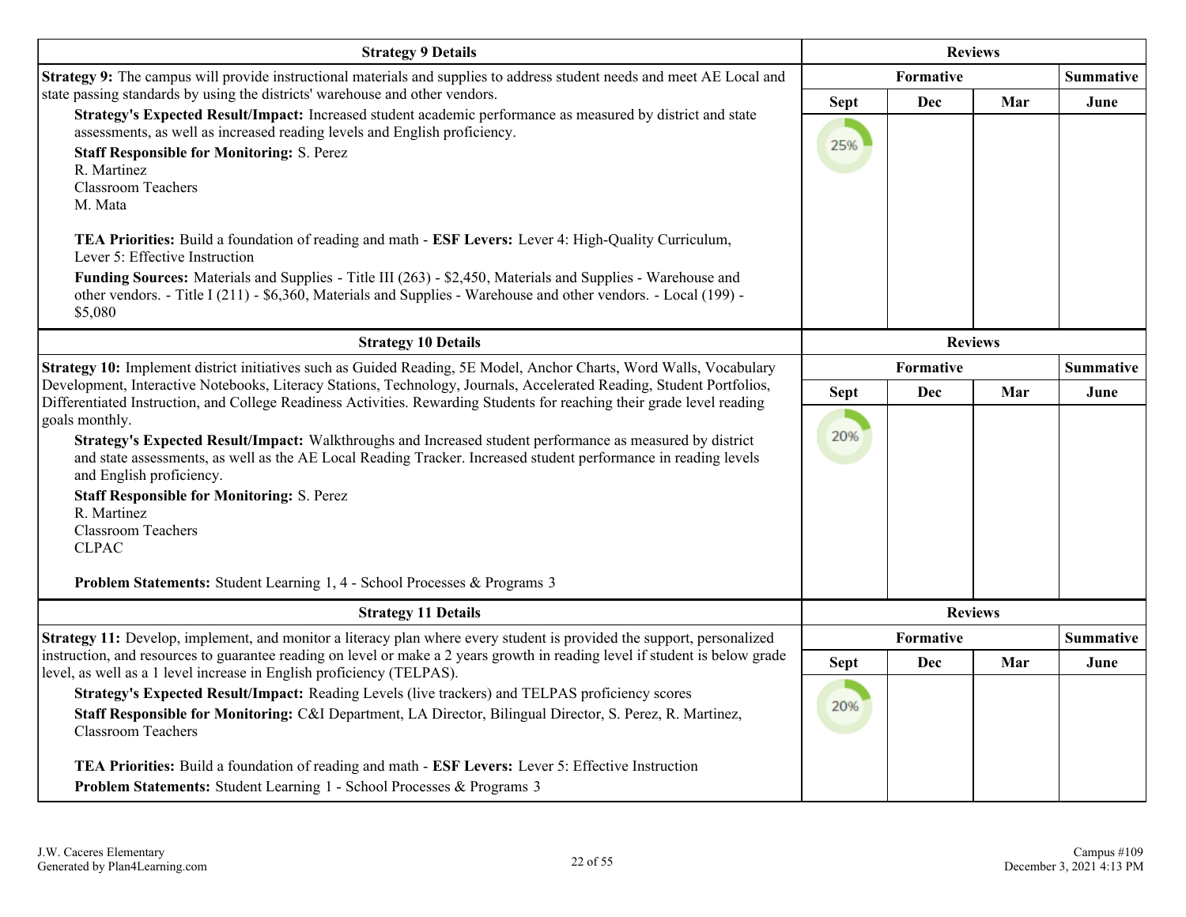| Strategy 9 Details | Reviews | | | |
|---|---|---|---|---|
| | Formative | | | Summative |
| **Strategy 9:** The campus will provide instructional materials and supplies to address student needs and meet AE Local and state passing standards by using the districts' warehouse and other vendors.<br>**Strategy's Expected Result/Impact:** Increased student academic performance as measured by district and state assessments, as well as increased reading levels and English proficiency.<br>**Staff Responsible for Monitoring:** S. Perez<br>R. Martinez<br>Classroom Teachers<br>M. Mata<br><br>**TEA Priorities:** Build a foundation of reading and math - **ESF Levers:** Lever 4: High-Quality Curriculum, Lever 5: Effective Instruction<br>**Funding Sources:** Materials and Supplies - Title III (263) - $2,450, Materials and Supplies - Warehouse and other vendors. - Title I (211) - $6,360, Materials and Supplies - Warehouse and other vendors. - Local (199) - $5,080 | Sept | Dec | Mar | June |
| | 25% | | | |

| Strategy 10 Details | Reviews | | | |
|---|---|---|---|---|
| | Formative | | | Summative |
| **Strategy 10:** Implement district initiatives such as Guided Reading, 5E Model, Anchor Charts, Word Walls, Vocabulary Development, Interactive Notebooks, Literacy Stations, Technology, Journals, Accelerated Reading, Student Portfolios, Differentiated Instruction, and College Readiness Activities. Rewarding Students for reaching their grade level reading goals monthly.<br>**Strategy's Expected Result/Impact:** Walkthroughs and Increased student performance as measured by district and state assessments, as well as the AE Local Reading Tracker. Increased student performance in reading levels and English proficiency.<br>**Staff Responsible for Monitoring:** S. Perez<br>R. Martinez<br>Classroom Teachers<br>CLPAC<br><br>**Problem Statements:** Student Learning 1, 4 - School Processes & Programs 3 | Sept | Dec | Mar | June |
| | 20% | | | |

| Strategy 11 Details | Reviews | | | |
|---|---|---|---|---|
| | Formative | | | Summative |
| **Strategy 11:** Develop, implement, and monitor a literacy plan where every student is provided the support, personalized instruction, and resources to guarantee reading on level or make a 2 years growth in reading level if student is below grade level, as well as a 1 level increase in English proficiency (TELPAS).<br>**Strategy's Expected Result/Impact:** Reading Levels (live trackers) and TELPAS proficiency scores<br>**Staff Responsible for Monitoring:** C&I Department, LA Director, Bilingual Director, S. Perez, R. Martinez, Classroom Teachers<br><br>**TEA Priorities:** Build a foundation of reading and math - **ESF Levers:** Lever 5: Effective Instruction<br>**Problem Statements:** Student Learning 1 - School Processes & Programs 3 | Sept | Dec | Mar | June |
| | 20% | | | |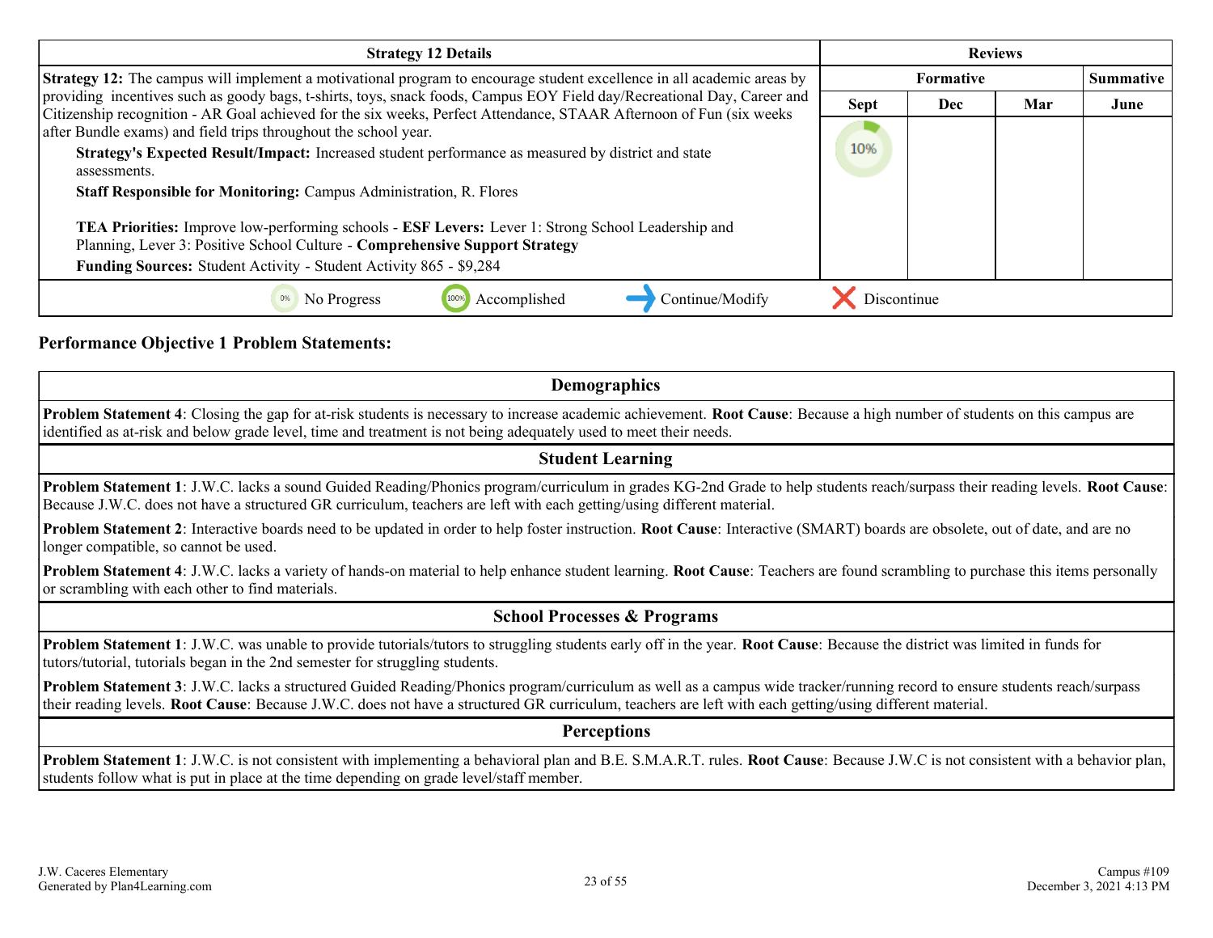| Strategy 12 Details | Reviews | | | |
|---|---|---|---|---|
| | Formative | | | Summative |
| | Sept | Dec | Mar | June |
| **Strategy 12:** The campus will implement a motivational program to encourage student excellence in all academic areas by providing incentives such as goody bags, t-shirts, toys, snack foods, Campus EOY Field day/Recreational Day, Career and Citizenship recognition - AR Goal achieved for the six weeks, Perfect Attendance, STAAR Afternoon of Fun (six weeks after Bundle exams) and field trips throughout the school year.<br>**Strategy's Expected Result/Impact:** Increased student performance as measured by district and state assessments.<br>**Staff Responsible for Monitoring:** Campus Administration, R. Flores<br><br>**TEA Priorities:** Improve low-performing schools - **ESF Levers:** Lever 1: Strong School Leadership and Planning, Lever 3: Positive School Culture - **Comprehensive Support Strategy**<br>**Funding Sources:** Student Activity - Student Activity 865 - $9,284 | 10% | | | |

0% No Progress | 100% Accomplished | Continue/Modify | Discontinue

## Performance Objective 1 Problem Statements:

### Demographics

**Problem Statement 4**: Closing the gap for at-risk students is necessary to increase academic achievement. **Root Cause**: Because a high number of students on this campus are identified as at-risk and below grade level, time and treatment is not being adequately used to meet their needs.

### Student Learning

**Problem Statement 1**: J.W.C. lacks a sound Guided Reading/Phonics program/curriculum in grades KG-2nd Grade to help students reach/surpass their reading levels. **Root Cause**: Because J.W.C. does not have a structured GR curriculum, teachers are left with each getting/using different material.

**Problem Statement 2**: Interactive boards need to be updated in order to help foster instruction. **Root Cause**: Interactive (SMART) boards are obsolete, out of date, and are no longer compatible, so cannot be used.

**Problem Statement 4**: J.W.C. lacks a variety of hands-on material to help enhance student learning. **Root Cause**: Teachers are found scrambling to purchase this items personally or scrambling with each other to find materials.

### School Processes & Programs

**Problem Statement 1**: J.W.C. was unable to provide tutorials/tutors to struggling students early off in the year. **Root Cause**: Because the district was limited in funds for tutors/tutorial, tutorials began in the 2nd semester for struggling students.

**Problem Statement 3**: J.W.C. lacks a structured Guided Reading/Phonics program/curriculum as well as a campus wide tracker/running record to ensure students reach/surpass their reading levels. **Root Cause**: Because J.W.C. does not have a structured GR curriculum, teachers are left with each getting/using different material.

### Perceptions

**Problem Statement 1**: J.W.C. is not consistent with implementing a behavioral plan and B.E. S.M.A.R.T. rules. **Root Cause**: Because J.W.C is not consistent with a behavior plan, students follow what is put in place at the time depending on grade level/staff member.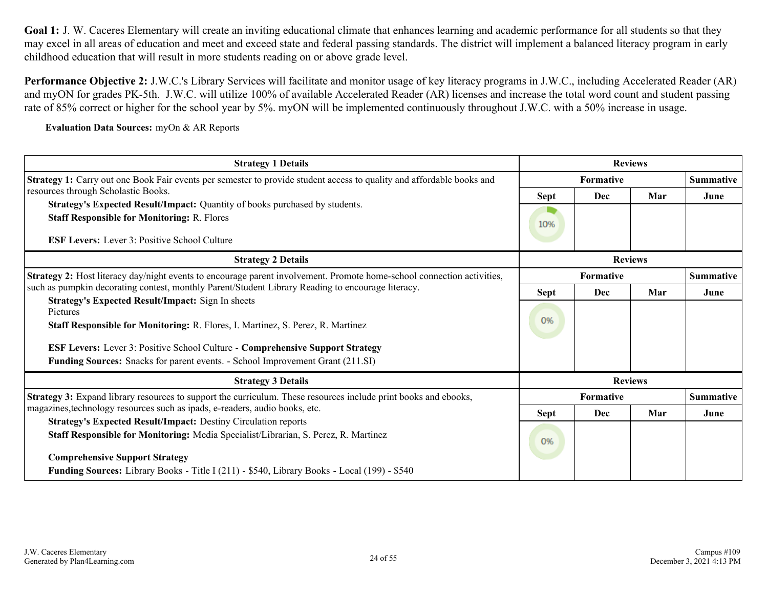**Goal 1:** J. W. Caceres Elementary will create an inviting educational climate that enhances learning and academic performance for all students so that they may excel in all areas of education and meet and exceed state and federal passing standards. The district will implement a balanced literacy program in early childhood education that will result in more students reading on or above grade level.

**Performance Objective 2:** J.W.C.'s Library Services will facilitate and monitor usage of key literacy programs in J.W.C., including Accelerated Reader (AR) and myON for grades PK-5th. J.W.C. will utilize 100% of available Accelerated Reader (AR) licenses and increase the total word count and student passing rate of 85% correct or higher for the school year by 5%. myON will be implemented continuously throughout J.W.C. with a 50% increase in usage.

**Evaluation Data Sources:** myOn & AR Reports

| Strategy 1 Details | Reviews | | | |
|---|---|---|---|---|
| | Formative | | | Summative |
| | Sept | Dec | Mar | June |
| **Strategy 1:** Carry out one Book Fair events per semester to provide student access to quality and affordable books and resources through Scholastic Books.<br>**Strategy's Expected Result/Impact:** Quantity of books purchased by students.<br>**Staff Responsible for Monitoring:** R. Flores<br><br>**ESF Levers:** Lever 3: Positive School Culture | 10% | | | |

| Strategy 2 Details | Reviews | | | |
|---|---|---|---|---|
| | Formative | | | Summative |
| | Sept | Dec | Mar | June |
| **Strategy 2:** Host literacy day/night events to encourage parent involvement. Promote home-school connection activities, such as pumpkin decorating contest, monthly Parent/Student Library Reading to encourage literacy.<br>**Strategy's Expected Result/Impact:** Sign In sheets<br>Pictures<br>**Staff Responsible for Monitoring:** R. Flores, I. Martinez, S. Perez, R. Martinez<br><br>**ESF Levers:** Lever 3: Positive School Culture - **Comprehensive Support Strategy**<br>**Funding Sources:** Snacks for parent events. - School Improvement Grant (211.SI) | 0% | | | |

| Strategy 3 Details | Reviews | | | |
|---|---|---|---|---|
| | Formative | | | Summative |
| | Sept | Dec | Mar | June |
| **Strategy 3:** Expand library resources to support the curriculum. These resources include print books and ebooks, magazines,technology resources such as ipads, e-readers, audio books, etc.<br>**Strategy's Expected Result/Impact:** Destiny Circulation reports<br>**Staff Responsible for Monitoring:** Media Specialist/Librarian, S. Perez, R. Martinez<br><br>**Comprehensive Support Strategy**<br>**Funding Sources:** Library Books - Title I (211) - $540, Library Books - Local (199) - $540 | 0% | | | |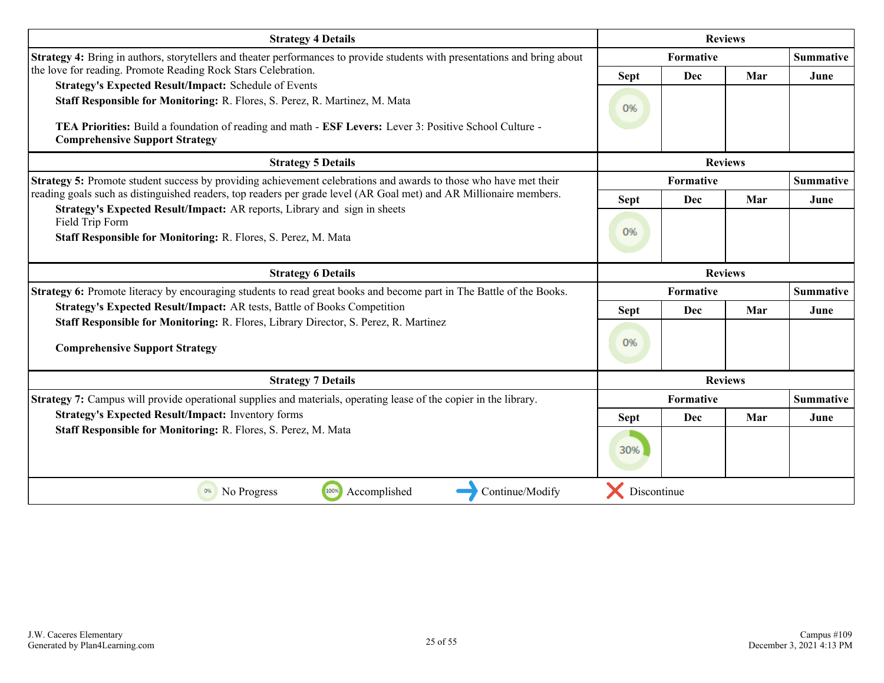| Strategy 4 Details | Reviews | | | |
|---|---|---|---|---|
| **Strategy 4:** Bring in authors, storytellers and theater performances to provide students with presentations and bring about the love for reading. Promote Reading Rock Stars Celebration.<br>**Strategy's Expected Result/Impact:** Schedule of Events<br>**Staff Responsible for Monitoring:** R. Flores, S. Perez, R. Martinez, M. Mata<br><br>**TEA Priorities:** Build a foundation of reading and math - **ESF Levers:** Lever 3: Positive School Culture - **Comprehensive Support Strategy** | **Formative** | | | **Summative** |
| | **Sept** | **Dec** | **Mar** | **June** |
| | 0% | | | |

| Strategy 5 Details | Reviews | | | |
|---|---|---|---|---|
| **Strategy 5:** Promote student success by providing achievement celebrations and awards to those who have met their reading goals such as distinguished readers, top readers per grade level (AR Goal met) and AR Millionaire members.<br>**Strategy's Expected Result/Impact:** AR reports, Library and sign in sheets<br>Field Trip Form<br>**Staff Responsible for Monitoring:** R. Flores, S. Perez, M. Mata | **Formative** | | | **Summative** |
| | **Sept** | **Dec** | **Mar** | **June** |
| | 0% | | | |

| Strategy 6 Details | Reviews | | | |
|---|---|---|---|---|
| **Strategy 6:** Promote literacy by encouraging students to read great books and become part in The Battle of the Books.<br>**Strategy's Expected Result/Impact:** AR tests, Battle of Books Competition<br>**Staff Responsible for Monitoring:** R. Flores, Library Director, S. Perez, R. Martinez<br><br>**Comprehensive Support Strategy** | **Formative** | | | **Summative** |
| | **Sept** | **Dec** | **Mar** | **June** |
| | 0% | | | |

| Strategy 7 Details | Reviews | | | |
|---|---|---|---|---|
| **Strategy 7:** Campus will provide operational supplies and materials, operating lease of the copier in the library.<br>**Strategy's Expected Result/Impact:** Inventory forms<br>**Staff Responsible for Monitoring:** R. Flores, S. Perez, M. Mata | **Formative** | | | **Summative** |
| | **Sept** | **Dec** | **Mar** | **June** |
| | 30% | | | |

0% No Progress | 100% Accomplished | Continue/Modify | Discontinue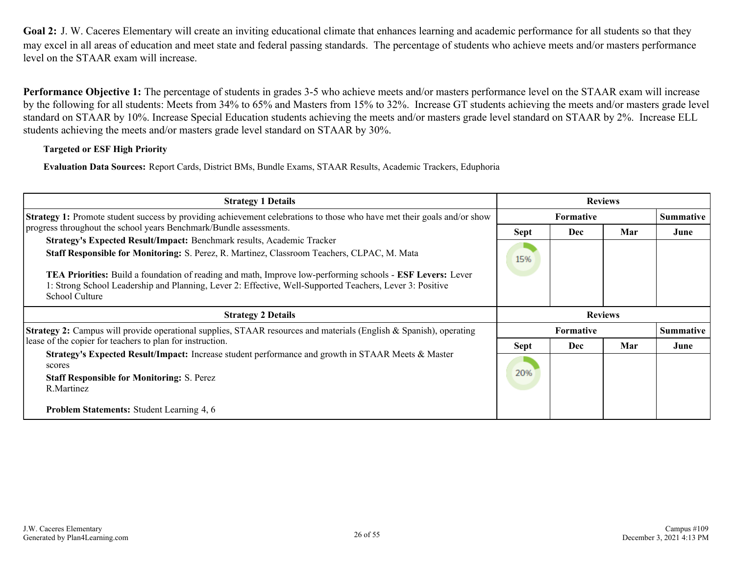**Goal 2:** J. W. Caceres Elementary will create an inviting educational climate that enhances learning and academic performance for all students so that they may excel in all areas of education and meet state and federal passing standards. The percentage of students who achieve meets and/or masters performance level on the STAAR exam will increase.

**Performance Objective 1:** The percentage of students in grades 3-5 who achieve meets and/or masters performance level on the STAAR exam will increase by the following for all students: Meets from 34% to 65% and Masters from 15% to 32%. Increase GT students achieving the meets and/or masters grade level standard on STAAR by 10%. Increase Special Education students achieving the meets and/or masters grade level standard on STAAR by 2%. Increase ELL students achieving the meets and/or masters grade level standard on STAAR by 30%.

**Targeted or ESF High Priority**

**Evaluation Data Sources:** Report Cards, District BMs, Bundle Exams, STAAR Results, Academic Trackers, Eduphoria

| Strategy 1 Details | Reviews | | | |
|---|---|---|---|---|
| | Formative | | | Summative |
| | Sept | Dec | Mar | June |
| **Strategy 1:** Promote student success by providing achievement celebrations to those who have met their goals and/or show progress throughout the school years Benchmark/Bundle assessments.<br>**Strategy's Expected Result/Impact:** Benchmark results, Academic Tracker<br>**Staff Responsible for Monitoring:** S. Perez, R. Martinez, Classroom Teachers, CLPAC, M. Mata<br><br>**TEA Priorities:** Build a foundation of reading and math, Improve low-performing schools - **ESF Levers:** Lever 1: Strong School Leadership and Planning, Lever 2: Effective, Well-Supported Teachers, Lever 3: Positive School Culture | 15% | | | |

| Strategy 2 Details | Reviews | | | |
|---|---|---|---|---|
| | Formative | | | Summative |
| | Sept | Dec | Mar | June |
| **Strategy 2:** Campus will provide operational supplies, STAAR resources and materials (English & Spanish), operating lease of the copier for teachers to plan for instruction.<br>**Strategy's Expected Result/Impact:** Increase student performance and growth in STAAR Meets & Master scores<br>**Staff Responsible for Monitoring:** S. Perez<br>R.Martinez<br><br>**Problem Statements:** Student Learning 4, 6 | 20% | | | |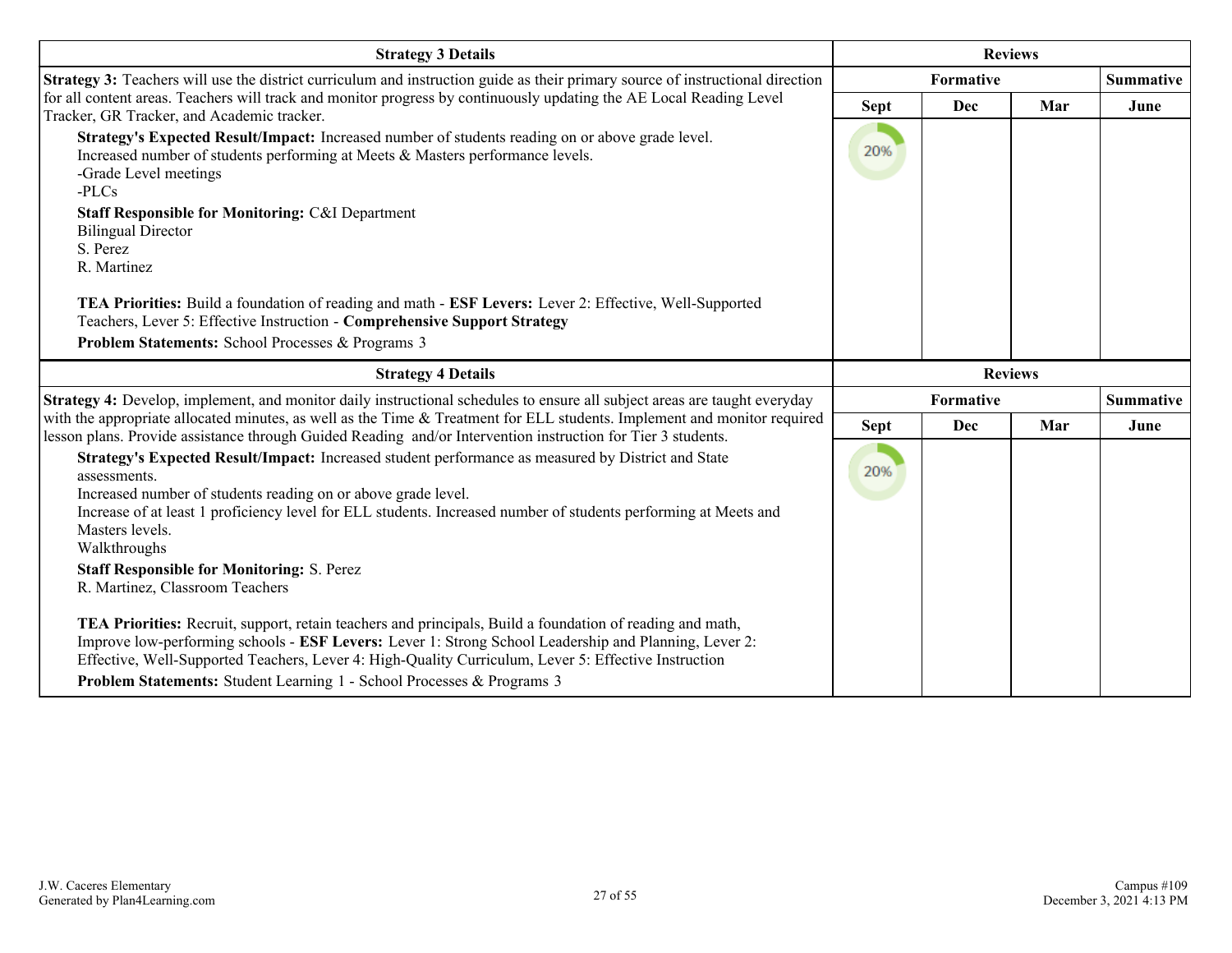| Strategy 3 Details | Reviews | | | |
|---|---|---|---|---|
| | Formative | | | Summative |
| | Sept | Dec | Mar | June |
| **Strategy 3:** Teachers will use the district curriculum and instruction guide as their primary source of instructional direction for all content areas. Teachers will track and monitor progress by continuously updating the AE Local Reading Level Tracker, GR Tracker, and Academic tracker.<br>**Strategy's Expected Result/Impact:** Increased number of students reading on or above grade level.<br>Increased number of students performing at Meets & Masters performance levels.<br>-Grade Level meetings<br>-PLCs<br>**Staff Responsible for Monitoring:** C&I Department<br>Bilingual Director<br>S. Perez<br>R. Martinez<br><br>**TEA Priorities:** Build a foundation of reading and math - **ESF Levers:** Lever 2: Effective, Well-Supported Teachers, Lever 5: Effective Instruction - **Comprehensive Support Strategy**<br>**Problem Statements:** School Processes & Programs 3 | 20% | | | |

| Strategy 4 Details | Reviews | | | |
|---|---|---|---|---|
| | Formative | | | Summative |
| | Sept | Dec | Mar | June |
| **Strategy 4:** Develop, implement, and monitor daily instructional schedules to ensure all subject areas are taught everyday with the appropriate allocated minutes, as well as the Time & Treatment for ELL students. Implement and monitor required lesson plans. Provide assistance through Guided Reading and/or Intervention instruction for Tier 3 students.<br>**Strategy's Expected Result/Impact:** Increased student performance as measured by District and State assessments.<br>Increased number of students reading on or above grade level.<br>Increase of at least 1 proficiency level for ELL students. Increased number of students performing at Meets and Masters levels.<br>Walkthroughs<br>**Staff Responsible for Monitoring:** S. Perez<br>R. Martinez, Classroom Teachers<br><br>**TEA Priorities:** Recruit, support, retain teachers and principals, Build a foundation of reading and math, Improve low-performing schools - **ESF Levers:** Lever 1: Strong School Leadership and Planning, Lever 2: Effective, Well-Supported Teachers, Lever 4: High-Quality Curriculum, Lever 5: Effective Instruction<br>**Problem Statements:** Student Learning 1 - School Processes & Programs 3 | 20% | | | |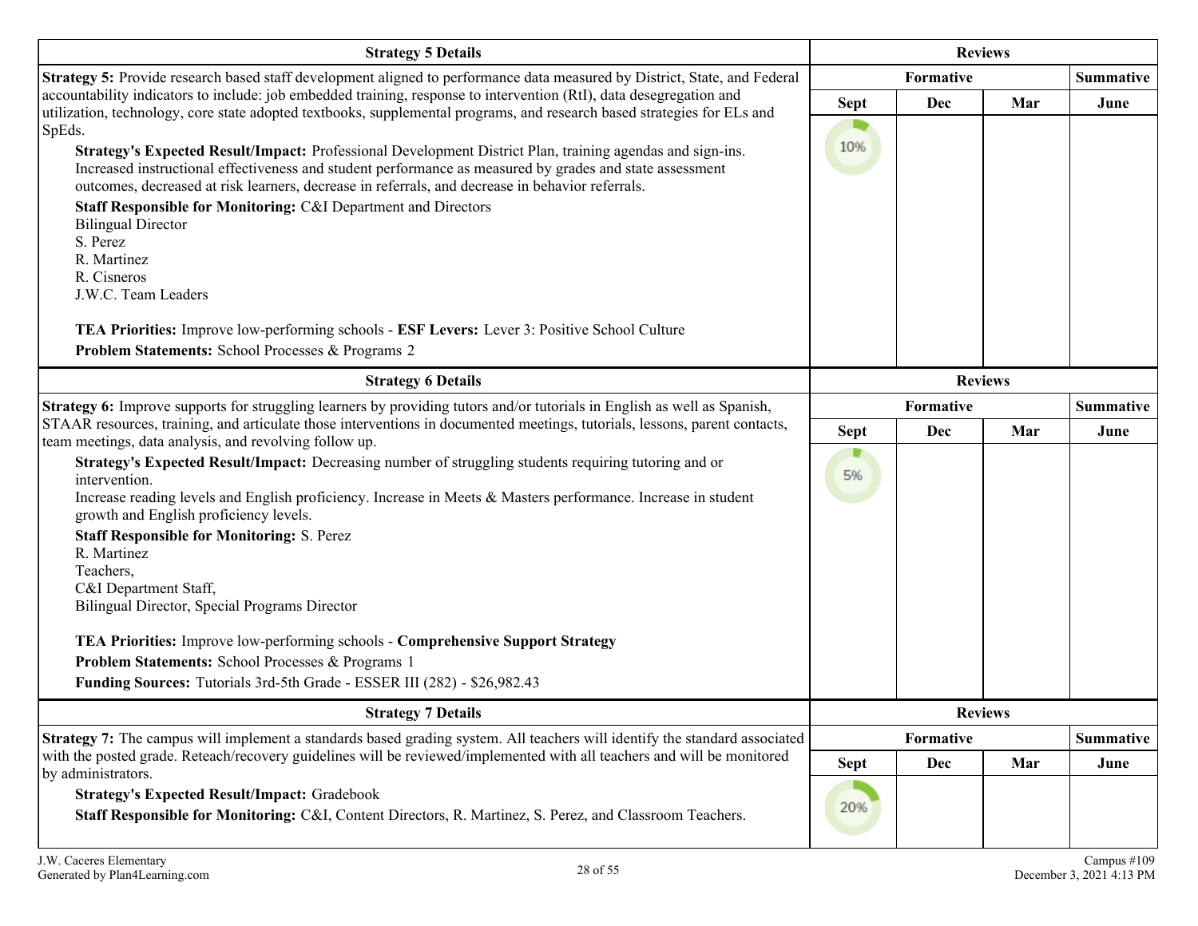| Strategy 5 Details | Reviews | | | |
|---|---|---|---|---|
| | Formative | | | Summative |
| | Sept | Dec | Mar | June |
| **Strategy 5:** Provide research based staff development aligned to performance data measured by District, State, and Federal accountability indicators to include: job embedded training, response to intervention (RtI), data desegregation and utilization, technology, core state adopted textbooks, supplemental programs, and research based strategies for ELs and SpEds.<br>**Strategy's Expected Result/Impact:** Professional Development District Plan, training agendas and sign-ins. Increased instructional effectiveness and student performance as measured by grades and state assessment outcomes, decreased at risk learners, decrease in referrals, and decrease in behavior referrals.<br>**Staff Responsible for Monitoring:** C&I Department and Directors<br>Bilingual Director<br>S. Perez<br>R. Martinez<br>R. Cisneros<br>J.W.C. Team Leaders<br><br>**TEA Priorities:** Improve low-performing schools - **ESF Levers:** Lever 3: Positive School Culture<br>**Problem Statements:** School Processes & Programs 2 | 10% | | | |

| Strategy 6 Details | Reviews | | | |
|---|---|---|---|---|
| | Formative | | | Summative |
| | Sept | Dec | Mar | June |
| **Strategy 6:** Improve supports for struggling learners by providing tutors and/or tutorials in English as well as Spanish, STAAR resources, training, and articulate those interventions in documented meetings, tutorials, lessons, parent contacts, team meetings, data analysis, and revolving follow up.<br>**Strategy's Expected Result/Impact:** Decreasing number of struggling students requiring tutoring and or intervention.<br>Increase reading levels and English proficiency. Increase in Meets & Masters performance. Increase in student growth and English proficiency levels.<br>**Staff Responsible for Monitoring:** S. Perez<br>R. Martinez<br>Teachers,<br>C&I Department Staff,<br>Bilingual Director, Special Programs Director<br><br>**TEA Priorities:** Improve low-performing schools - **Comprehensive Support Strategy**<br>**Problem Statements:** School Processes & Programs 1<br>**Funding Sources:** Tutorials 3rd-5th Grade - ESSER III (282) - $26,982.43 | 5% | | | |

| Strategy 7 Details | Reviews | | | |
|---|---|---|---|---|
| | Formative | | | Summative |
| | Sept | Dec | Mar | June |
| **Strategy 7:** The campus will implement a standards based grading system. All teachers will identify the standard associated with the posted grade. Reteach/recovery guidelines will be reviewed/implemented with all teachers and will be monitored by administrators.<br>**Strategy's Expected Result/Impact:** Gradebook<br>**Staff Responsible for Monitoring:** C&I, Content Directors, R. Martinez, S. Perez, and Classroom Teachers. | 20% | | | |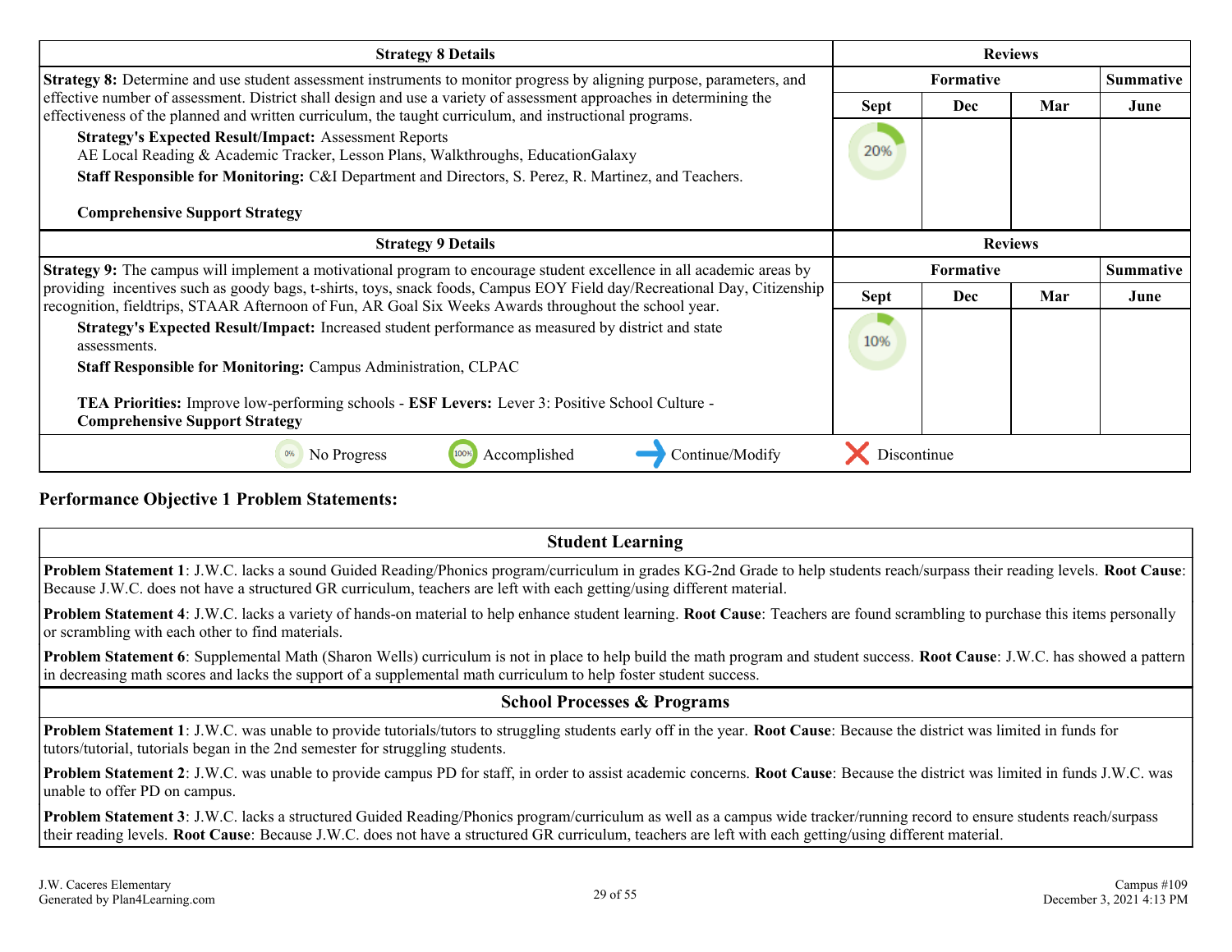| Strategy 8 Details | Reviews | | | |
|---|---|---|---|---|
| **Strategy 8:** Determine and use student assessment instruments to monitor progress by aligning purpose, parameters, and effective number of assessment. District shall design and use a variety of assessment approaches in determining the effectiveness of the planned and written curriculum, the taught curriculum, and instructional programs. | Formative | | | Summative |
| **Strategy's Expected Result/Impact:** Assessment Reports<br>AE Local Reading & Academic Tracker, Lesson Plans, Walkthroughs, EducationGalaxy<br>**Staff Responsible for Monitoring:** C&I Department and Directors, S. Perez, R. Martinez, and Teachers.<br><br>**Comprehensive Support Strategy** | Sept | Dec | Mar | June |
| | 20% | | | |

| Strategy 9 Details | Reviews | | | |
|---|---|---|---|---|
| **Strategy 9:** The campus will implement a motivational program to encourage student excellence in all academic areas by providing incentives such as goody bags, t-shirts, toys, snack foods, Campus EOY Field day/Recreational Day, Citizenship recognition, fieldtrips, STAAR Afternoon of Fun, AR Goal Six Weeks Awards throughout the school year. | Formative | | | Summative |
| **Strategy's Expected Result/Impact:** Increased student performance as measured by district and state assessments.<br>**Staff Responsible for Monitoring:** Campus Administration, CLPAC<br><br>**TEA Priorities:** Improve low-performing schools - **ESF Levers:** Lever 3: Positive School Culture - **Comprehensive Support Strategy** | Sept | Dec | Mar | June |
| | 10% | | | |

0% No Progress | 100% Accomplished | Continue/Modify | Discontinue

### Performance Objective 1 Problem Statements:

| Student Learning |
|---|
| **Problem Statement 1**: J.W.C. lacks a sound Guided Reading/Phonics program/curriculum in grades KG-2nd Grade to help students reach/surpass their reading levels. **Root Cause**: Because J.W.C. does not have a structured GR curriculum, teachers are left with each getting/using different material. |
| **Problem Statement 4**: J.W.C. lacks a variety of hands-on material to help enhance student learning. **Root Cause**: Teachers are found scrambling to purchase this items personally or scrambling with each other to find materials. |
| **Problem Statement 6**: Supplemental Math (Sharon Wells) curriculum is not in place to help build the math program and student success. **Root Cause**: J.W.C. has showed a pattern in decreasing math scores and lacks the support of a supplemental math curriculum to help foster student success. |

| School Processes & Programs |
|---|
| **Problem Statement 1**: J.W.C. was unable to provide tutorials/tutors to struggling students early off in the year. **Root Cause**: Because the district was limited in funds for tutors/tutorial, tutorials began in the 2nd semester for struggling students. |
| **Problem Statement 2**: J.W.C. was unable to provide campus PD for staff, in order to assist academic concerns. **Root Cause**: Because the district was limited in funds J.W.C. was unable to offer PD on campus. |
| **Problem Statement 3**: J.W.C. lacks a structured Guided Reading/Phonics program/curriculum as well as a campus wide tracker/running record to ensure students reach/surpass their reading levels. **Root Cause**: Because J.W.C. does not have a structured GR curriculum, teachers are left with each getting/using different material. |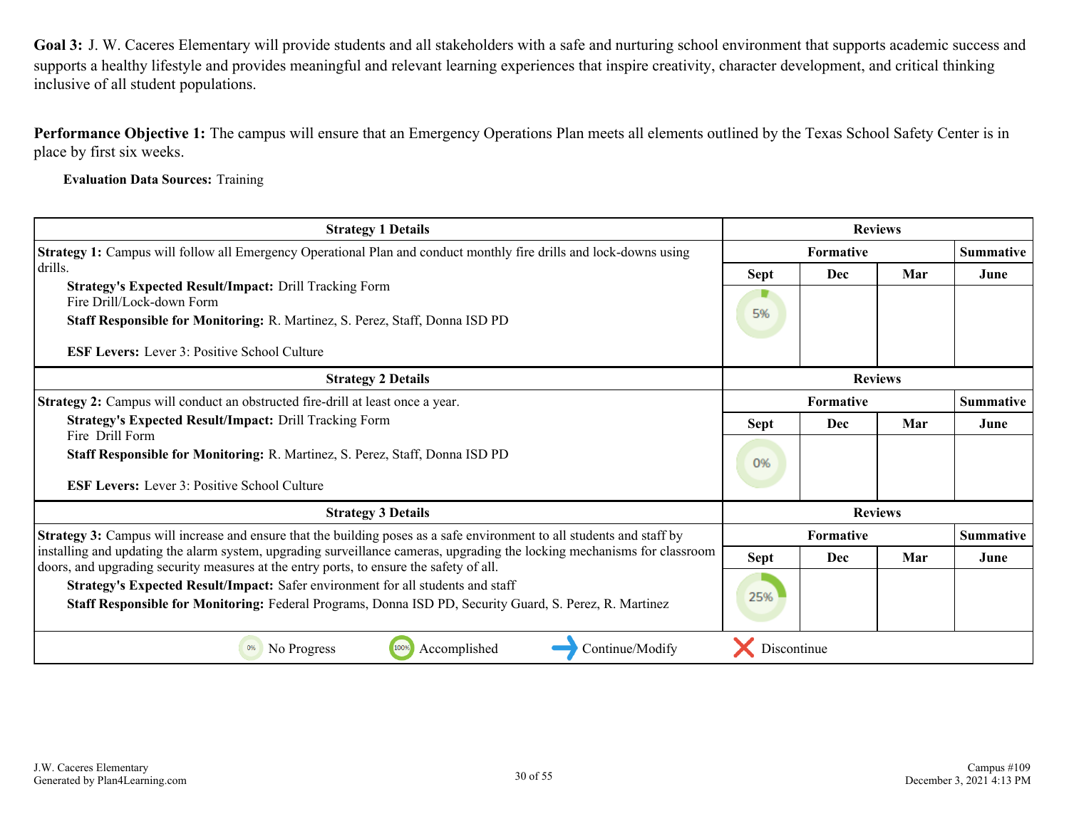**Goal 3:** J. W. Caceres Elementary will provide students and all stakeholders with a safe and nurturing school environment that supports academic success and supports a healthy lifestyle and provides meaningful and relevant learning experiences that inspire creativity, character development, and critical thinking inclusive of all student populations.

**Performance Objective 1:** The campus will ensure that an Emergency Operations Plan meets all elements outlined by the Texas School Safety Center is in place by first six weeks.

**Evaluation Data Sources:** Training

| Strategy 1 Details | Reviews | | | |
|---|---|---|---|---|
| **Strategy 1:** Campus will follow all Emergency Operational Plan and conduct monthly fire drills and lock-downs using drills. | Formative | | | Summative |
| **Strategy's Expected Result/Impact:** Drill Tracking Form<br>Fire Drill/Lock-down Form<br>**Staff Responsible for Monitoring:** R. Martinez, S. Perez, Staff, Donna ISD PD<br><br>**ESF Levers:** Lever 3: Positive School Culture | Sept | Dec | Mar | June |
| | 5% | | | |

| Strategy 2 Details | Reviews | | | |
|---|---|---|---|---|
| **Strategy 2:** Campus will conduct an obstructed fire-drill at least once a year. | Formative | | | Summative |
| **Strategy's Expected Result/Impact:** Drill Tracking Form<br>Fire Drill Form<br>**Staff Responsible for Monitoring:** R. Martinez, S. Perez, Staff, Donna ISD PD<br><br>**ESF Levers:** Lever 3: Positive School Culture | Sept | Dec | Mar | June |
| | 0% | | | |

| Strategy 3 Details | Reviews | | | |
|---|---|---|---|---|
| **Strategy 3:** Campus will increase and ensure that the building poses as a safe environment to all students and staff by installing and updating the alarm system, upgrading surveillance cameras, upgrading the locking mechanisms for classroom doors, and upgrading security measures at the entry ports, to ensure the safety of all. | Formative | | | Summative |
| **Strategy's Expected Result/Impact:** Safer environment for all students and staff<br>**Staff Responsible for Monitoring:** Federal Programs, Donna ISD PD, Security Guard, S. Perez, R. Martinez | Sept | Dec | Mar | June |
| | 25% | | | |

0% No Progress | 100% Accomplished | → Continue/Modify | ✗ Discontinue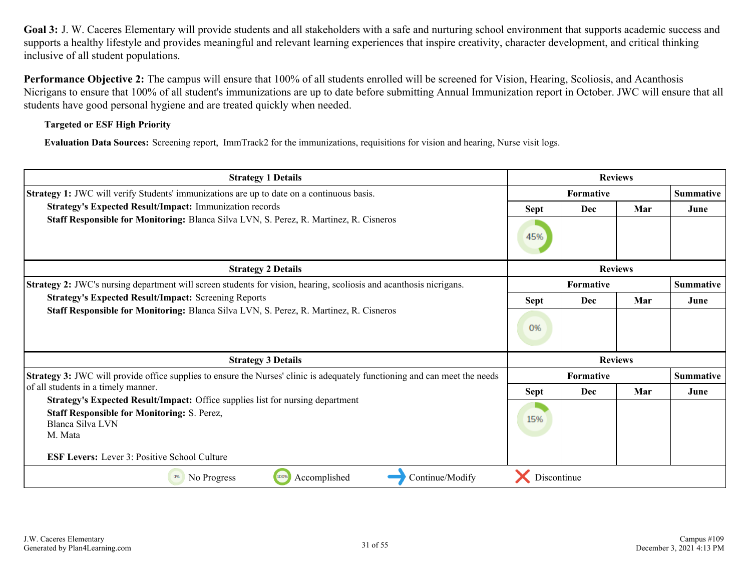**Goal 3:** J. W. Caceres Elementary will provide students and all stakeholders with a safe and nurturing school environment that supports academic success and supports a healthy lifestyle and provides meaningful and relevant learning experiences that inspire creativity, character development, and critical thinking inclusive of all student populations.

**Performance Objective 2:** The campus will ensure that 100% of all students enrolled will be screened for Vision, Hearing, Scoliosis, and Acanthosis Nicrigans to ensure that 100% of all student's immunizations are up to date before submitting Annual Immunization report in October. JWC will ensure that all students have good personal hygiene and are treated quickly when needed.

**Targeted or ESF High Priority**

**Evaluation Data Sources:** Screening report, ImmTrack2 for the immunizations, requisitions for vision and hearing, Nurse visit logs.

| Strategy 1 Details | Reviews | | | |
|---|---|---|---|---|
| | Formative | | | Summative |
| | Sept | Dec | Mar | June |
| **Strategy 1:** JWC will verify Students' immunizations are up to date on a continuous basis.<br>**Strategy's Expected Result/Impact:** Immunization records<br>**Staff Responsible for Monitoring:** Blanca Silva LVN, S. Perez, R. Martinez, R. Cisneros | 45% | | | |

| Strategy 2 Details | Reviews | | | |
|---|---|---|---|---|
| | Formative | | | Summative |
| | Sept | Dec | Mar | June |
| **Strategy 2:** JWC's nursing department will screen students for vision, hearing, scoliosis and acanthosis nicrigans.<br>**Strategy's Expected Result/Impact:** Screening Reports<br>**Staff Responsible for Monitoring:** Blanca Silva LVN, S. Perez, R. Martinez, R. Cisneros | 0% | | | |

| Strategy 3 Details | Reviews | | | |
|---|---|---|---|---|
| | Formative | | | Summative |
| | Sept | Dec | Mar | June |
| **Strategy 3:** JWC will provide office supplies to ensure the Nurses' clinic is adequately functioning and can meet the needs of all students in a timely manner.<br>**Strategy's Expected Result/Impact:** Office supplies list for nursing department<br>**Staff Responsible for Monitoring:** S. Perez, Blanca Silva LVN, M. Mata<br><br>**ESF Levers:** Lever 3: Positive School Culture | 15% | | | |

0% No Progress | 100% Accomplished | Continue/Modify | Discontinue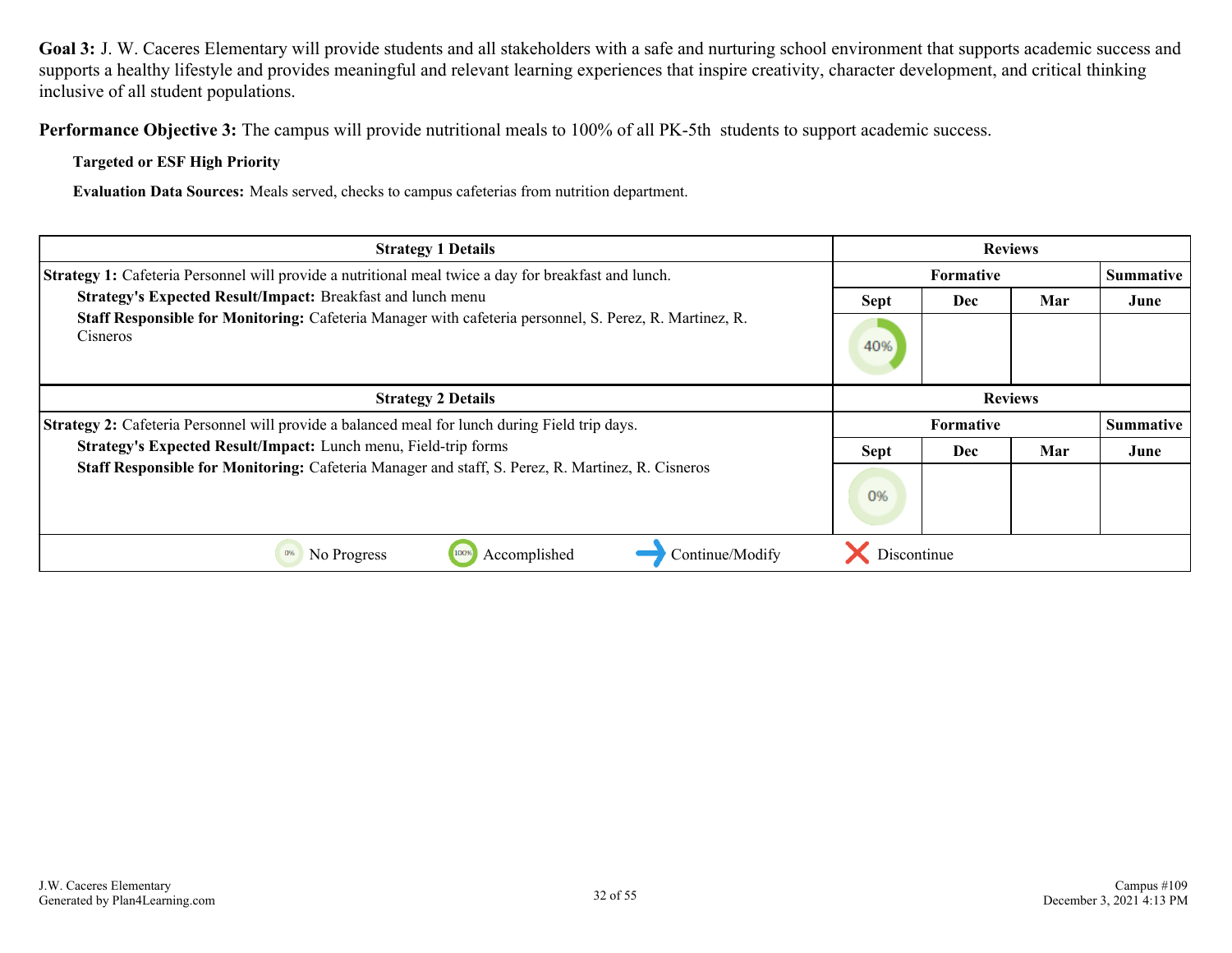**Goal 3:** J. W. Caceres Elementary will provide students and all stakeholders with a safe and nurturing school environment that supports academic success and supports a healthy lifestyle and provides meaningful and relevant learning experiences that inspire creativity, character development, and critical thinking inclusive of all student populations.

**Performance Objective 3:** The campus will provide nutritional meals to 100% of all PK-5th students to support academic success.

**Targeted or ESF High Priority**

**Evaluation Data Sources:** Meals served, checks to campus cafeterias from nutrition department.

| Strategy 1 Details | Reviews | | | |
|---|---|---|---|---|
| **Strategy 1:** Cafeteria Personnel will provide a nutritional meal twice a day for breakfast and lunch. | Formative | | | Summative |
| **Strategy's Expected Result/Impact:** Breakfast and lunch menu<br>**Staff Responsible for Monitoring:** Cafeteria Manager with cafeteria personnel, S. Perez, R. Martinez, R. Cisneros | Sept | Dec | Mar | June |
| | 40% | | | |

| Strategy 2 Details | Reviews | | | |
|---|---|---|---|---|
| **Strategy 2:** Cafeteria Personnel will provide a balanced meal for lunch during Field trip days. | Formative | | | Summative |
| **Strategy's Expected Result/Impact:** Lunch menu, Field-trip forms<br>**Staff Responsible for Monitoring:** Cafeteria Manager and staff, S. Perez, R. Martinez, R. Cisneros | Sept | Dec | Mar | June |
| | 0% | | | |

0% No Progress | 100% Accomplished | Continue/Modify | Discontinue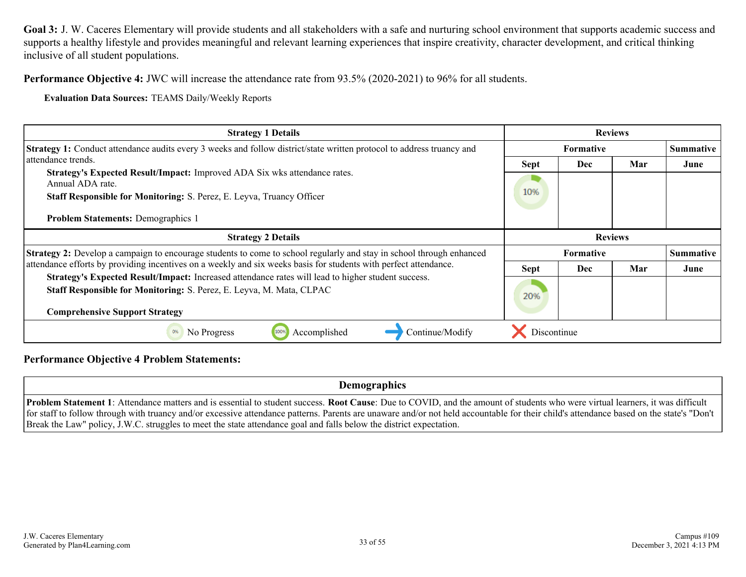**Goal 3:** J. W. Caceres Elementary will provide students and all stakeholders with a safe and nurturing school environment that supports academic success and supports a healthy lifestyle and provides meaningful and relevant learning experiences that inspire creativity, character development, and critical thinking inclusive of all student populations.

**Performance Objective 4:** JWC will increase the attendance rate from 93.5% (2020-2021) to 96% for all students.

**Evaluation Data Sources:** TEAMS Daily/Weekly Reports

| Strategy 1 Details | Reviews | | | |
|---|---|---|---|---|
| **Strategy 1:** Conduct attendance audits every 3 weeks and follow district/state written protocol to address truancy and attendance trends.<br>**Strategy's Expected Result/Impact:** Improved ADA Six wks attendance rates. Annual ADA rate.<br>**Staff Responsible for Monitoring:** S. Perez, E. Leyva, Truancy Officer<br>**Problem Statements:** Demographics 1 | Formative | | | Summative |
| | Sept | Dec | Mar | June |
| | 10% | | | |

| Strategy 2 Details | Reviews | | | |
|---|---|---|---|---|
| **Strategy 2:** Develop a campaign to encourage students to come to school regularly and stay in school through enhanced attendance efforts by providing incentives on a weekly and six weeks basis for students with perfect attendance.<br>**Strategy's Expected Result/Impact:** Increased attendance rates will lead to higher student success.<br>**Staff Responsible for Monitoring:** S. Perez, E. Leyva, M. Mata, CLPAC<br>**Comprehensive Support Strategy** | Formative | | | Summative |
| | Sept | Dec | Mar | June |
| | 20% | | | |

0% No Progress | 100% Accomplished | → Continue/Modify | ✗ Discontinue

**Performance Objective 4 Problem Statements:**

| Demographics |
|---|
| **Problem Statement 1**: Attendance matters and is essential to student success. **Root Cause**: Due to COVID, and the amount of students who were virtual learners, it was difficult for staff to follow through with truancy and/or excessive attendance patterns. Parents are unaware and/or not held accountable for their child's attendance based on the state's "Don't Break the Law" policy, J.W.C. struggles to meet the state attendance goal and falls below the district expectation. |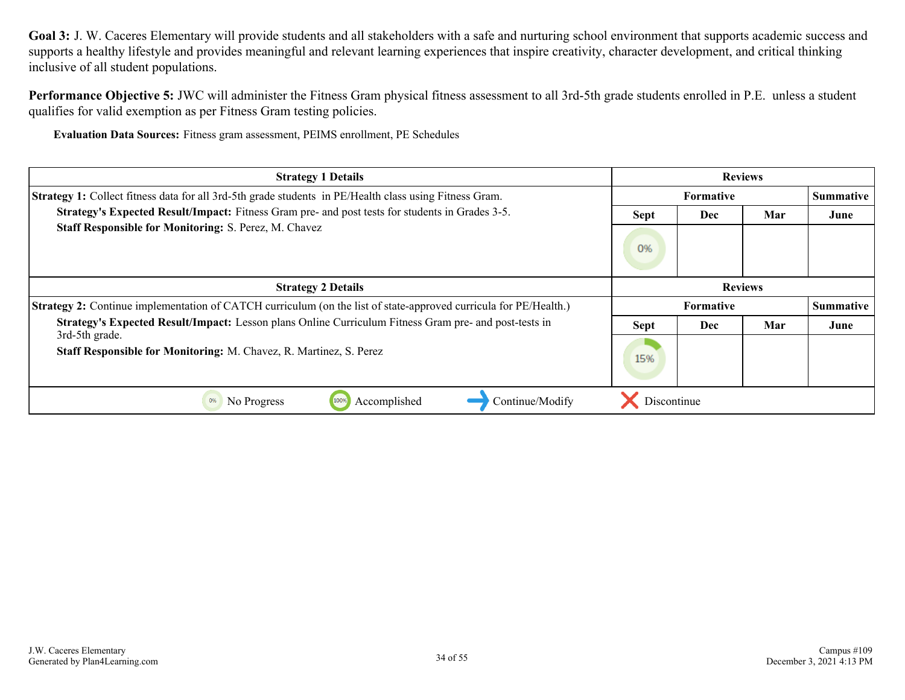**Goal 3:** J. W. Caceres Elementary will provide students and all stakeholders with a safe and nurturing school environment that supports academic success and supports a healthy lifestyle and provides meaningful and relevant learning experiences that inspire creativity, character development, and critical thinking inclusive of all student populations.

**Performance Objective 5:** JWC will administer the Fitness Gram physical fitness assessment to all 3rd-5th grade students enrolled in P.E. unless a student qualifies for valid exemption as per Fitness Gram testing policies.

**Evaluation Data Sources:** Fitness gram assessment, PEIMS enrollment, PE Schedules

| Strategy 1 Details | Reviews | | | |
|---|---|---|---|---|
| | Formative | | | Summative |
| **Strategy 1:** Collect fitness data for all 3rd-5th grade students in PE/Health class using Fitness Gram.<br>**Strategy's Expected Result/Impact:** Fitness Gram pre- and post tests for students in Grades 3-5.<br>**Staff Responsible for Monitoring:** S. Perez, M. Chavez | Sept | Dec | Mar | June |
| | 0% | | | |

| Strategy 2 Details | Reviews | | | |
|---|---|---|---|---|
| | Formative | | | Summative |
| **Strategy 2:** Continue implementation of CATCH curriculum (on the list of state-approved curricula for PE/Health.)<br>**Strategy's Expected Result/Impact:** Lesson plans Online Curriculum Fitness Gram pre- and post-tests in 3rd-5th grade.<br>**Staff Responsible for Monitoring:** M. Chavez, R. Martinez, S. Perez | Sept | Dec | Mar | June |
| | 15% | | | |

0% No Progress | 100% Accomplished | Continue/Modify | Discontinue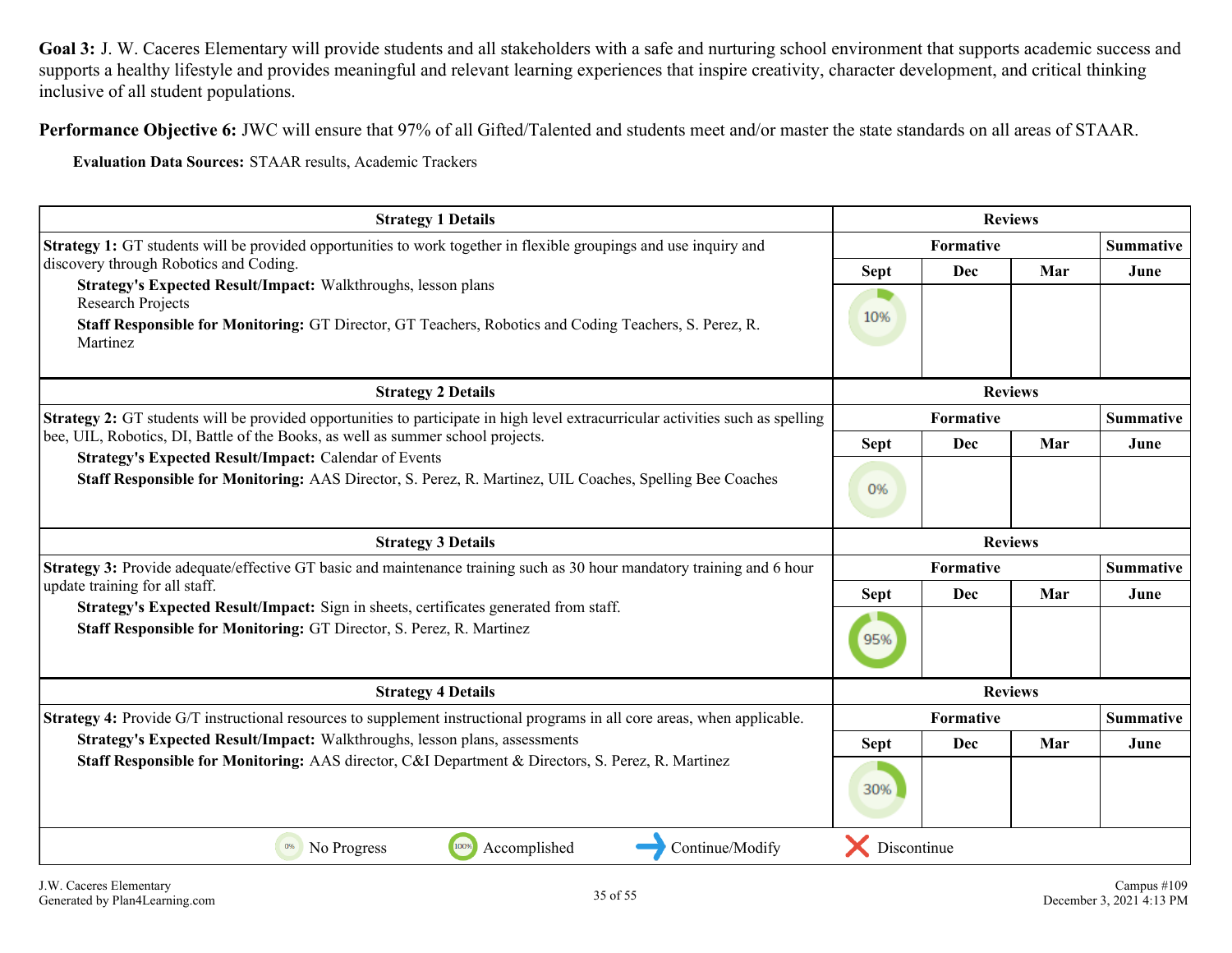**Goal 3:** J. W. Caceres Elementary will provide students and all stakeholders with a safe and nurturing school environment that supports academic success and supports a healthy lifestyle and provides meaningful and relevant learning experiences that inspire creativity, character development, and critical thinking inclusive of all student populations.

**Performance Objective 6:** JWC will ensure that 97% of all Gifted/Talented and students meet and/or master the state standards on all areas of STAAR.

**Evaluation Data Sources:** STAAR results, Academic Trackers

| Strategy 1 Details | Reviews | | | |
|---|---|---|---|---|
| | Formative | | | Summative |
| | Sept | Dec | Mar | June |
| **Strategy 1:** GT students will be provided opportunities to work together in flexible groupings and use inquiry and discovery through Robotics and Coding.<br>**Strategy's Expected Result/Impact:** Walkthroughs, lesson plans<br>Research Projects<br>**Staff Responsible for Monitoring:** GT Director, GT Teachers, Robotics and Coding Teachers, S. Perez, R. Martinez | 10% | | | |

| Strategy 2 Details | Reviews | | | |
|---|---|---|---|---|
| | Formative | | | Summative |
| | Sept | Dec | Mar | June |
| **Strategy 2:** GT students will be provided opportunities to participate in high level extracurricular activities such as spelling bee, UIL, Robotics, DI, Battle of the Books, as well as summer school projects.<br>**Strategy's Expected Result/Impact:** Calendar of Events<br>**Staff Responsible for Monitoring:** AAS Director, S. Perez, R. Martinez, UIL Coaches, Spelling Bee Coaches | 0% | | | |

| Strategy 3 Details | Reviews | | | |
|---|---|---|---|---|
| | Formative | | | Summative |
| | Sept | Dec | Mar | June |
| **Strategy 3:** Provide adequate/effective GT basic and maintenance training such as 30 hour mandatory training and 6 hour update training for all staff.<br>**Strategy's Expected Result/Impact:** Sign in sheets, certificates generated from staff.<br>**Staff Responsible for Monitoring:** GT Director, S. Perez, R. Martinez | 95% | | | |

| Strategy 4 Details | Reviews | | | |
|---|---|---|---|---|
| | Formative | | | Summative |
| | Sept | Dec | Mar | June |
| **Strategy 4:** Provide G/T instructional resources to supplement instructional programs in all core areas, when applicable.<br>**Strategy's Expected Result/Impact:** Walkthroughs, lesson plans, assessments<br>**Staff Responsible for Monitoring:** AAS director, C&I Department & Directors, S. Perez, R. Martinez | 30% | | | |

0% No Progress | 100% Accomplished | → Continue/Modify | ✗ Discontinue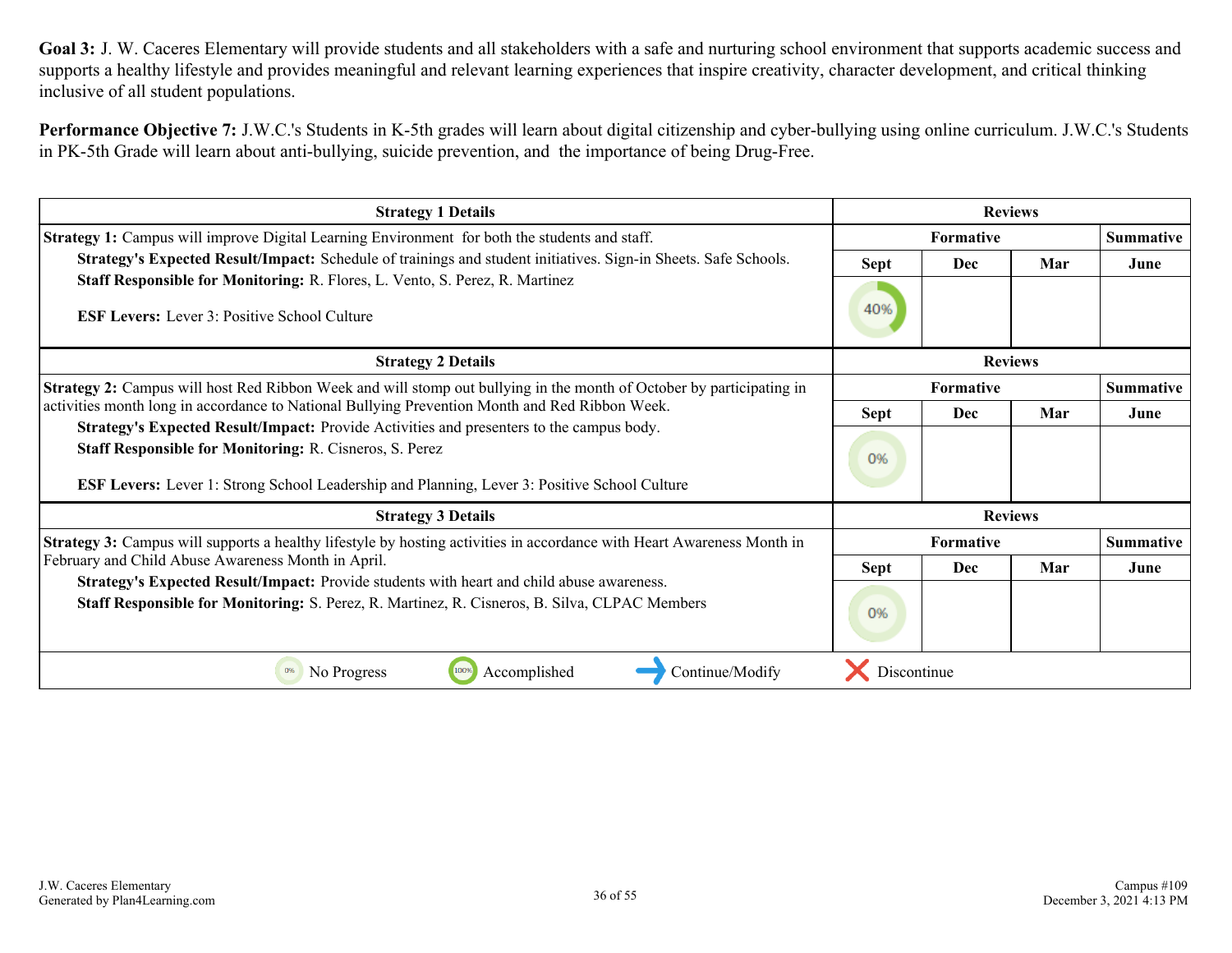**Goal 3:** J. W. Caceres Elementary will provide students and all stakeholders with a safe and nurturing school environment that supports academic success and supports a healthy lifestyle and provides meaningful and relevant learning experiences that inspire creativity, character development, and critical thinking inclusive of all student populations.

**Performance Objective 7:** J.W.C.'s Students in K-5th grades will learn about digital citizenship and cyber-bullying using online curriculum. J.W.C.'s Students in PK-5th Grade will learn about anti-bullying, suicide prevention, and the importance of being Drug-Free.

| Strategy 1 Details | Reviews | | | |
|---|---|---|---|---|
| | Formative | | | Summative |
| | Sept | Dec | Mar | June |
| **Strategy 1:** Campus will improve Digital Learning Environment for both the students and staff.<br>**Strategy's Expected Result/Impact:** Schedule of trainings and student initiatives. Sign-in Sheets. Safe Schools.<br>**Staff Responsible for Monitoring:** R. Flores, L. Vento, S. Perez, R. Martinez<br><br>**ESF Levers:** Lever 3: Positive School Culture | 40% | | | |

| Strategy 2 Details | Reviews | | | |
|---|---|---|---|---|
| | Formative | | | Summative |
| | Sept | Dec | Mar | June |
| **Strategy 2:** Campus will host Red Ribbon Week and will stomp out bullying in the month of October by participating in activities month long in accordance to National Bullying Prevention Month and Red Ribbon Week.<br>**Strategy's Expected Result/Impact:** Provide Activities and presenters to the campus body.<br>**Staff Responsible for Monitoring:** R. Cisneros, S. Perez<br><br>**ESF Levers:** Lever 1: Strong School Leadership and Planning, Lever 3: Positive School Culture | 0% | | | |

| Strategy 3 Details | Reviews | | | |
|---|---|---|---|---|
| | Formative | | | Summative |
| | Sept | Dec | Mar | June |
| **Strategy 3:** Campus will supports a healthy lifestyle by hosting activities in accordance with Heart Awareness Month in February and Child Abuse Awareness Month in April.<br>**Strategy's Expected Result/Impact:** Provide students with heart and child abuse awareness.<br>**Staff Responsible for Monitoring:** S. Perez, R. Martinez, R. Cisneros, B. Silva, CLPAC Members | 0% | | | |

0% No Progress | 100% Accomplished | → Continue/Modify | ✕ Discontinue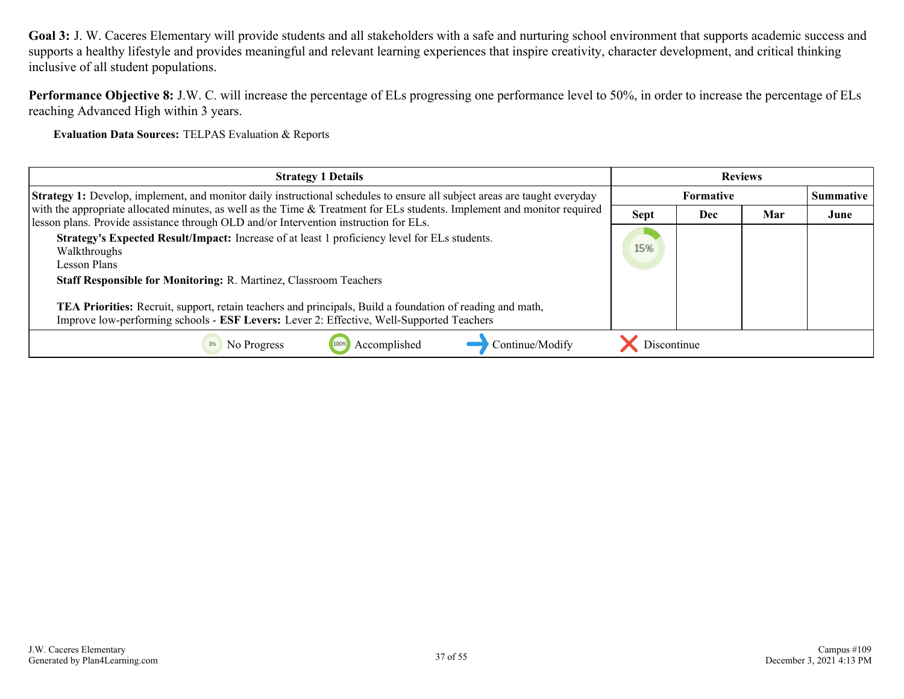**Goal 3:** J. W. Caceres Elementary will provide students and all stakeholders with a safe and nurturing school environment that supports academic success and supports a healthy lifestyle and provides meaningful and relevant learning experiences that inspire creativity, character development, and critical thinking inclusive of all student populations.

**Performance Objective 8:** J.W. C. will increase the percentage of ELs progressing one performance level to 50%, in order to increase the percentage of ELs reaching Advanced High within 3 years.

**Evaluation Data Sources:** TELPAS Evaluation & Reports

| Strategy 1 Details | Reviews | | | |
|---|---|---|---|---|
| | Formative | | | Summative |
| | Sept | Dec | Mar | June |
| **Strategy 1:** Develop, implement, and monitor daily instructional schedules to ensure all subject areas are taught everyday with the appropriate allocated minutes, as well as the Time & Treatment for ELs students. Implement and monitor required lesson plans. Provide assistance through OLD and/or Intervention instruction for ELs.<br>**Strategy's Expected Result/Impact:** Increase of at least 1 proficiency level for ELs students.<br>Walkthroughs<br>Lesson Plans<br>**Staff Responsible for Monitoring:** R. Martinez, Classroom Teachers<br><br>**TEA Priorities:** Recruit, support, retain teachers and principals, Build a foundation of reading and math, Improve low-performing schools - **ESF Levers:** Lever 2: Effective, Well-Supported Teachers | 15% | | | |
| 0% No Progress · 100% Accomplished · Continue/Modify · Discontinue | | | | |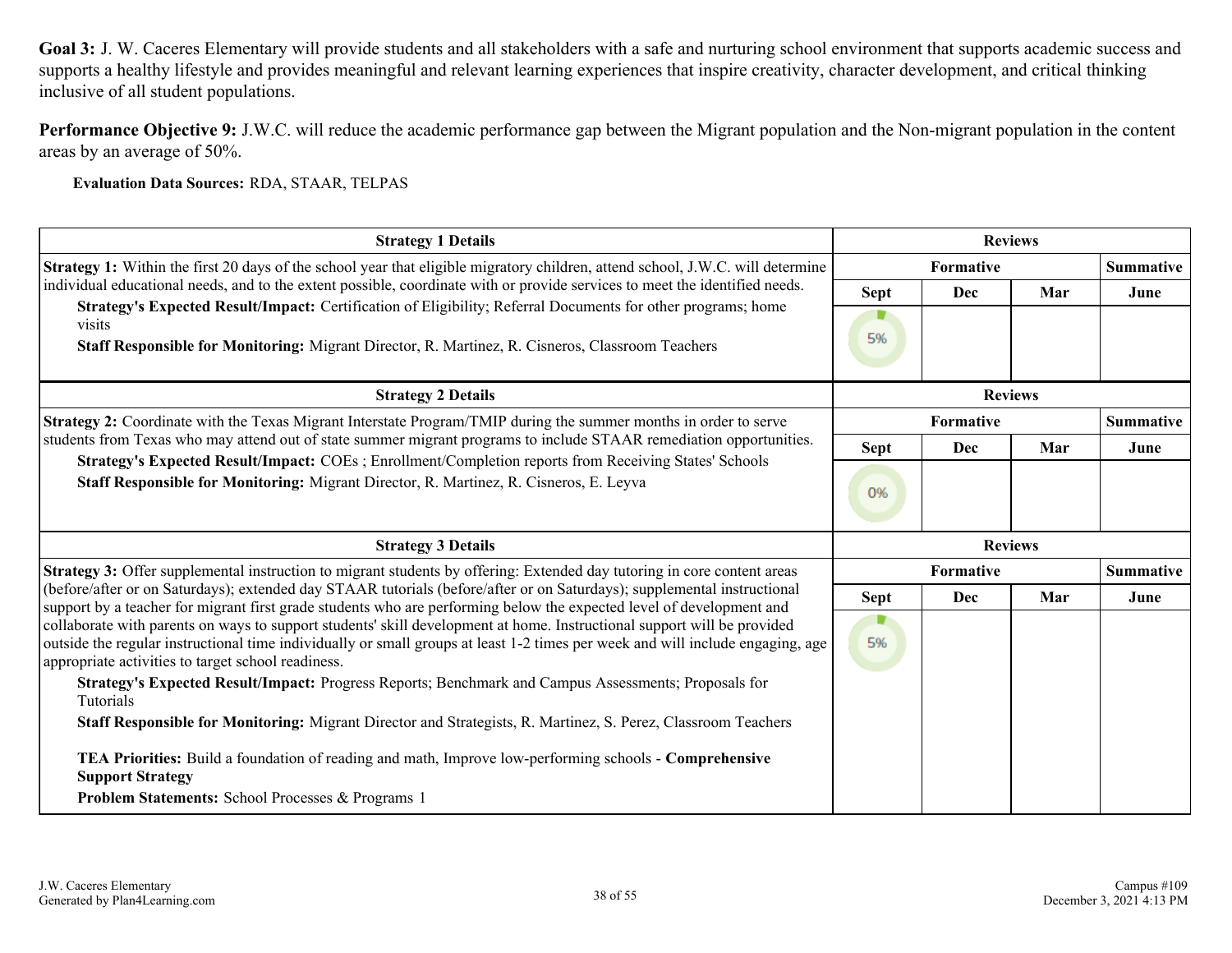**Goal 3:** J. W. Caceres Elementary will provide students and all stakeholders with a safe and nurturing school environment that supports academic success and supports a healthy lifestyle and provides meaningful and relevant learning experiences that inspire creativity, character development, and critical thinking inclusive of all student populations.

**Performance Objective 9:** J.W.C. will reduce the academic performance gap between the Migrant population and the Non-migrant population in the content areas by an average of 50%.

**Evaluation Data Sources:** RDA, STAAR, TELPAS

| Strategy 1 Details | Reviews | | | |
|---|---|---|---|---|
| | Formative | | | Summative |
| | Sept | Dec | Mar | June |
| **Strategy 1:** Within the first 20 days of the school year that eligible migratory children, attend school, J.W.C. will determine individual educational needs, and to the extent possible, coordinate with or provide services to meet the identified needs.<br>**Strategy's Expected Result/Impact:** Certification of Eligibility; Referral Documents for other programs; home visits<br>**Staff Responsible for Monitoring:** Migrant Director, R. Martinez, R. Cisneros, Classroom Teachers | 5% | | | |

| Strategy 2 Details | Reviews | | | |
|---|---|---|---|---|
| | Formative | | | Summative |
| | Sept | Dec | Mar | June |
| **Strategy 2:** Coordinate with the Texas Migrant Interstate Program/TMIP during the summer months in order to serve students from Texas who may attend out of state summer migrant programs to include STAAR remediation opportunities.<br>**Strategy's Expected Result/Impact:** COEs ; Enrollment/Completion reports from Receiving States' Schools<br>**Staff Responsible for Monitoring:** Migrant Director, R. Martinez, R. Cisneros, E. Leyva | 0% | | | |

| Strategy 3 Details | Reviews | | | |
|---|---|---|---|---|
| | Formative | | | Summative |
| | Sept | Dec | Mar | June |
| **Strategy 3:** Offer supplemental instruction to migrant students by offering: Extended day tutoring in core content areas (before/after or on Saturdays); extended day STAAR tutorials (before/after or on Saturdays); supplemental instructional support by a teacher for migrant first grade students who are performing below the expected level of development and collaborate with parents on ways to support students' skill development at home. Instructional support will be provided outside the regular instructional time individually or small groups at least 1-2 times per week and will include engaging, age appropriate activities to target school readiness.<br>**Strategy's Expected Result/Impact:** Progress Reports; Benchmark and Campus Assessments; Proposals for Tutorials<br>**Staff Responsible for Monitoring:** Migrant Director and Strategists, R. Martinez, S. Perez, Classroom Teachers<br><br>**TEA Priorities:** Build a foundation of reading and math, Improve low-performing schools - **Comprehensive Support Strategy**<br>**Problem Statements:** School Processes & Programs 1 | 5% | | | |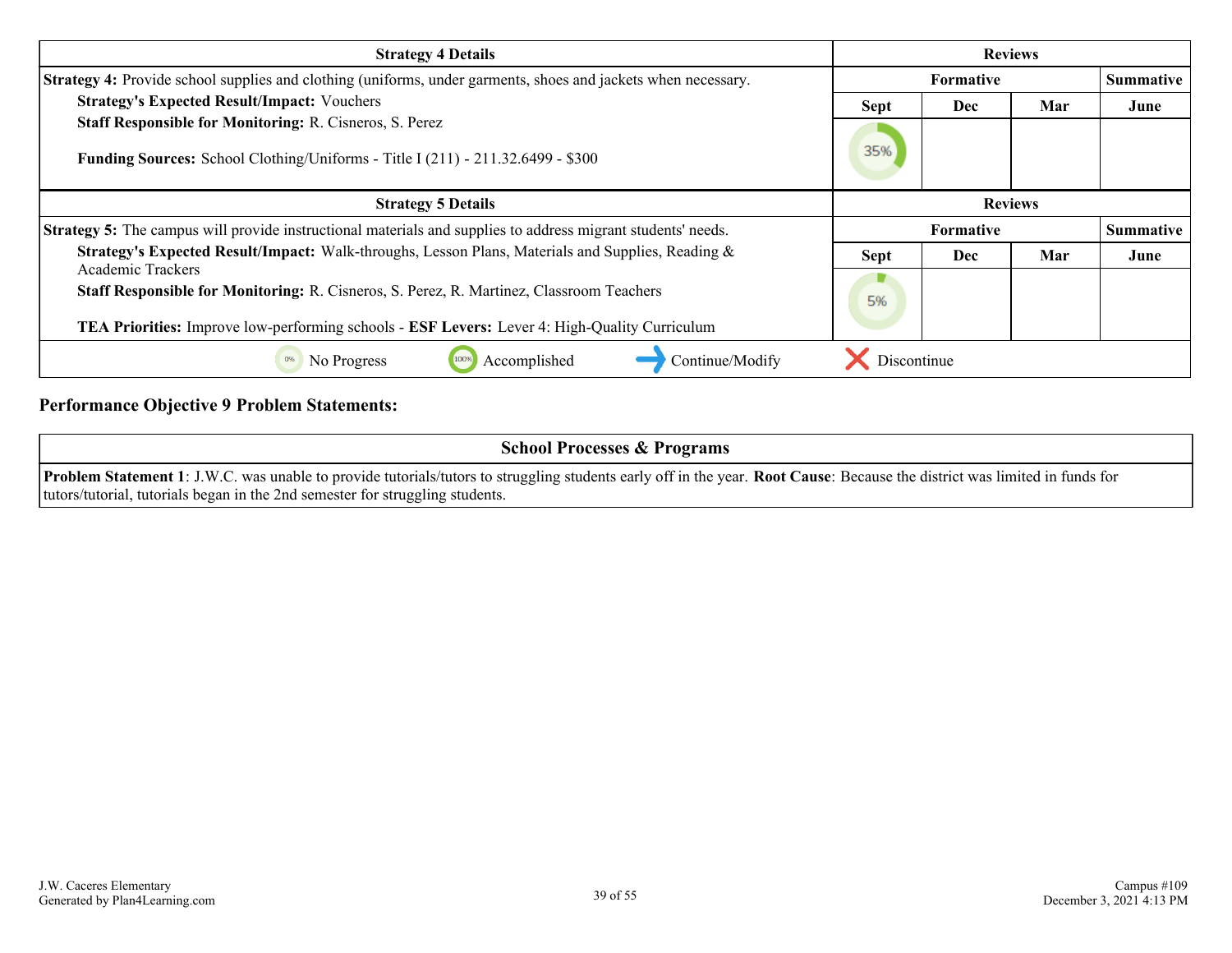| Strategy 4 Details | Reviews | | | |
|---|---|---|---|---|
| **Strategy 4:** Provide school supplies and clothing (uniforms, under garments, shoes and jackets when necessary. | Formative | | | Summative |
| **Strategy's Expected Result/Impact:** Vouchers<br>**Staff Responsible for Monitoring:** R. Cisneros, S. Perez<br><br>**Funding Sources:** School Clothing/Uniforms - Title I (211) - 211.32.6499 - $300 | Sept | Dec | Mar | June |
| | 35% | | | |

| Strategy 5 Details | Reviews | | | |
|---|---|---|---|---|
| **Strategy 5:** The campus will provide instructional materials and supplies to address migrant students' needs. | Formative | | | Summative |
| **Strategy's Expected Result/Impact:** Walk-throughs, Lesson Plans, Materials and Supplies, Reading & Academic Trackers<br>**Staff Responsible for Monitoring:** R. Cisneros, S. Perez, R. Martinez, Classroom Teachers<br><br>**TEA Priorities:** Improve low-performing schools - **ESF Levers:** Lever 4: High-Quality Curriculum | Sept | Dec | Mar | June |
| | 5% | | | |

0% No Progress | 100% Accomplished | Continue/Modify | Discontinue

## Performance Objective 9 Problem Statements:

| School Processes & Programs |
|---|
| **Problem Statement 1**: J.W.C. was unable to provide tutorials/tutors to struggling students early off in the year. **Root Cause**: Because the district was limited in funds for tutors/tutorial, tutorials began in the 2nd semester for struggling students. |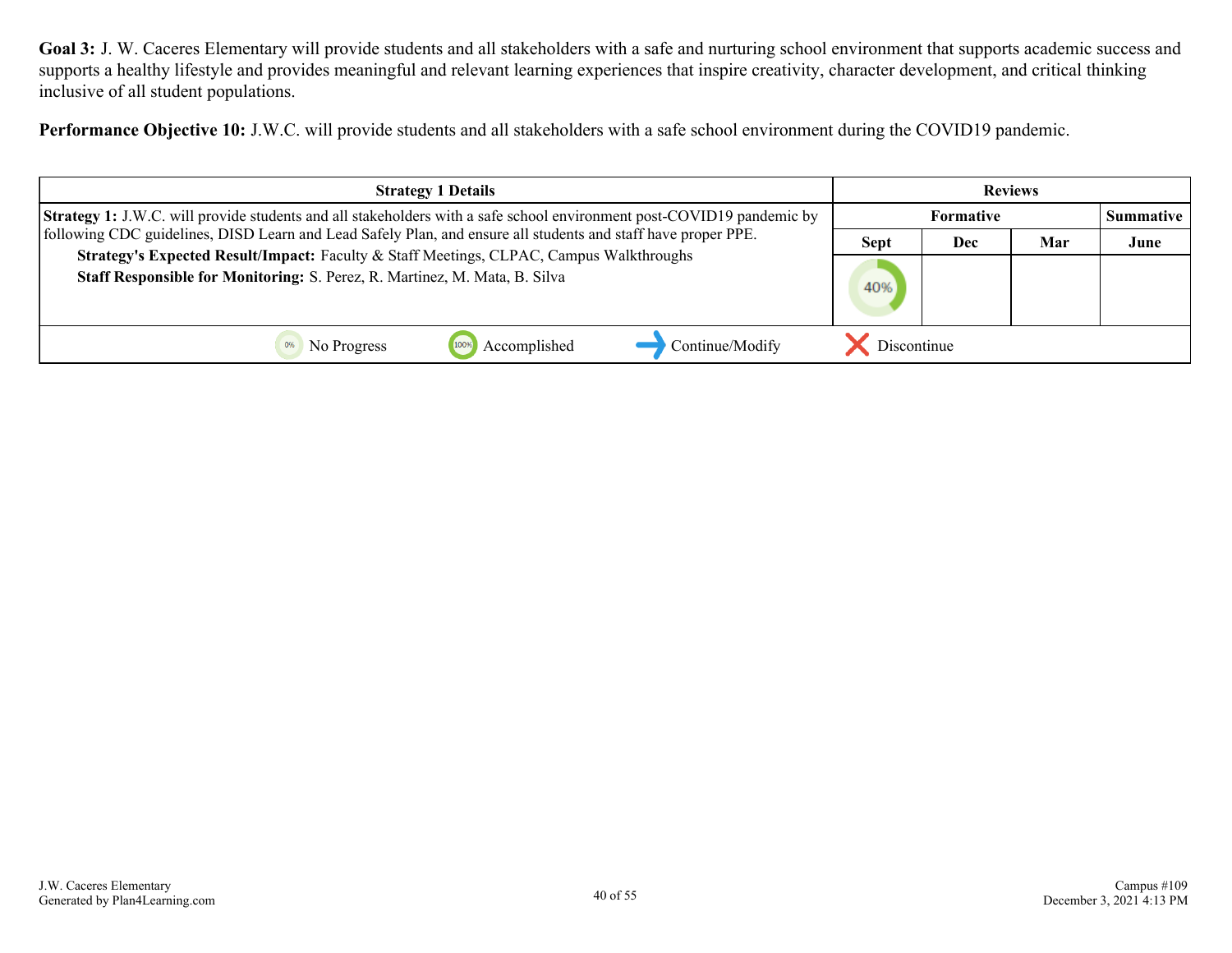**Goal 3:** J. W. Caceres Elementary will provide students and all stakeholders with a safe and nurturing school environment that supports academic success and supports a healthy lifestyle and provides meaningful and relevant learning experiences that inspire creativity, character development, and critical thinking inclusive of all student populations.

**Performance Objective 10:** J.W.C. will provide students and all stakeholders with a safe school environment during the COVID19 pandemic.

| Strategy 1 Details | Reviews | | | |
|---|---|---|---|---|
| | Formative | | | Summative |
| | Sept | Dec | Mar | June |
| **Strategy 1:** J.W.C. will provide students and all stakeholders with a safe school environment post-COVID19 pandemic by following CDC guidelines, DISD Learn and Lead Safely Plan, and ensure all students and staff have proper PPE.<br>**Strategy's Expected Result/Impact:** Faculty & Staff Meetings, CLPAC, Campus Walkthroughs<br>**Staff Responsible for Monitoring:** S. Perez, R. Martinez, M. Mata, B. Silva | 40% | | | |

0% No Progress | 100% Accomplished | Continue/Modify | Discontinue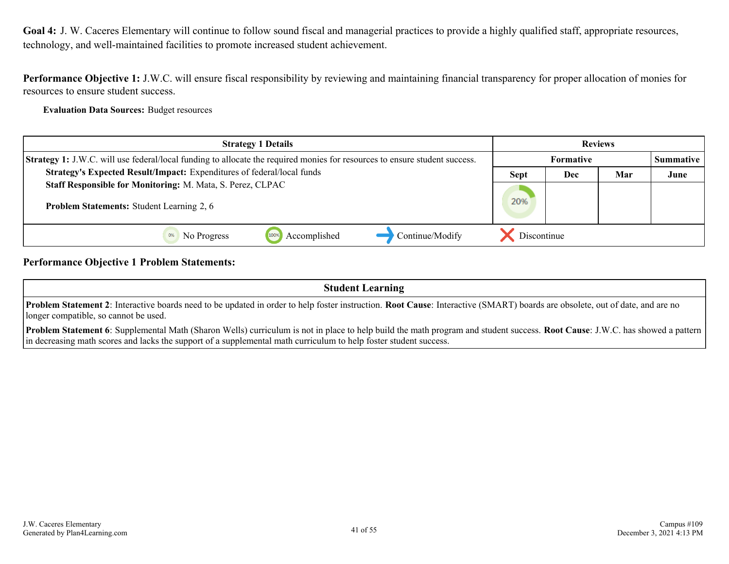**Goal 4:** J. W. Caceres Elementary will continue to follow sound fiscal and managerial practices to provide a highly qualified staff, appropriate resources, technology, and well-maintained facilities to promote increased student achievement.

**Performance Objective 1:** J.W.C. will ensure fiscal responsibility by reviewing and maintaining financial transparency for proper allocation of monies for resources to ensure student success.

**Evaluation Data Sources:** Budget resources

| Strategy 1 Details | Reviews | | | |
|---|---|---|---|---|
| **Strategy 1:** J.W.C. will use federal/local funding to allocate the required monies for resources to ensure student success. | Formative | | | Summative |
| **Strategy's Expected Result/Impact:** Expenditures of federal/local funds<br>**Staff Responsible for Monitoring:** M. Mata, S. Perez, CLPAC<br><br>**Problem Statements:** Student Learning 2, 6 | Sept | Dec | Mar | June |
| | 20% | | | |

0% No Progress — 100% Accomplished — Continue/Modify — Discontinue

**Performance Objective 1 Problem Statements:**

| Student Learning |
|---|
| **Problem Statement 2**: Interactive boards need to be updated in order to help foster instruction. **Root Cause**: Interactive (SMART) boards are obsolete, out of date, and are no longer compatible, so cannot be used. |
| **Problem Statement 6**: Supplemental Math (Sharon Wells) curriculum is not in place to help build the math program and student success. **Root Cause**: J.W.C. has showed a pattern in decreasing math scores and lacks the support of a supplemental math curriculum to help foster student success. |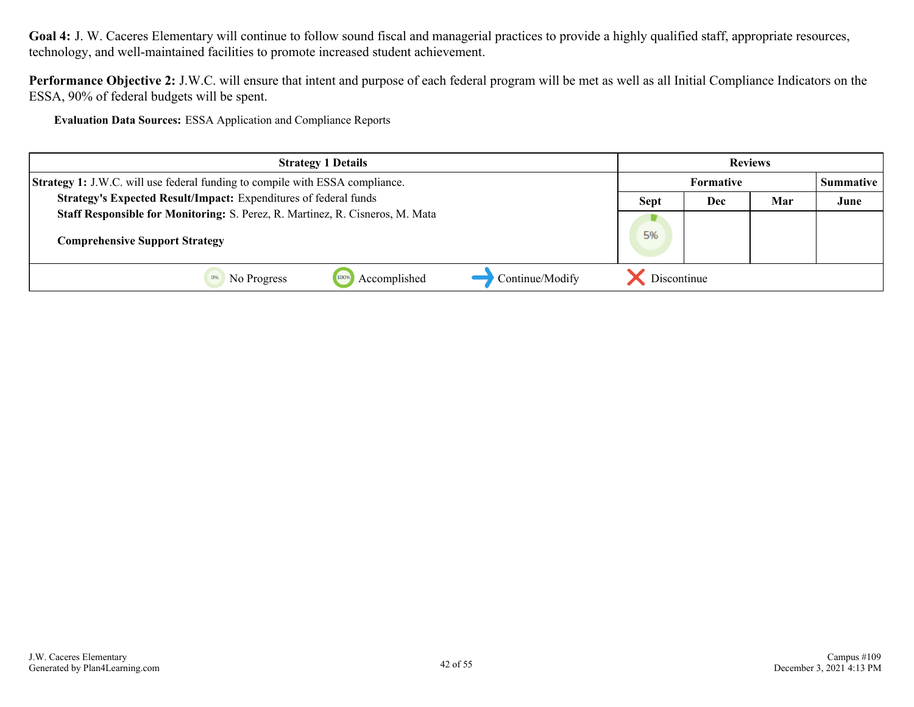**Goal 4:** J. W. Caceres Elementary will continue to follow sound fiscal and managerial practices to provide a highly qualified staff, appropriate resources, technology, and well-maintained facilities to promote increased student achievement.

**Performance Objective 2:** J.W.C. will ensure that intent and purpose of each federal program will be met as well as all Initial Compliance Indicators on the ESSA, 90% of federal budgets will be spent.

**Evaluation Data Sources:** ESSA Application and Compliance Reports

| Strategy 1 Details | Reviews | | | |
|---|---|---|---|---|
| | Formative | | | Summative |
| | Sept | Dec | Mar | June |
| **Strategy 1:** J.W.C. will use federal funding to compile with ESSA compliance.<br>**Strategy's Expected Result/Impact:** Expenditures of federal funds<br>**Staff Responsible for Monitoring:** S. Perez, R. Martinez, R. Cisneros, M. Mata<br><br>**Comprehensive Support Strategy** | 5% | | | |

0% No Progress | 100% Accomplished | Continue/Modify | Discontinue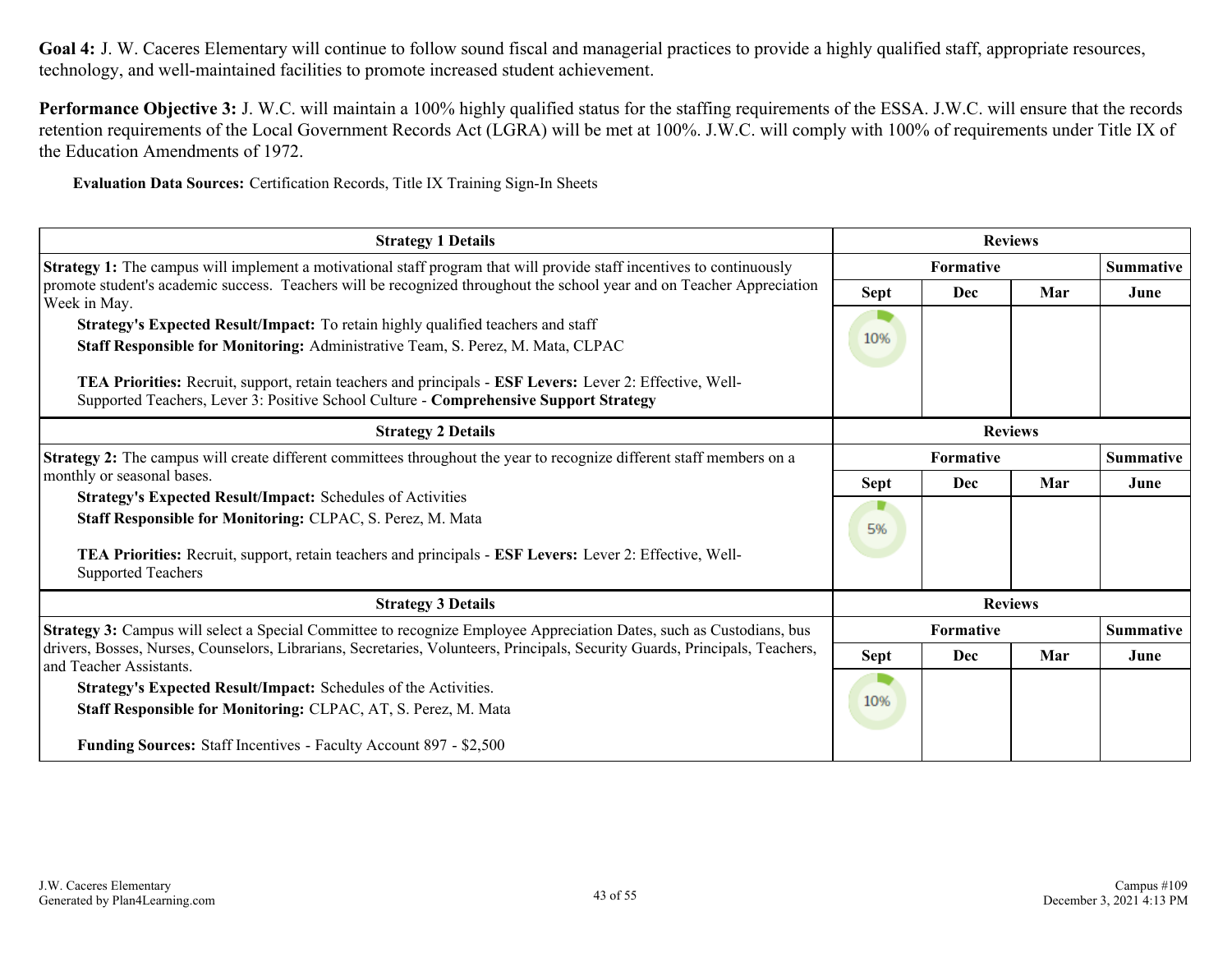**Goal 4:** J. W. Caceres Elementary will continue to follow sound fiscal and managerial practices to provide a highly qualified staff, appropriate resources, technology, and well-maintained facilities to promote increased student achievement.

**Performance Objective 3:** J. W.C. will maintain a 100% highly qualified status for the staffing requirements of the ESSA. J.W.C. will ensure that the records retention requirements of the Local Government Records Act (LGRA) will be met at 100%. J.W.C. will comply with 100% of requirements under Title IX of the Education Amendments of 1972.

**Evaluation Data Sources:** Certification Records, Title IX Training Sign-In Sheets

| Strategy 1 Details | Reviews | | | |
|---|---|---|---|---|
| | Formative | | | Summative |
| **Strategy 1:** The campus will implement a motivational staff program that will provide staff incentives to continuously promote student's academic success. Teachers will be recognized throughout the school year and on Teacher Appreciation Week in May.<br>**Strategy's Expected Result/Impact:** To retain highly qualified teachers and staff<br>**Staff Responsible for Monitoring:** Administrative Team, S. Perez, M. Mata, CLPAC<br><br>**TEA Priorities:** Recruit, support, retain teachers and principals - **ESF Levers:** Lever 2: Effective, Well-Supported Teachers, Lever 3: Positive School Culture - **Comprehensive Support Strategy** | **Sept** | **Dec** | **Mar** | **June** |
| | 10% | | | |

| Strategy 2 Details | Reviews | | | |
|---|---|---|---|---|
| | Formative | | | Summative |
| **Strategy 2:** The campus will create different committees throughout the year to recognize different staff members on a monthly or seasonal bases.<br>**Strategy's Expected Result/Impact:** Schedules of Activities<br>**Staff Responsible for Monitoring:** CLPAC, S. Perez, M. Mata<br><br>**TEA Priorities:** Recruit, support, retain teachers and principals - **ESF Levers:** Lever 2: Effective, Well-Supported Teachers | **Sept** | **Dec** | **Mar** | **June** |
| | 5% | | | |

| Strategy 3 Details | Reviews | | | |
|---|---|---|---|---|
| | Formative | | | Summative |
| **Strategy 3:** Campus will select a Special Committee to recognize Employee Appreciation Dates, such as Custodians, bus drivers, Bosses, Nurses, Counselors, Librarians, Secretaries, Volunteers, Principals, Security Guards, Principals, Teachers, and Teacher Assistants.<br>**Strategy's Expected Result/Impact:** Schedules of the Activities.<br>**Staff Responsible for Monitoring:** CLPAC, AT, S. Perez, M. Mata<br><br>**Funding Sources:** Staff Incentives - Faculty Account 897 - $2,500 | **Sept** | **Dec** | **Mar** | **June** |
| | 10% | | | |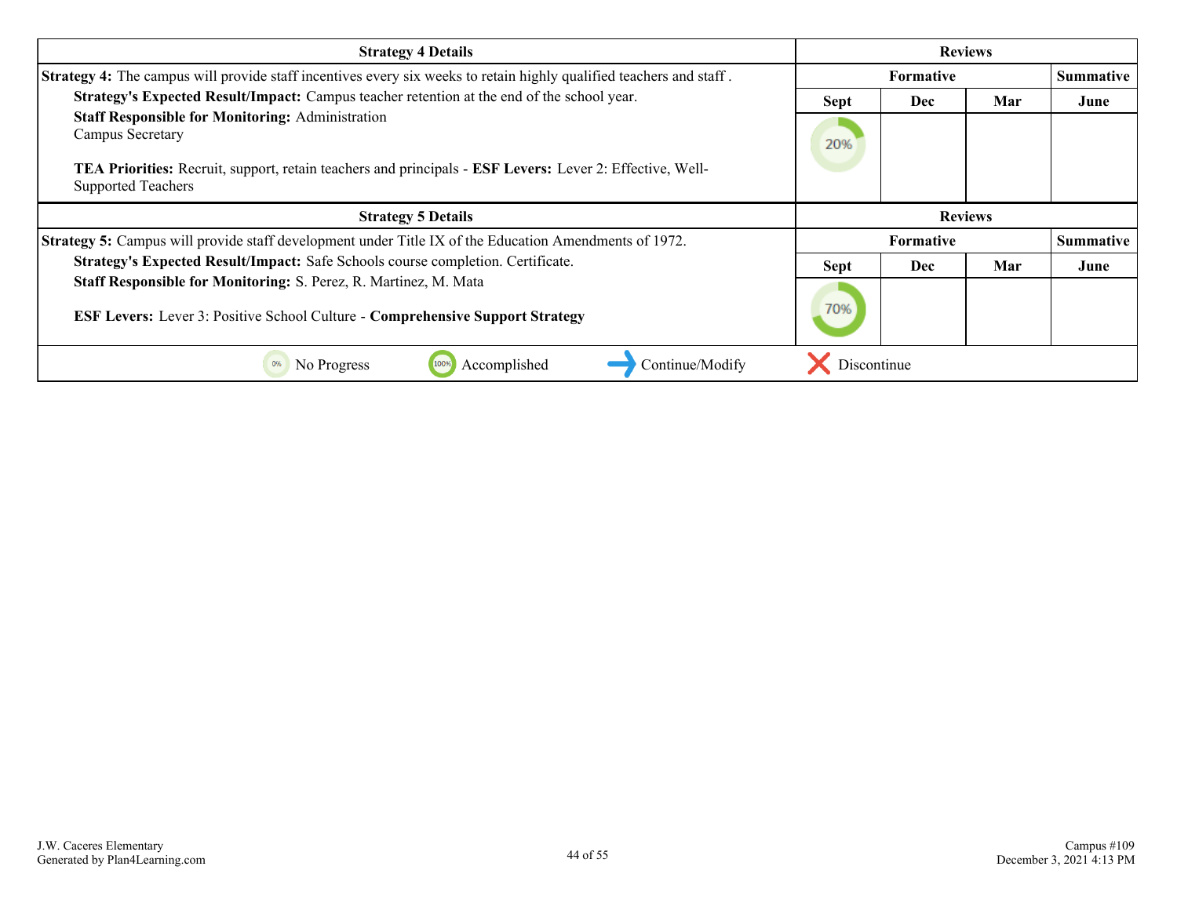| Strategy 4 Details | Reviews | | | |
|---|---|---|---|---|
| | Formative | | | Summative |
| **Strategy 4:** The campus will provide staff incentives every six weeks to retain highly qualified teachers and staff . **Strategy's Expected Result/Impact:** Campus teacher retention at the end of the school year. **Staff Responsible for Monitoring:** Administration Campus Secretary **TEA Priorities:** Recruit, support, retain teachers and principals - **ESF Levers:** Lever 2: Effective, Well-Supported Teachers | Sept | Dec | Mar | June |
| | 20% | | | |

| Strategy 5 Details | Reviews | | | |
|---|---|---|---|---|
| | Formative | | | Summative |
| **Strategy 5:** Campus will provide staff development under Title IX of the Education Amendments of 1972. **Strategy's Expected Result/Impact:** Safe Schools course completion. Certificate. **Staff Responsible for Monitoring:** S. Perez, R. Martinez, M. Mata **ESF Levers:** Lever 3: Positive School Culture - **Comprehensive Support Strategy** | Sept | Dec | Mar | June |
| | 70% | | | |

0% No Progress | 100% Accomplished | Continue/Modify | Discontinue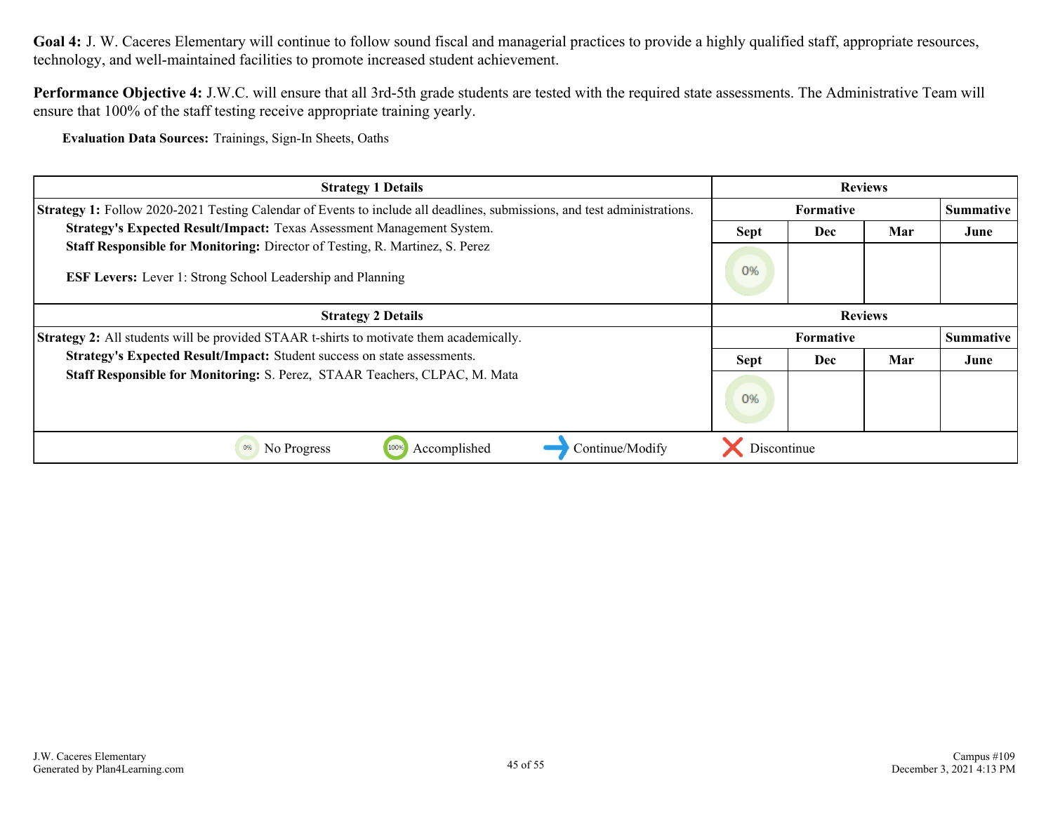**Goal 4:** J. W. Caceres Elementary will continue to follow sound fiscal and managerial practices to provide a highly qualified staff, appropriate resources, technology, and well-maintained facilities to promote increased student achievement.

**Performance Objective 4:** J.W.C. will ensure that all 3rd-5th grade students are tested with the required state assessments. The Administrative Team will ensure that 100% of the staff testing receive appropriate training yearly.

**Evaluation Data Sources:** Trainings, Sign-In Sheets, Oaths

| Strategy 1 Details | Reviews | | | |
|---|---|---|---|---|
| **Strategy 1:** Follow 2020-2021 Testing Calendar of Events to include all deadlines, submissions, and test administrations.<br>**Strategy's Expected Result/Impact:** Texas Assessment Management System.<br>**Staff Responsible for Monitoring:** Director of Testing, R. Martinez, S. Perez<br><br>**ESF Levers:** Lever 1: Strong School Leadership and Planning | Formative | | | Summative |
| | Sept | Dec | Mar | June |
| | 0% | | | |

| Strategy 2 Details | Reviews | | | |
|---|---|---|---|---|
| **Strategy 2:** All students will be provided STAAR t-shirts to motivate them academically.<br>**Strategy's Expected Result/Impact:** Student success on state assessments.<br>**Staff Responsible for Monitoring:** S. Perez, STAAR Teachers, CLPAC, M. Mata | Formative | | | Summative |
| | Sept | Dec | Mar | June |
| | 0% | | | |

0% No Progress | 100% Accomplished | Continue/Modify | Discontinue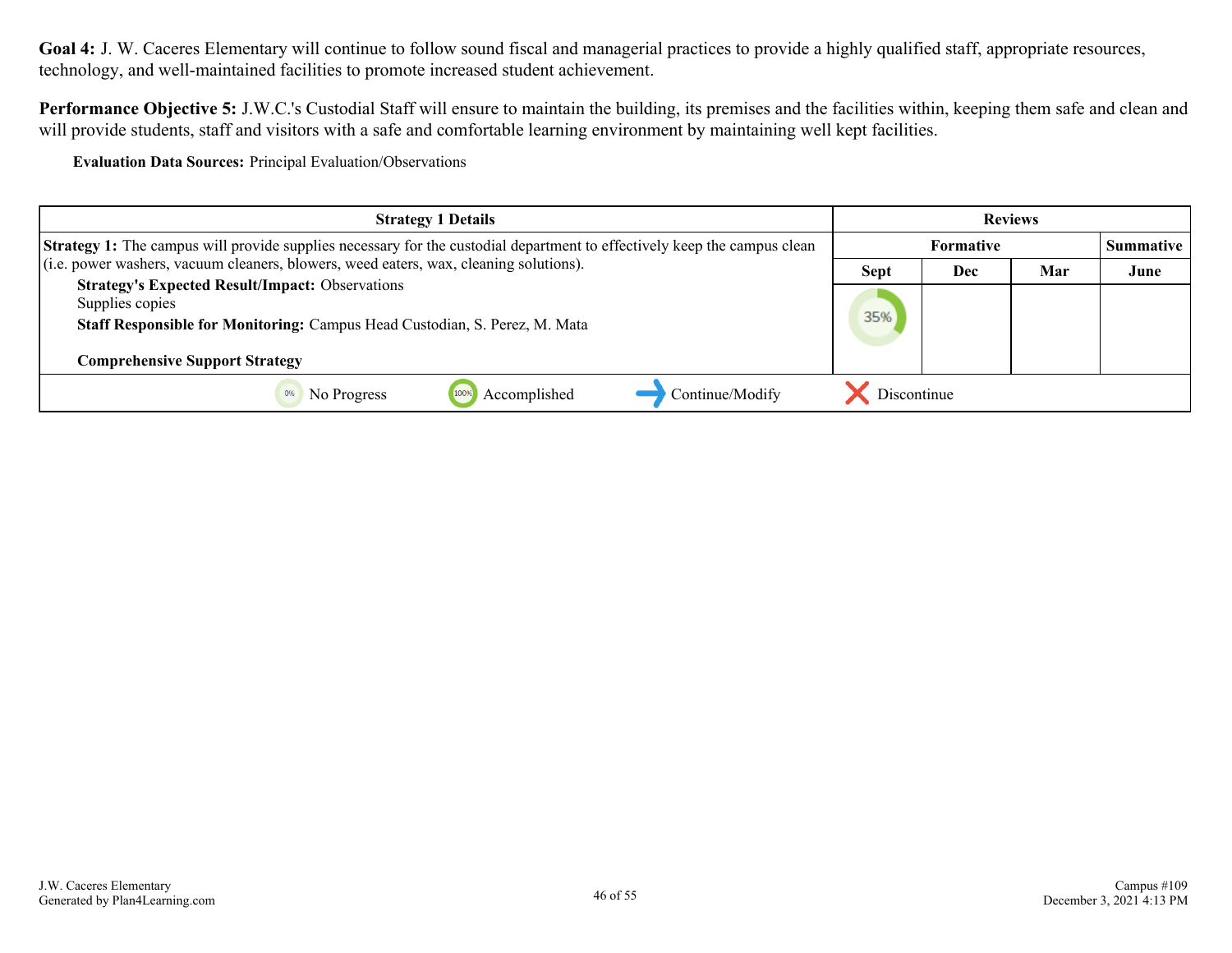**Goal 4:** J. W. Caceres Elementary will continue to follow sound fiscal and managerial practices to provide a highly qualified staff, appropriate resources, technology, and well-maintained facilities to promote increased student achievement.

**Performance Objective 5:** J.W.C.'s Custodial Staff will ensure to maintain the building, its premises and the facilities within, keeping them safe and clean and will provide students, staff and visitors with a safe and comfortable learning environment by maintaining well kept facilities.

**Evaluation Data Sources:** Principal Evaluation/Observations

| Strategy 1 Details | Reviews | | | |
|---|---|---|---|---|
| | Formative | | | Summative |
| | Sept | Dec | Mar | June |
| **Strategy 1:** The campus will provide supplies necessary for the custodial department to effectively keep the campus clean (i.e. power washers, vacuum cleaners, blowers, weed eaters, wax, cleaning solutions).<br>**Strategy's Expected Result/Impact:** Observations<br>Supplies copies<br>**Staff Responsible for Monitoring:** Campus Head Custodian, S. Perez, M. Mata<br><br>**Comprehensive Support Strategy** | 35% | | | |

0% No Progress | 100% Accomplished | Continue/Modify | Discontinue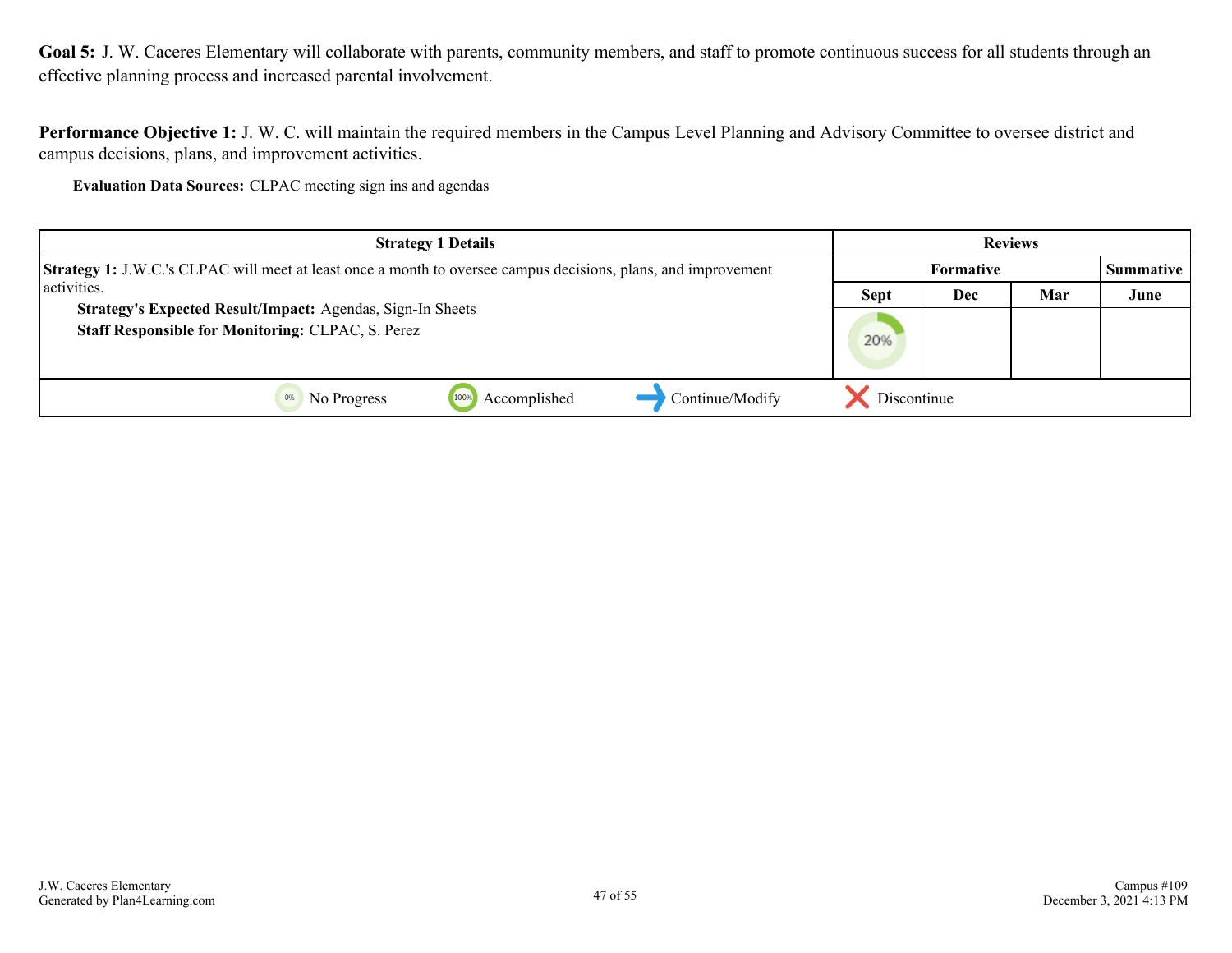**Goal 5:** J. W. Caceres Elementary will collaborate with parents, community members, and staff to promote continuous success for all students through an effective planning process and increased parental involvement.

**Performance Objective 1:** J. W. C. will maintain the required members in the Campus Level Planning and Advisory Committee to oversee district and campus decisions, plans, and improvement activities.

**Evaluation Data Sources:** CLPAC meeting sign ins and agendas

| Strategy 1 Details | Reviews | | | |
|---|---|---|---|---|
| | Formative | | | Summative |
| | Sept | Dec | Mar | June |
| **Strategy 1:** J.W.C.'s CLPAC will meet at least once a month to oversee campus decisions, plans, and improvement activities.<br>**Strategy's Expected Result/Impact:** Agendas, Sign-In Sheets<br>**Staff Responsible for Monitoring:** CLPAC, S. Perez | 20% | | | |

0% No Progress | 100% Accomplished | → Continue/Modify | ✕ Discontinue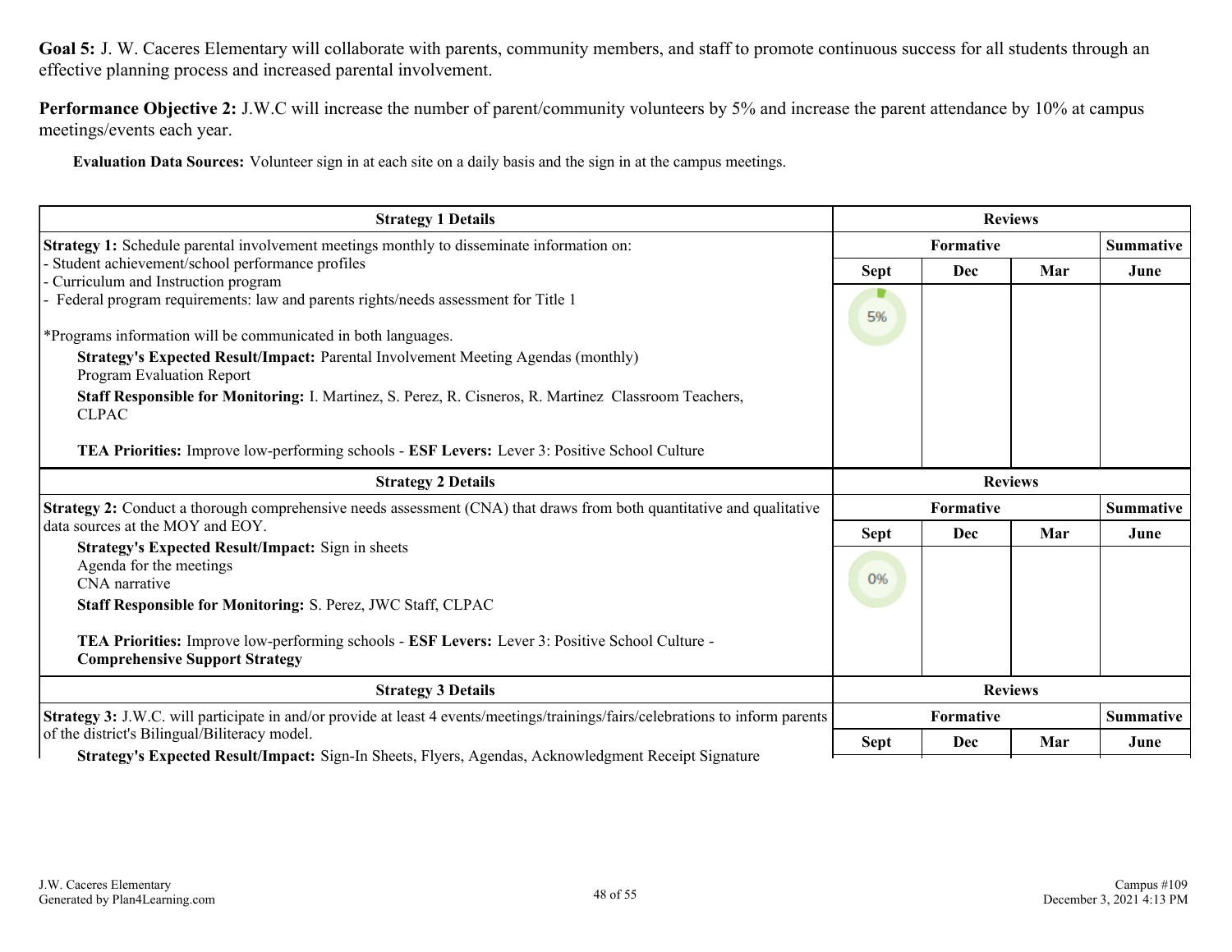**Goal 5:** J. W. Caceres Elementary will collaborate with parents, community members, and staff to promote continuous success for all students through an effective planning process and increased parental involvement.

**Performance Objective 2:** J.W.C will increase the number of parent/community volunteers by 5% and increase the parent attendance by 10% at campus meetings/events each year.

**Evaluation Data Sources:** Volunteer sign in at each site on a daily basis and the sign in at the campus meetings.

| Strategy 1 Details | Reviews | | | |
|---|---|---|---|---|
| **Strategy 1:** Schedule parental involvement meetings monthly to disseminate information on:<br>- Student achievement/school performance profiles<br>- Curriculum and Instruction program<br>- Federal program requirements: law and parents rights/needs assessment for Title 1<br><br>*Programs information will be communicated in both languages.<br>**Strategy's Expected Result/Impact:** Parental Involvement Meeting Agendas (monthly)<br>Program Evaluation Report<br>**Staff Responsible for Monitoring:** I. Martinez, S. Perez, R. Cisneros, R. Martinez Classroom Teachers, CLPAC<br><br>**TEA Priorities:** Improve low-performing schools - **ESF Levers:** Lever 3: Positive School Culture | **Formative** | | | **Summative** |
| | **Sept** | **Dec** | **Mar** | **June** |
| | 5% | | | |

| Strategy 2 Details | Reviews | | | |
|---|---|---|---|---|
| **Strategy 2:** Conduct a thorough comprehensive needs assessment (CNA) that draws from both quantitative and qualitative data sources at the MOY and EOY.<br>**Strategy's Expected Result/Impact:** Sign in sheets<br>Agenda for the meetings<br>CNA narrative<br>**Staff Responsible for Monitoring:** S. Perez, JWC Staff, CLPAC<br><br>**TEA Priorities:** Improve low-performing schools - **ESF Levers:** Lever 3: Positive School Culture - **Comprehensive Support Strategy** | **Formative** | | | **Summative** |
| | **Sept** | **Dec** | **Mar** | **June** |
| | 0% | | | |

| Strategy 3 Details | Reviews | | | |
|---|---|---|---|---|
| **Strategy 3:** J.W.C. will participate in and/or provide at least 4 events/meetings/trainings/fairs/celebrations to inform parents of the district's Bilingual/Biliteracy model.<br>**Strategy's Expected Result/Impact:** Sign-In Sheets, Flyers, Agendas, Acknowledgment Receipt Signature | **Formative** | | | **Summative** |
| | **Sept** | **Dec** | **Mar** | **June** |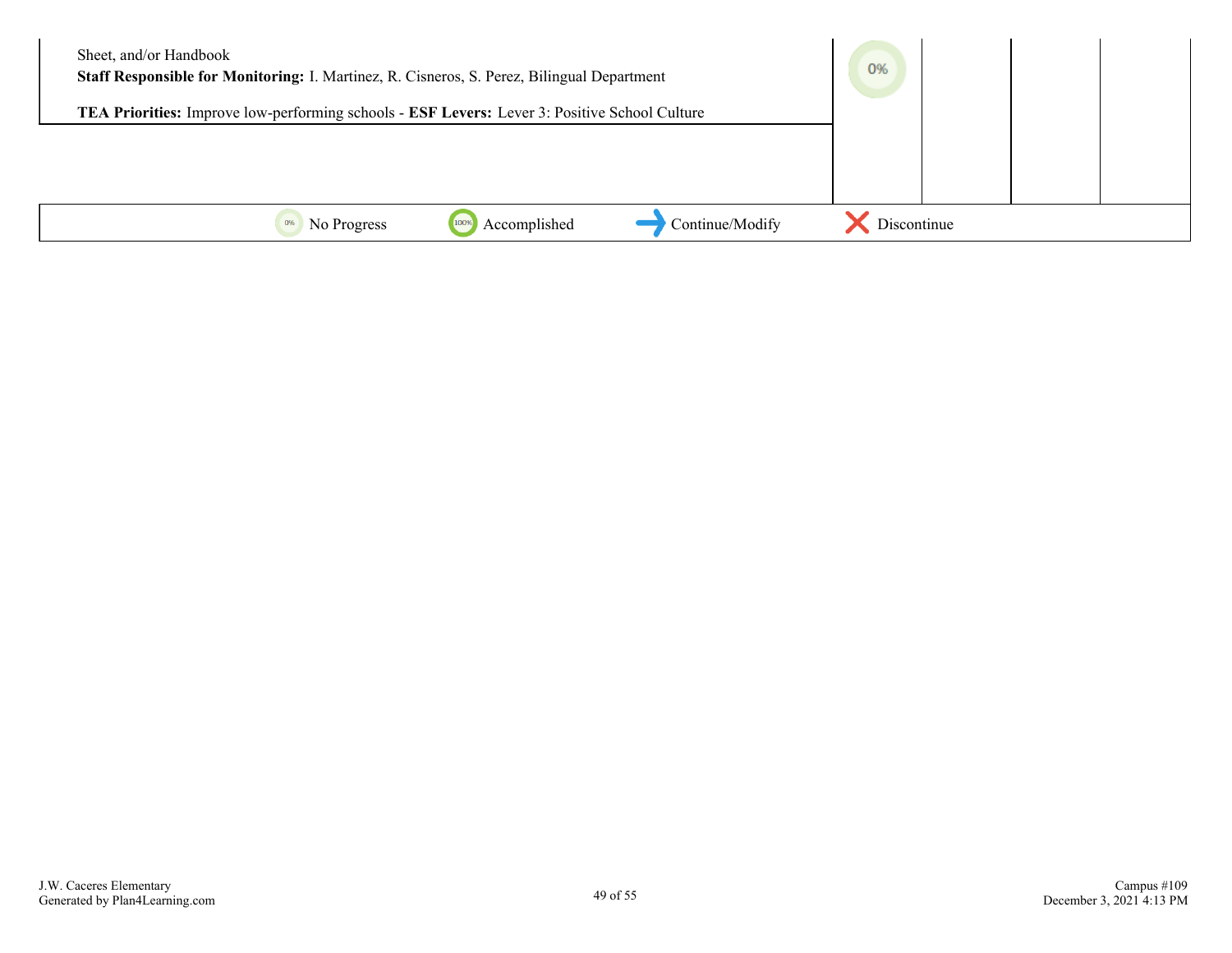| | | | | |
|---|---|---|---|---|
| Sheet, and/or Handbook<br>**Staff Responsible for Monitoring:** I. Martinez, R. Cisneros, S. Perez, Bilingual Department<br><br>**TEA Priorities:** Improve low-performing schools - **ESF Levers:** Lever 3: Positive School Culture | 0% | | | |

0% No Progress | 100% Accomplished | → Continue/Modify | ✕ Discontinue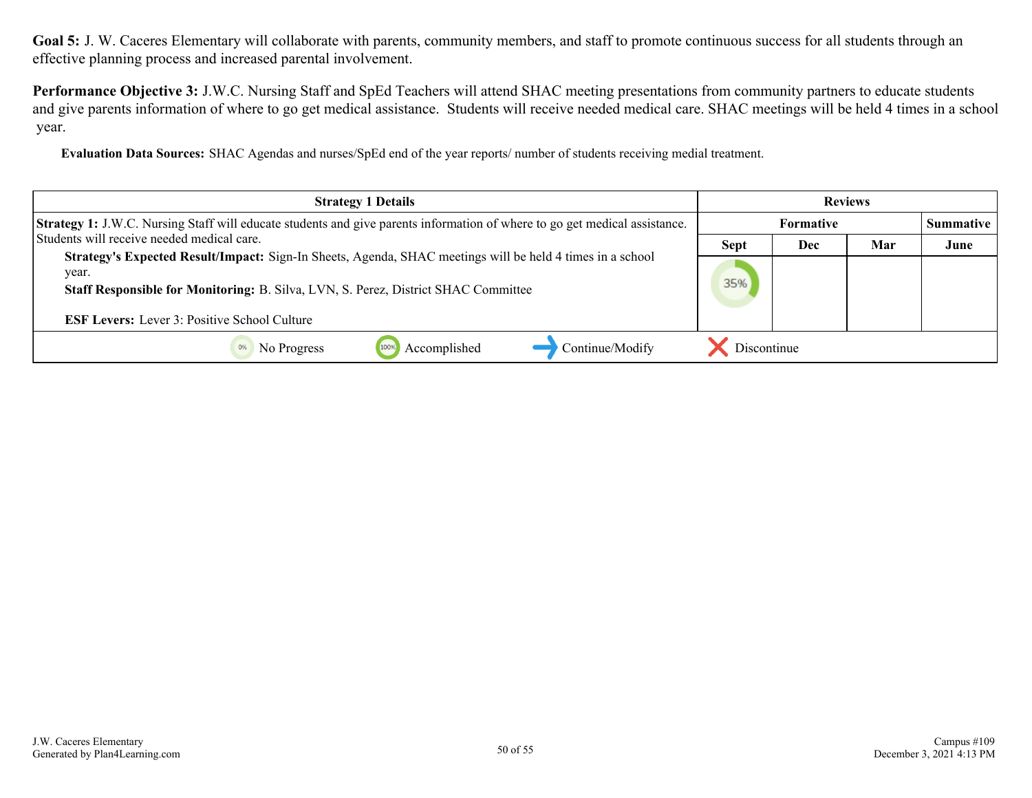**Goal 5:** J. W. Caceres Elementary will collaborate with parents, community members, and staff to promote continuous success for all students through an effective planning process and increased parental involvement.

**Performance Objective 3:** J.W.C. Nursing Staff and SpEd Teachers will attend SHAC meeting presentations from community partners to educate students and give parents information of where to go get medical assistance. Students will receive needed medical care. SHAC meetings will be held 4 times in a school year.

**Evaluation Data Sources:** SHAC Agendas and nurses/SpEd end of the year reports/ number of students receiving medial treatment.

| Strategy 1 Details | Reviews | | | |
|---|---|---|---|---|
| | Formative | | | Summative |
| | Sept | Dec | Mar | June |
| **Strategy 1:** J.W.C. Nursing Staff will educate students and give parents information of where to go get medical assistance. Students will receive needed medical care. <br> **Strategy's Expected Result/Impact:** Sign-In Sheets, Agenda, SHAC meetings will be held 4 times in a school year. <br> **Staff Responsible for Monitoring:** B. Silva, LVN, S. Perez, District SHAC Committee <br> **ESF Levers:** Lever 3: Positive School Culture | 35% | | | |

0% No Progress | 100% Accomplished | Continue/Modify | Discontinue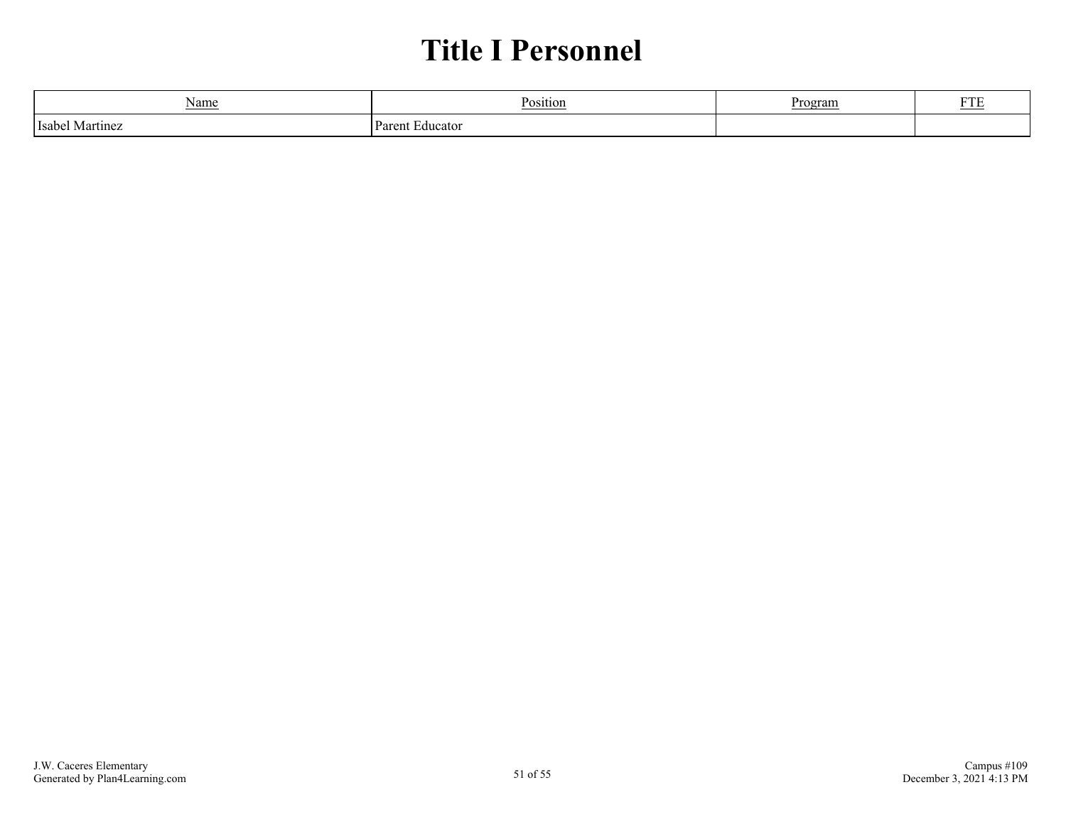# Title I Personnel

| Name | Position | Program | FTE |
|---|---|---|---|
| Isabel Martinez | Parent Educator | | |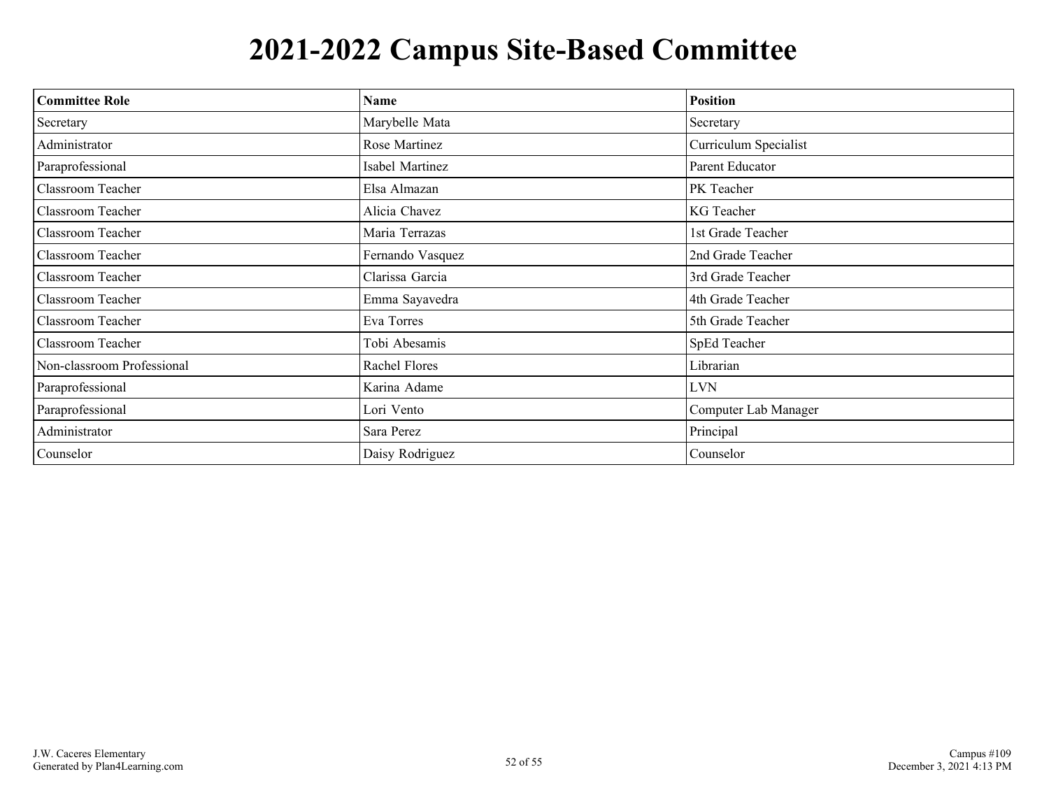# 2021-2022 Campus Site-Based Committee

| Committee Role | Name | Position |
|---|---|---|
| Secretary | Marybelle Mata | Secretary |
| Administrator | Rose Martinez | Curriculum Specialist |
| Paraprofessional | Isabel Martinez | Parent Educator |
| Classroom Teacher | Elsa Almazan | PK Teacher |
| Classroom Teacher | Alicia Chavez | KG Teacher |
| Classroom Teacher | Maria Terrazas | 1st Grade Teacher |
| Classroom Teacher | Fernando Vasquez | 2nd Grade Teacher |
| Classroom Teacher | Clarissa Garcia | 3rd Grade Teacher |
| Classroom Teacher | Emma Sayavedra | 4th Grade Teacher |
| Classroom Teacher | Eva Torres | 5th Grade Teacher |
| Classroom Teacher | Tobi Abesamis | SpEd Teacher |
| Non-classroom Professional | Rachel Flores | Librarian |
| Paraprofessional | Karina Adame | LVN |
| Paraprofessional | Lori Vento | Computer Lab Manager |
| Administrator | Sara Perez | Principal |
| Counselor | Daisy Rodriguez | Counselor |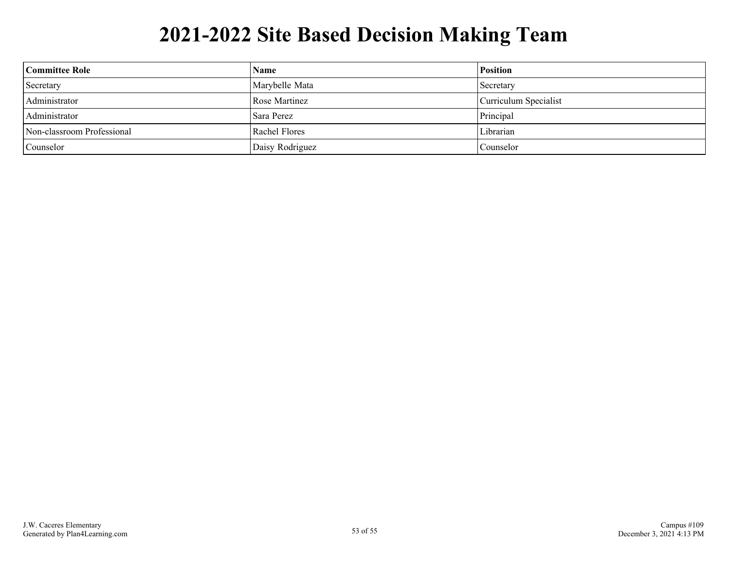# 2021-2022 Site Based Decision Making Team

| Committee Role | Name | Position |
|---|---|---|
| Secretary | Marybelle Mata | Secretary |
| Administrator | Rose Martinez | Curriculum Specialist |
| Administrator | Sara Perez | Principal |
| Non-classroom Professional | Rachel Flores | Librarian |
| Counselor | Daisy Rodriguez | Counselor |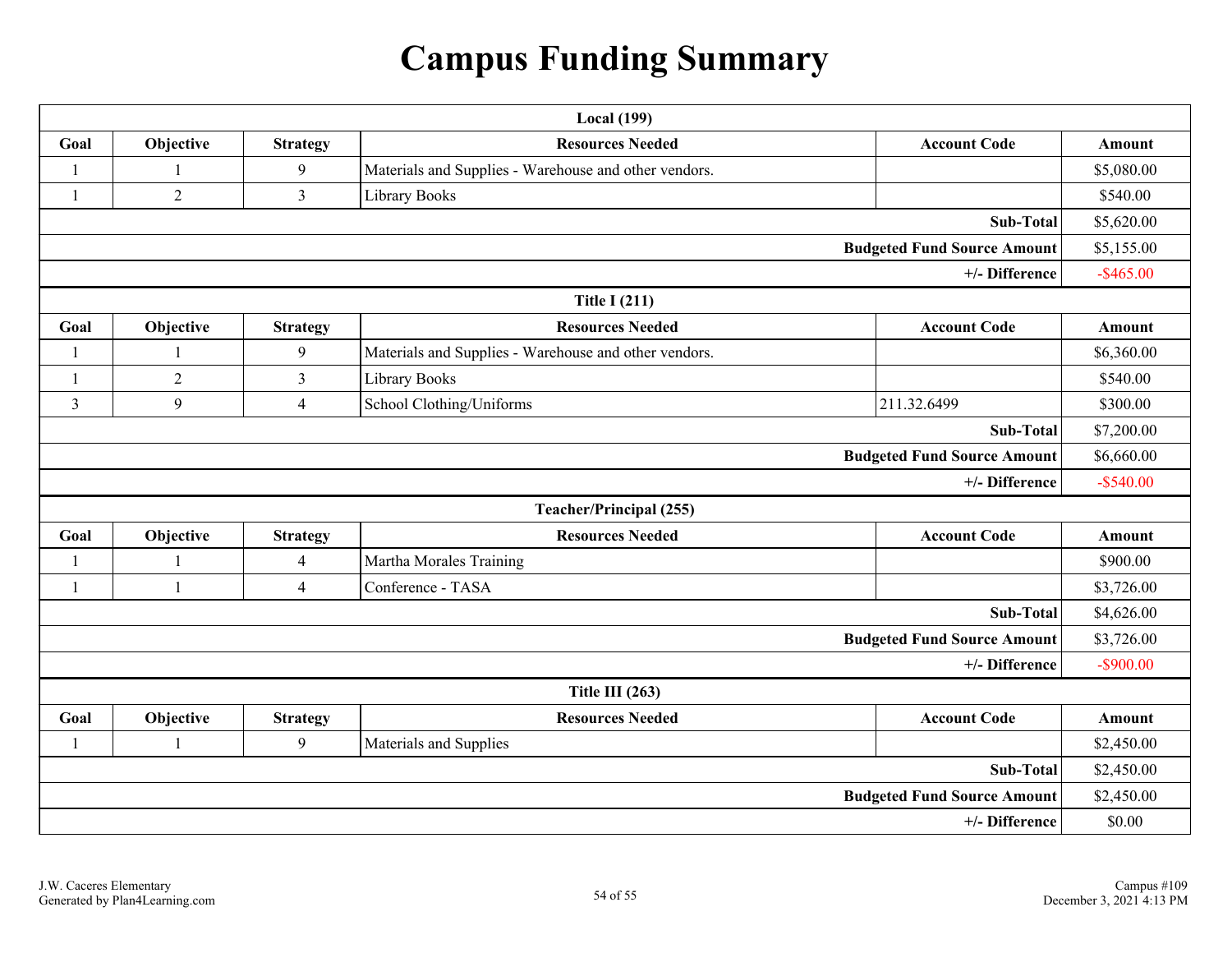# Campus Funding Summary

| Local (199) | | | | | |
|---|---|---|---|---|---|
| **Goal** | **Objective** | **Strategy** | **Resources Needed** | **Account Code** | **Amount** |
| 1 | 1 | 9 | Materials and Supplies - Warehouse and other vendors. | | $5,080.00 |
| 1 | 2 | 3 | Library Books | | $540.00 |
| | | | | **Sub-Total** | $5,620.00 |
| | | | | **Budgeted Fund Source Amount** | $5,155.00 |
| | | | | **+/- Difference** | -$465.00 |

| Title I (211) | | | | | |
|---|---|---|---|---|---|
| **Goal** | **Objective** | **Strategy** | **Resources Needed** | **Account Code** | **Amount** |
| 1 | 1 | 9 | Materials and Supplies - Warehouse and other vendors. | | $6,360.00 |
| 1 | 2 | 3 | Library Books | | $540.00 |
| 3 | 9 | 4 | School Clothing/Uniforms | 211.32.6499 | $300.00 |
| | | | | **Sub-Total** | $7,200.00 |
| | | | | **Budgeted Fund Source Amount** | $6,660.00 |
| | | | | **+/- Difference** | -$540.00 |

| Teacher/Principal (255) | | | | | |
|---|---|---|---|---|---|
| **Goal** | **Objective** | **Strategy** | **Resources Needed** | **Account Code** | **Amount** |
| 1 | 1 | 4 | Martha Morales Training | | $900.00 |
| 1 | 1 | 4 | Conference - TASA | | $3,726.00 |
| | | | | **Sub-Total** | $4,626.00 |
| | | | | **Budgeted Fund Source Amount** | $3,726.00 |
| | | | | **+/- Difference** | -$900.00 |

| Title III (263) | | | | | |
|---|---|---|---|---|---|
| **Goal** | **Objective** | **Strategy** | **Resources Needed** | **Account Code** | **Amount** |
| 1 | 1 | 9 | Materials and Supplies | | $2,450.00 |
| | | | | **Sub-Total** | $2,450.00 |
| | | | | **Budgeted Fund Source Amount** | $2,450.00 |
| | | | | **+/- Difference** | $0.00 |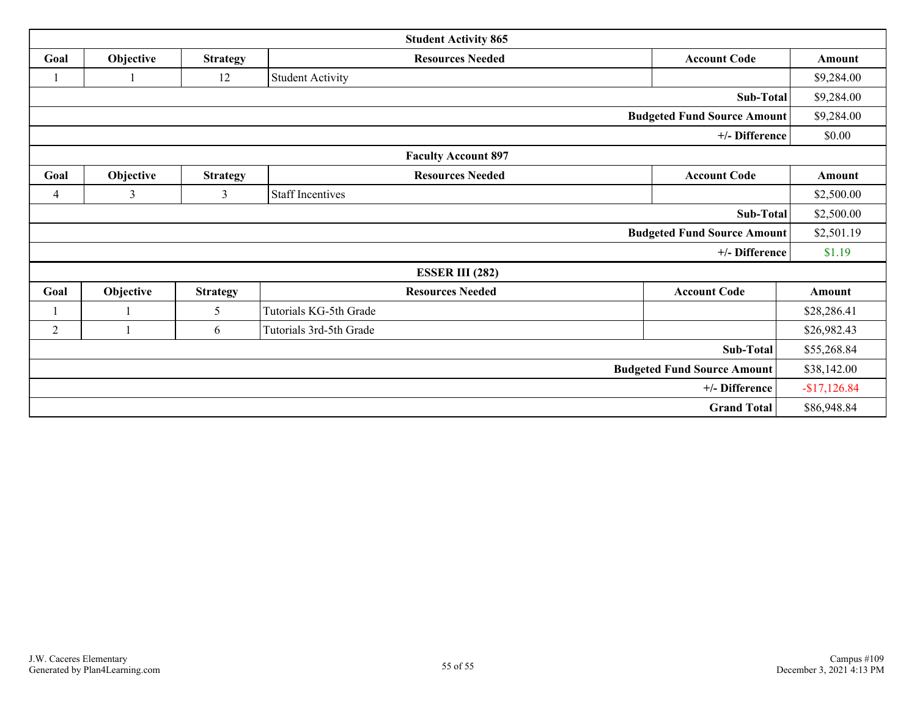| Student Activity 865 | | | | | |
|---|---|---|---|---|---|
| **Goal** | **Objective** | **Strategy** | **Resources Needed** | **Account Code** | **Amount** |
| 1 | 1 | 12 | Student Activity | | $9,284.00 |
| | | | | **Sub-Total** | $9,284.00 |
| | | | | **Budgeted Fund Source Amount** | $9,284.00 |
| | | | | **+/- Difference** | $0.00 |

| Faculty Account 897 | | | | | |
|---|---|---|---|---|---|
| **Goal** | **Objective** | **Strategy** | **Resources Needed** | **Account Code** | **Amount** |
| 4 | 3 | 3 | Staff Incentives | | $2,500.00 |
| | | | | **Sub-Total** | $2,500.00 |
| | | | | **Budgeted Fund Source Amount** | $2,501.19 |
| | | | | **+/- Difference** | $1.19 |

| ESSER III (282) | | | | | |
|---|---|---|---|---|---|
| **Goal** | **Objective** | **Strategy** | **Resources Needed** | **Account Code** | **Amount** |
| 1 | 1 | 5 | Tutorials KG-5th Grade | | $28,286.41 |
| 2 | 1 | 6 | Tutorials 3rd-5th Grade | | $26,982.43 |
| | | | | **Sub-Total** | $55,268.84 |
| | | | | **Budgeted Fund Source Amount** | $38,142.00 |
| | | | | **+/- Difference** | -$17,126.84 |
| | | | | **Grand Total** | $86,948.84 |